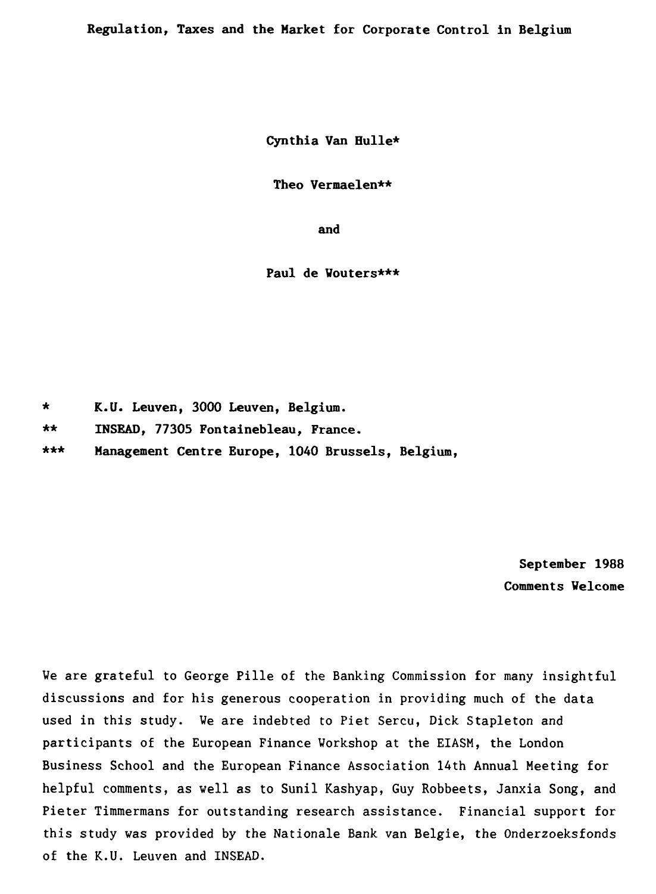# Regulation, Taxes and the Market for Corporate Control in Belgium

**Cynthia Van Hulle***

**Theo Vermaelen****

**and**

**Paul de Wouters*****

- \* K.U. Leuven, 3000 Leuven, Belgium.
- \*\* INSEAD, 77305 Fontainebleau, France.
- \*\*\* Management Centre Europe, 1040 Brussels, Belgium,

**September 1988**
**Comments Welcome**

We are grateful to George Pille of the Banking Commission for many insightful discussions and for his generous cooperation in providing much of the data used in this study. We are indebted to Piet Sercu, Dick Stapleton and participants of the European Finance Workshop at the EIASM, the London Business School and the European Finance Association 14th Annual Meeting for helpful comments, as well as to Sunil Kashyap, Guy Robbeets, Janxia Song, and Pieter Timmermans for outstanding research assistance. Financial support for this study was provided by the Nationale Bank van Belgie, the Onderzoeksfonds of the K.U. Leuven and INSEAD.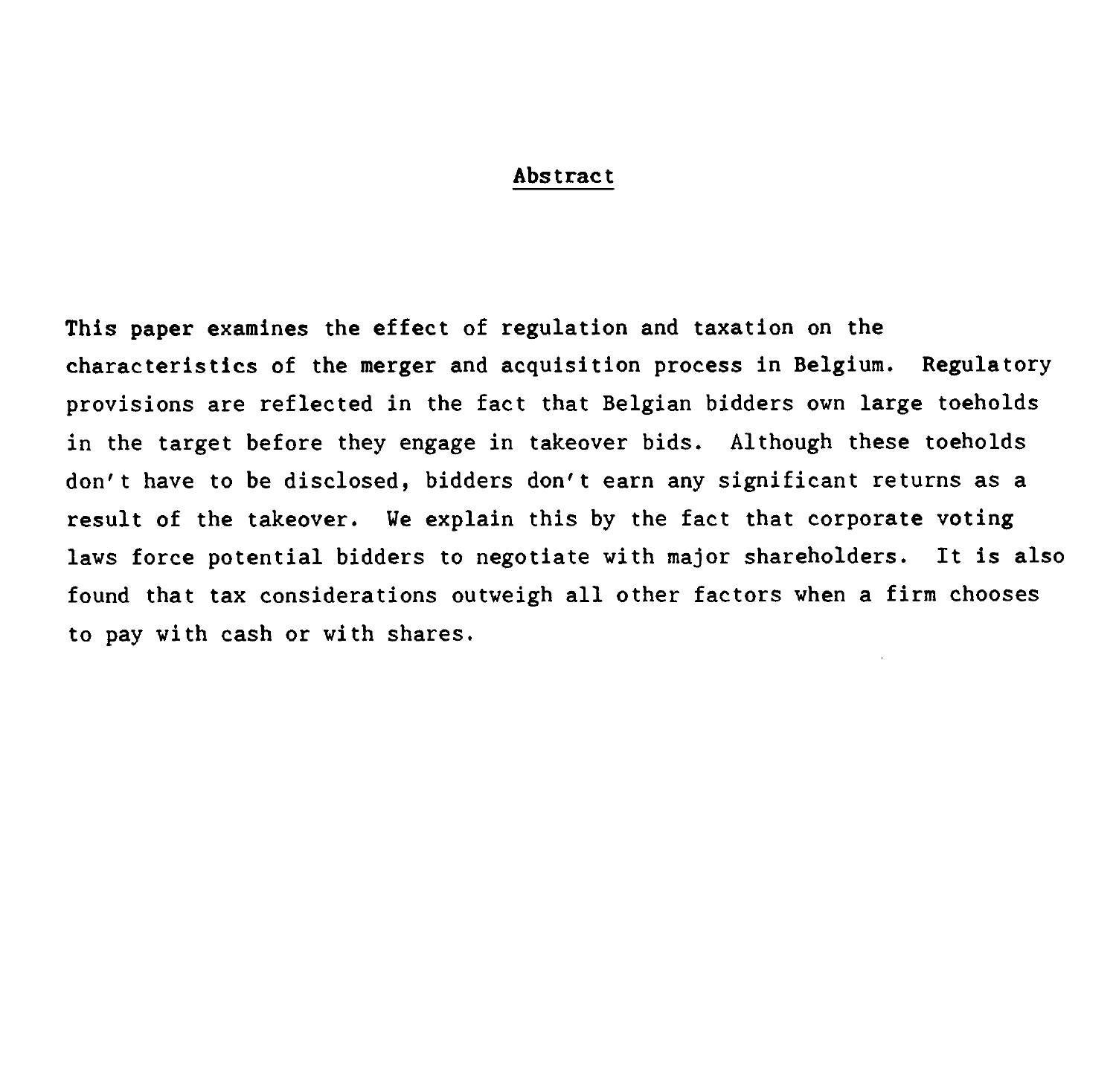## Abstract

This paper examines the effect of regulation and taxation on the characteristics of the merger and acquisition process in Belgium. Regulatory provisions are reflected in the fact that Belgian bidders own large toeholds in the target before they engage in takeover bids. Although these toeholds don't have to be disclosed, bidders don't earn any significant returns as a result of the takeover. We explain this by the fact that corporate voting laws force potential bidders to negotiate with major shareholders. It is also found that tax considerations outweigh all other factors when a firm chooses to pay with cash or with shares.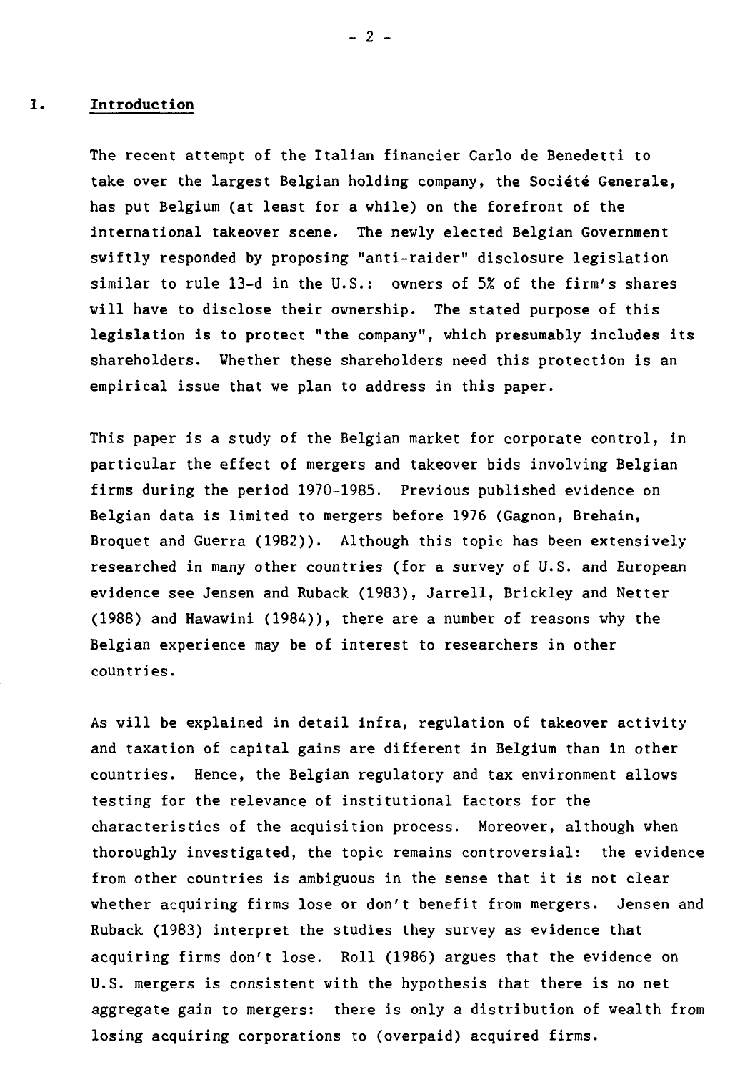## 1. Introduction

The recent attempt of the Italian financier Carlo de Benedetti to take over the largest Belgian holding company, the Société Generale, has put Belgium (at least for a while) on the forefront of the international takeover scene. The newly elected Belgian Government swiftly responded by proposing "anti-raider" disclosure legislation similar to rule 13-d in the U.S.: owners of 5% of the firm's shares will have to disclose their ownership. The stated purpose of this legislation is to protect "the company", which presumably includes its shareholders. Whether these shareholders need this protection is an empirical issue that we plan to address in this paper.

This paper is a study of the Belgian market for corporate control, in particular the effect of mergers and takeover bids involving Belgian firms during the period 1970-1985. Previous published evidence on Belgian data is limited to mergers before 1976 (Gagnon, Brehain, Broquet and Guerra (1982)). Although this topic has been extensively researched in many other countries (for a survey of U.S. and European evidence see Jensen and Ruback (1983), Jarrell, Brickley and Netter (1988) and Hawawini (1984)), there are a number of reasons why the Belgian experience may be of interest to researchers in other countries.

As will be explained in detail infra, regulation of takeover activity and taxation of capital gains are different in Belgium than in other countries. Hence, the Belgian regulatory and tax environment allows testing for the relevance of institutional factors for the characteristics of the acquisition process. Moreover, although when thoroughly investigated, the topic remains controversial: the evidence from other countries is ambiguous in the sense that it is not clear whether acquiring firms lose or don't benefit from mergers. Jensen and Ruback (1983) interpret the studies they survey as evidence that acquiring firms don't lose. Roll (1986) argues that the evidence on U.S. mergers is consistent with the hypothesis that there is no net aggregate gain to mergers: there is only a distribution of wealth from losing acquiring corporations to (overpaid) acquired firms.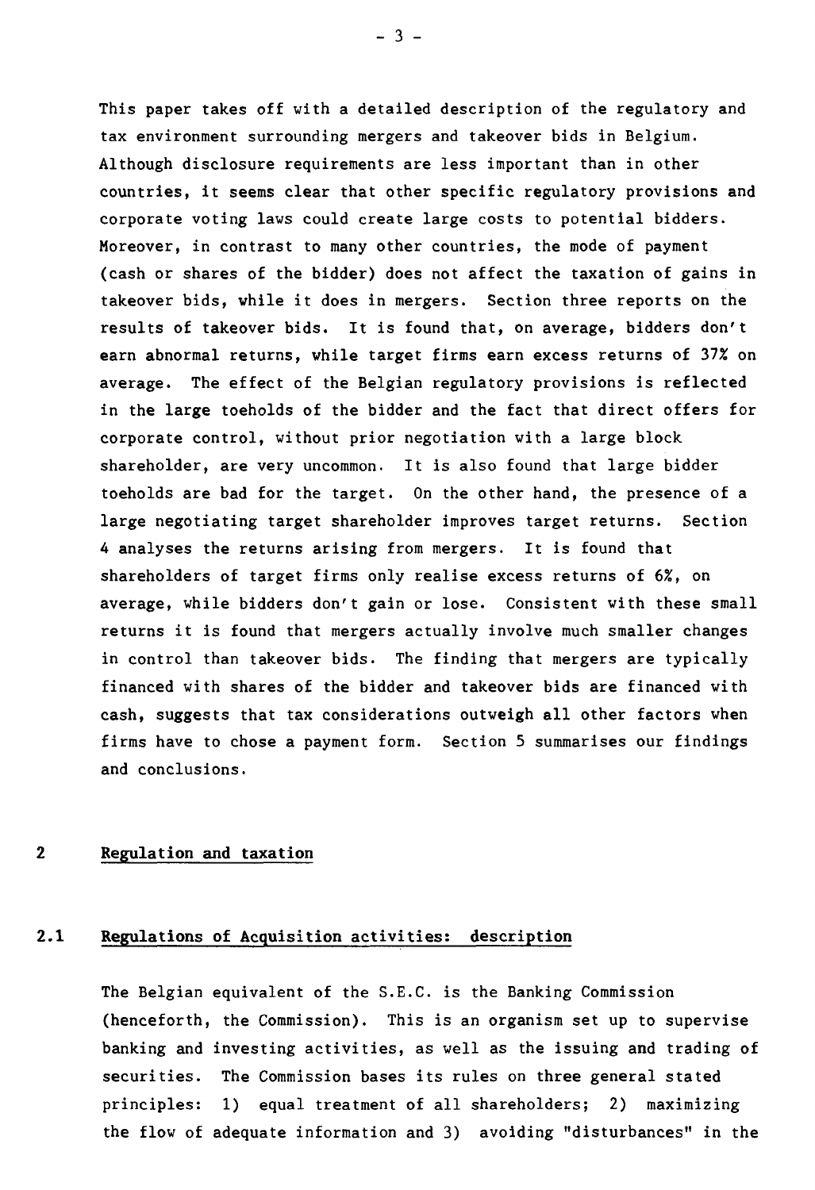This paper takes off with a detailed description of the regulatory and tax environment surrounding mergers and takeover bids in Belgium. Although disclosure requirements are less important than in other countries, it seems clear that other specific regulatory provisions and corporate voting laws could create large costs to potential bidders. Moreover, in contrast to many other countries, the mode of payment (cash or shares of the bidder) does not affect the taxation of gains in takeover bids, while it does in mergers. Section three reports on the results of takeover bids. It is found that, on average, bidders don't earn abnormal returns, while target firms earn excess returns of 37% on average. The effect of the Belgian regulatory provisions is reflected in the large toeholds of the bidder and the fact that direct offers for corporate control, without prior negotiation with a large block shareholder, are very uncommon. It is also found that large bidder toeholds are bad for the target. On the other hand, the presence of a large negotiating target shareholder improves target returns. Section 4 analyses the returns arising from mergers. It is found that shareholders of target firms only realise excess returns of 6%, on average, while bidders don't gain or lose. Consistent with these small returns it is found that mergers actually involve much smaller changes in control than takeover bids. The finding that mergers are typically financed with shares of the bidder and takeover bids are financed with cash, suggests that tax considerations outweigh all other factors when firms have to chose a payment form. Section 5 summarises our findings and conclusions.

## 2 Regulation and taxation

### 2.1 Regulations of Acquisition activities: description

The Belgian equivalent of the S.E.C. is the Banking Commission (henceforth, the Commission). This is an organism set up to supervise banking and investing activities, as well as the issuing and trading of securities. The Commission bases its rules on three general stated principles: 1) equal treatment of all shareholders; 2) maximizing the flow of adequate information and 3) avoiding "disturbances" in the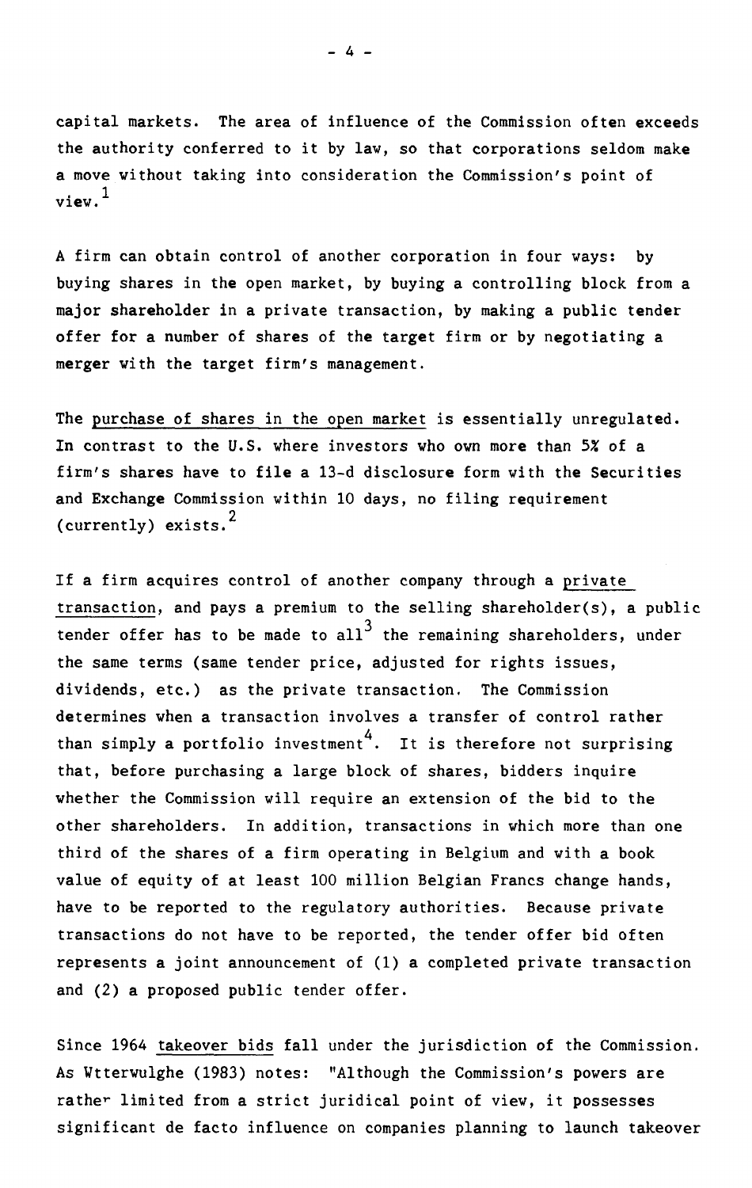capital markets. The area of influence of the Commission often exceeds the authority conferred to it by law, so that corporations seldom make a move without taking into consideration the Commission's point of view.[1]

A firm can obtain control of another corporation in four ways: by buying shares in the open market, by buying a controlling block from a major shareholder in a private transaction, by making a public tender offer for a number of shares of the target firm or by negotiating a merger with the target firm's management.

The purchase of shares in the open market is essentially unregulated. In contrast to the U.S. where investors who own more than 5% of a firm's shares have to file a 13-d disclosure form with the Securities and Exchange Commission within 10 days, no filing requirement (currently) exists.[2]

If a firm acquires control of another company through a private transaction, and pays a premium to the selling shareholder(s), a public tender offer has to be made to all[3] the remaining shareholders, under the same terms (same tender price, adjusted for rights issues, dividends, etc.) as the private transaction. The Commission determines when a transaction involves a transfer of control rather than simply a portfolio investment[4]. It is therefore not surprising that, before purchasing a large block of shares, bidders inquire whether the Commission will require an extension of the bid to the other shareholders. In addition, transactions in which more than one third of the shares of a firm operating in Belgium and with a book value of equity of at least 100 million Belgian Francs change hands, have to be reported to the regulatory authorities. Because private transactions do not have to be reported, the tender offer bid often represents a joint announcement of (1) a completed private transaction and (2) a proposed public tender offer.

Since 1964 takeover bids fall under the jurisdiction of the Commission. As Wtterwulghe (1983) notes: "Although the Commission's powers are rather limited from a strict juridical point of view, it possesses significant de facto influence on companies planning to launch takeover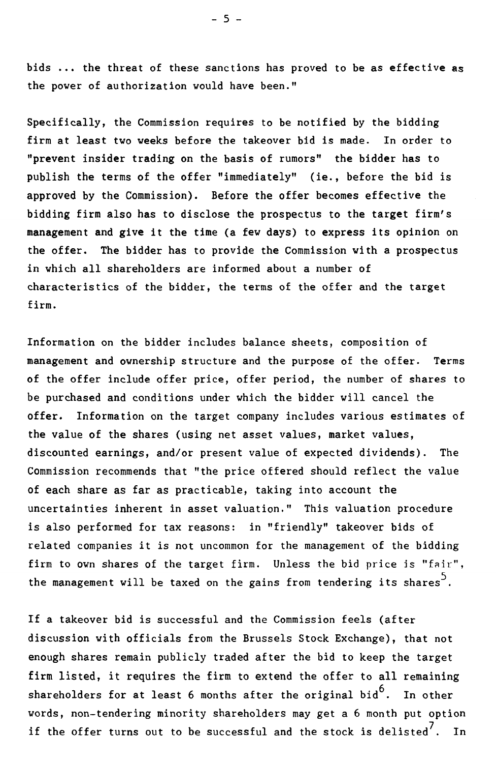bids ... the threat of these sanctions has proved to be as effective as the power of authorization would have been."

Specifically, the Commission requires to be notified by the bidding firm at least two weeks before the takeover bid is made. In order to "prevent insider trading on the basis of rumors" the bidder has to publish the terms of the offer "immediately" (ie., before the bid is approved by the Commission). Before the offer becomes effective the bidding firm also has to disclose the prospectus to the target firm's management and give it the time (a few days) to express its opinion on the offer. The bidder has to provide the Commission with a prospectus in which all shareholders are informed about a number of characteristics of the bidder, the terms of the offer and the target firm.

Information on the bidder includes balance sheets, composition of management and ownership structure and the purpose of the offer. Terms of the offer include offer price, offer period, the number of shares to be purchased and conditions under which the bidder will cancel the offer. Information on the target company includes various estimates of the value of the shares (using net asset values, market values, discounted earnings, and/or present value of expected dividends). The Commission recommends that "the price offered should reflect the value of each share as far as practicable, taking into account the uncertainties inherent in asset valuation." This valuation procedure is also performed for tax reasons: in "friendly" takeover bids of related companies it is not uncommon for the management of the bidding firm to own shares of the target firm. Unless the bid price is "fair", the management will be taxed on the gains from tendering its shares[5].

If a takeover bid is successful and the Commission feels (after discussion with officials from the Brussels Stock Exchange), that not enough shares remain publicly traded after the bid to keep the target firm listed, it requires the firm to extend the offer to all remaining shareholders for at least 6 months after the original bid[6]. In other words, non-tendering minority shareholders may get a 6 month put option if the offer turns out to be successful and the stock is delisted[7]. In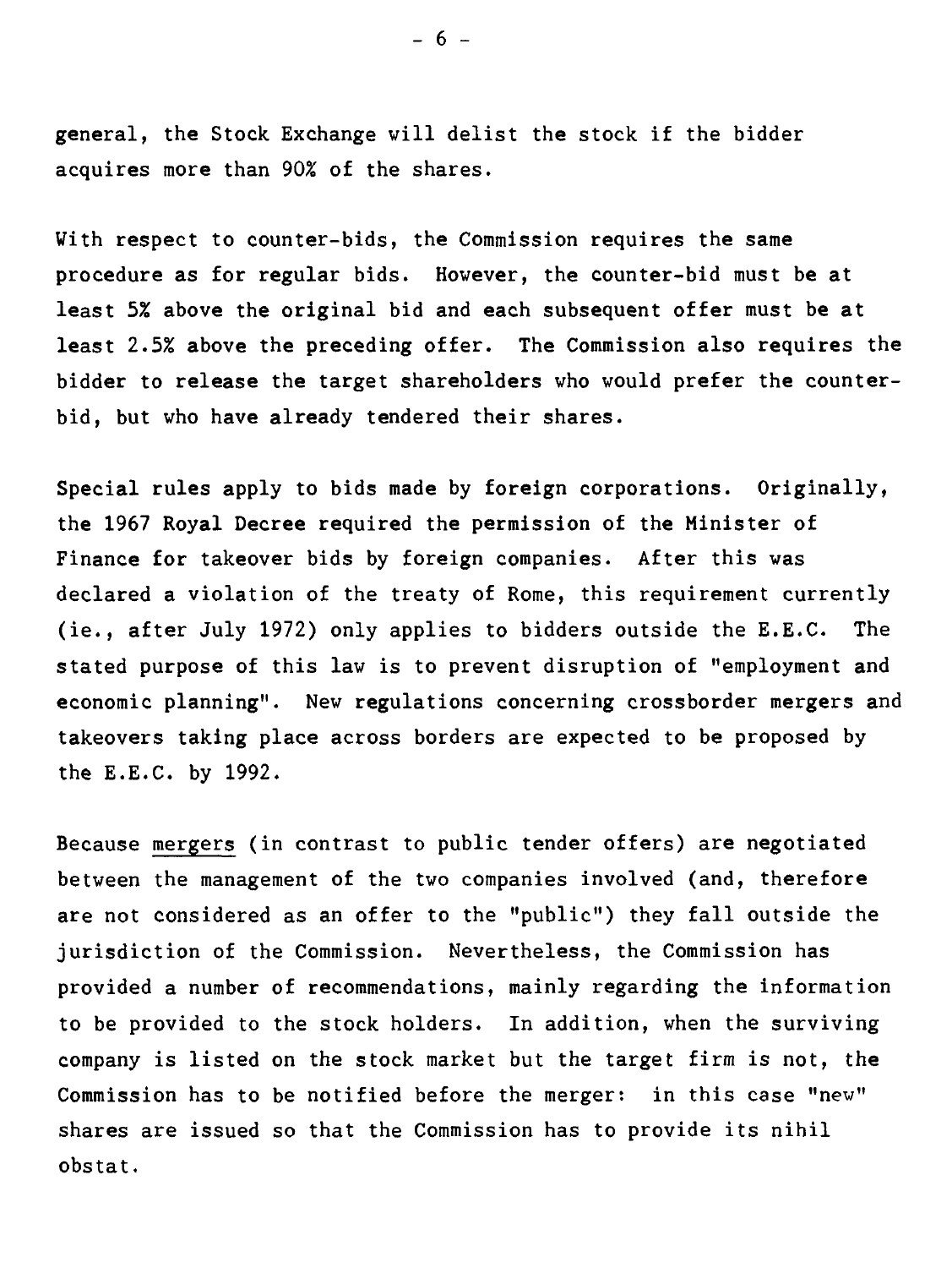general, the Stock Exchange will delist the stock if the bidder acquires more than 90% of the shares.

With respect to counter-bids, the Commission requires the same procedure as for regular bids. However, the counter-bid must be at least 5% above the original bid and each subsequent offer must be at least 2.5% above the preceding offer. The Commission also requires the bidder to release the target shareholders who would prefer the counter-bid, but who have already tendered their shares.

Special rules apply to bids made by foreign corporations. Originally, the 1967 Royal Decree required the permission of the Minister of Finance for takeover bids by foreign companies. After this was declared a violation of the treaty of Rome, this requirement currently (ie., after July 1972) only applies to bidders outside the E.E.C. The stated purpose of this law is to prevent disruption of "employment and economic planning". New regulations concerning crossborder mergers and takeovers taking place across borders are expected to be proposed by the E.E.C. by 1992.

Because <u>mergers</u> (in contrast to public tender offers) are negotiated between the management of the two companies involved (and, therefore are not considered as an offer to the "public") they fall outside the jurisdiction of the Commission. Nevertheless, the Commission has provided a number of recommendations, mainly regarding the information to be provided to the stock holders. In addition, when the surviving company is listed on the stock market but the target firm is not, the Commission has to be notified before the merger: in this case "new" shares are issued so that the Commission has to provide its nihil obstat.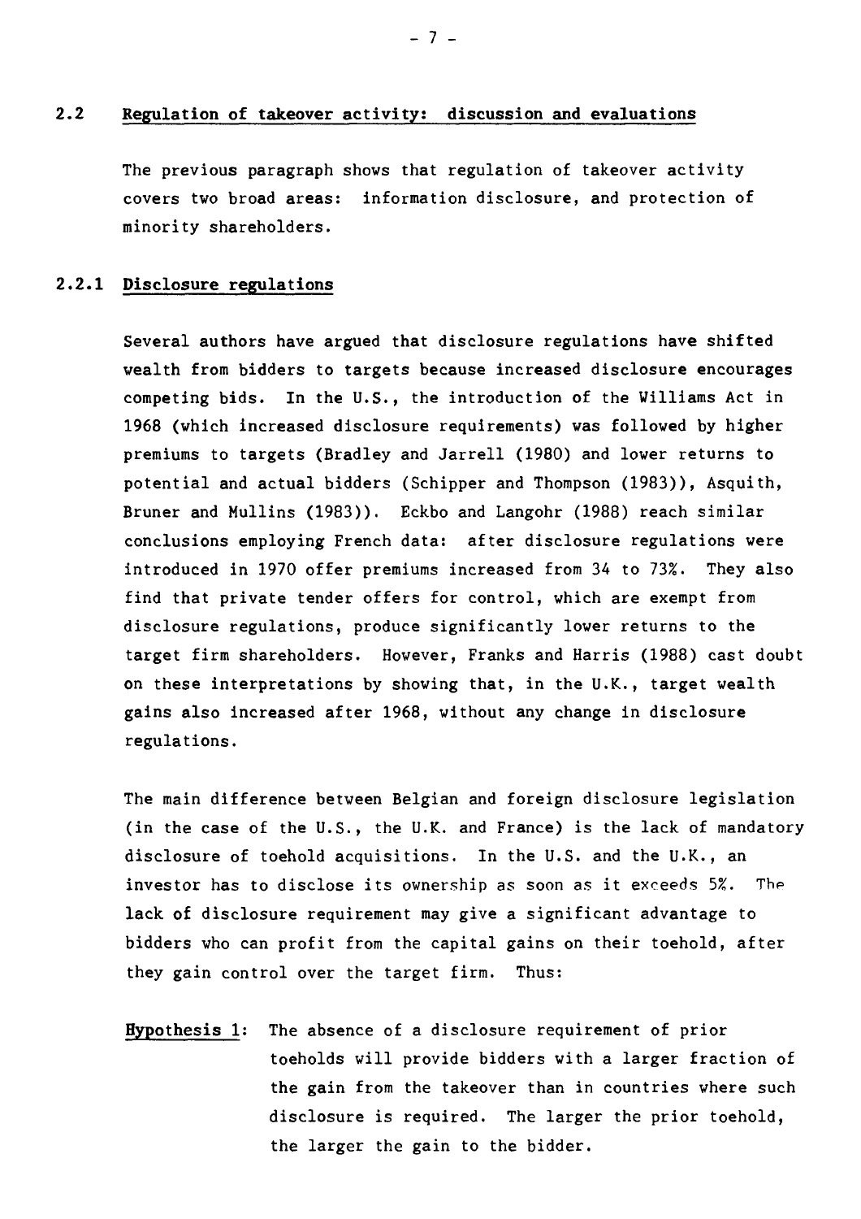## 2.2 Regulation of takeover activity: discussion and evaluations

The previous paragraph shows that regulation of takeover activity covers two broad areas: information disclosure, and protection of minority shareholders.

### 2.2.1 Disclosure regulations

Several authors have argued that disclosure regulations have shifted wealth from bidders to targets because increased disclosure encourages competing bids. In the U.S., the introduction of the Williams Act in 1968 (which increased disclosure requirements) was followed by higher premiums to targets (Bradley and Jarrell (1980) and lower returns to potential and actual bidders (Schipper and Thompson (1983)), Asquith, Bruner and Mullins (1983)). Eckbo and Langohr (1988) reach similar conclusions employing French data: after disclosure regulations were introduced in 1970 offer premiums increased from 34 to 73%. They also find that private tender offers for control, which are exempt from disclosure regulations, produce significantly lower returns to the target firm shareholders. However, Franks and Harris (1988) cast doubt on these interpretations by showing that, in the U.K., target wealth gains also increased after 1968, without any change in disclosure regulations.

The main difference between Belgian and foreign disclosure legislation (in the case of the U.S., the U.K. and France) is the lack of mandatory disclosure of toehold acquisitions. In the U.S. and the U.K., an investor has to disclose its ownership as soon as it exceeds 5%. The lack of disclosure requirement may give a significant advantage to bidders who can profit from the capital gains on their toehold, after they gain control over the target firm. Thus:

**Hypothesis 1**: The absence of a disclosure requirement of prior toeholds will provide bidders with a larger fraction of the gain from the takeover than in countries where such disclosure is required. The larger the prior toehold, the larger the gain to the bidder.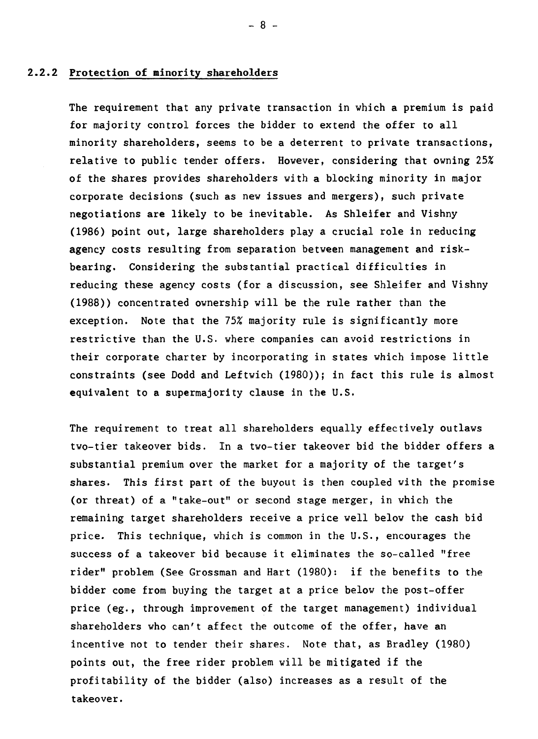### 2.2.2 Protection of minority shareholders

The requirement that any private transaction in which a premium is paid for majority control forces the bidder to extend the offer to all minority shareholders, seems to be a deterrent to private transactions, relative to public tender offers. However, considering that owning 25% of the shares provides shareholders with a blocking minority in major corporate decisions (such as new issues and mergers), such private negotiations are likely to be inevitable. As Shleifer and Vishny (1986) point out, large shareholders play a crucial role in reducing agency costs resulting from separation between management and risk-bearing. Considering the substantial practical difficulties in reducing these agency costs (for a discussion, see Shleifer and Vishny (1988)) concentrated ownership will be the rule rather than the exception. Note that the 75% majority rule is significantly more restrictive than the U.S. where companies can avoid restrictions in their corporate charter by incorporating in states which impose little constraints (see Dodd and Leftwich (1980)); in fact this rule is almost equivalent to a supermajority clause in the U.S.

The requirement to treat all shareholders equally effectively outlaws two-tier takeover bids. In a two-tier takeover bid the bidder offers a substantial premium over the market for a majority of the target's shares. This first part of the buyout is then coupled with the promise (or threat) of a "take-out" or second stage merger, in which the remaining target shareholders receive a price well below the cash bid price. This technique, which is common in the U.S., encourages the success of a takeover bid because it eliminates the so-called "free rider" problem (See Grossman and Hart (1980): if the benefits to the bidder come from buying the target at a price below the post-offer price (eg., through improvement of the target management) individual shareholders who can't affect the outcome of the offer, have an incentive not to tender their shares. Note that, as Bradley (1980) points out, the free rider problem will be mitigated if the profitability of the bidder (also) increases as a result of the takeover.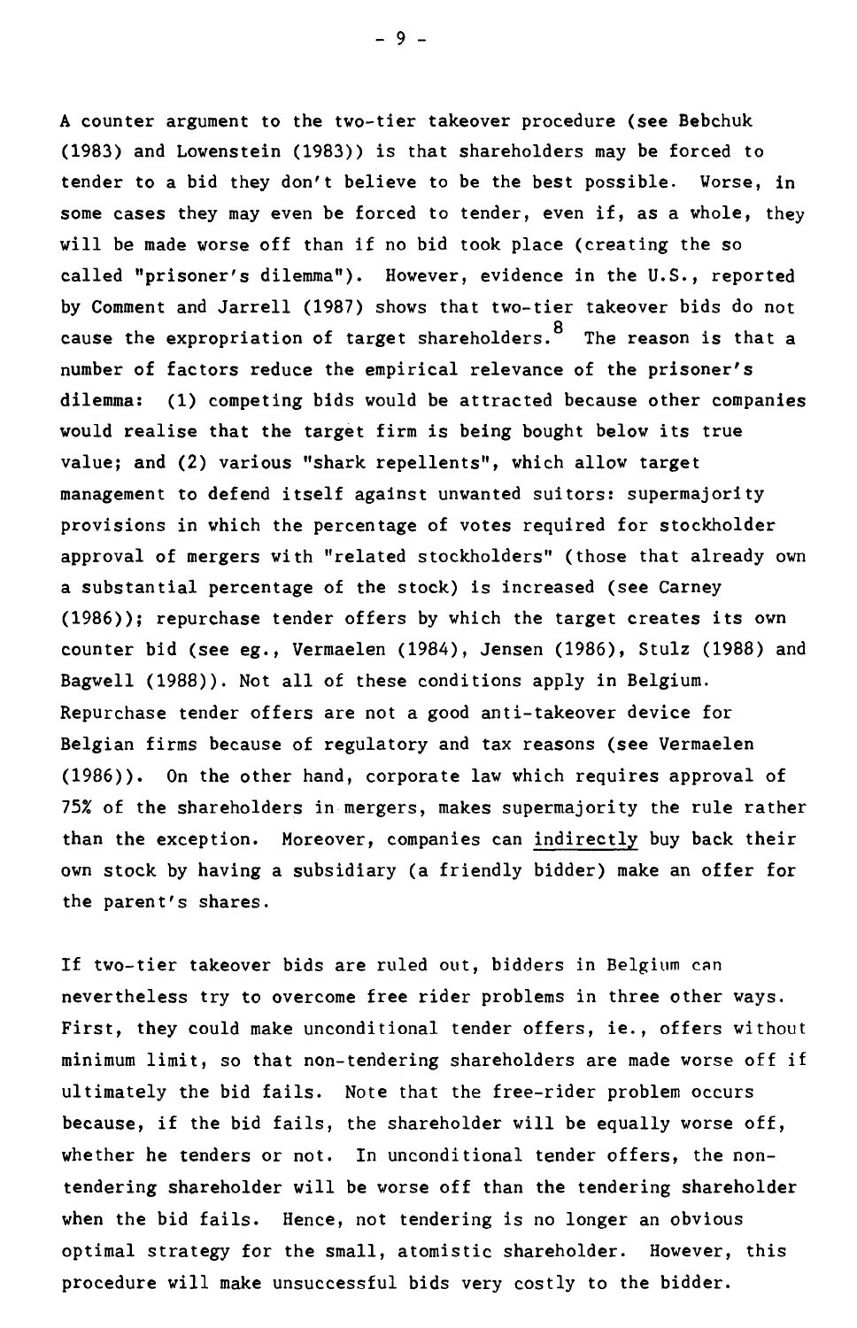A counter argument to the two-tier takeover procedure (see Bebchuk (1983) and Lowenstein (1983)) is that shareholders may be forced to tender to a bid they don't believe to be the best possible. Worse, in some cases they may even be forced to tender, even if, as a whole, they will be made worse off than if no bid took place (creating the so called "prisoner's dilemma"). However, evidence in the U.S., reported by Comment and Jarrell (1987) shows that two-tier takeover bids do not cause the expropriation of target shareholders.[8] The reason is that a number of factors reduce the empirical relevance of the prisoner's dilemma: (1) competing bids would be attracted because other companies would realise that the target firm is being bought below its true value; and (2) various "shark repellents", which allow target management to defend itself against unwanted suitors: supermajority provisions in which the percentage of votes required for stockholder approval of mergers with "related stockholders" (those that already own a substantial percentage of the stock) is increased (see Carney (1986)); repurchase tender offers by which the target creates its own counter bid (see eg., Vermaelen (1984), Jensen (1986), Stulz (1988) and Bagwell (1988)). Not all of these conditions apply in Belgium. Repurchase tender offers are not a good anti-takeover device for Belgian firms because of regulatory and tax reasons (see Vermaelen (1986)). On the other hand, corporate law which requires approval of 75% of the shareholders in mergers, makes supermajority the rule rather than the exception. Moreover, companies can <u>indirectly</u> buy back their own stock by having a subsidiary (a friendly bidder) make an offer for the parent's shares.

If two-tier takeover bids are ruled out, bidders in Belgium can nevertheless try to overcome free rider problems in three other ways. First, they could make unconditional tender offers, ie., offers without minimum limit, so that non-tendering shareholders are made worse off if ultimately the bid fails. Note that the free-rider problem occurs because, if the bid fails, the shareholder will be equally worse off, whether he tenders or not. In unconditional tender offers, the non-tendering shareholder will be worse off than the tendering shareholder when the bid fails. Hence, not tendering is no longer an obvious optimal strategy for the small, atomistic shareholder. However, this procedure will make unsuccessful bids very costly to the bidder.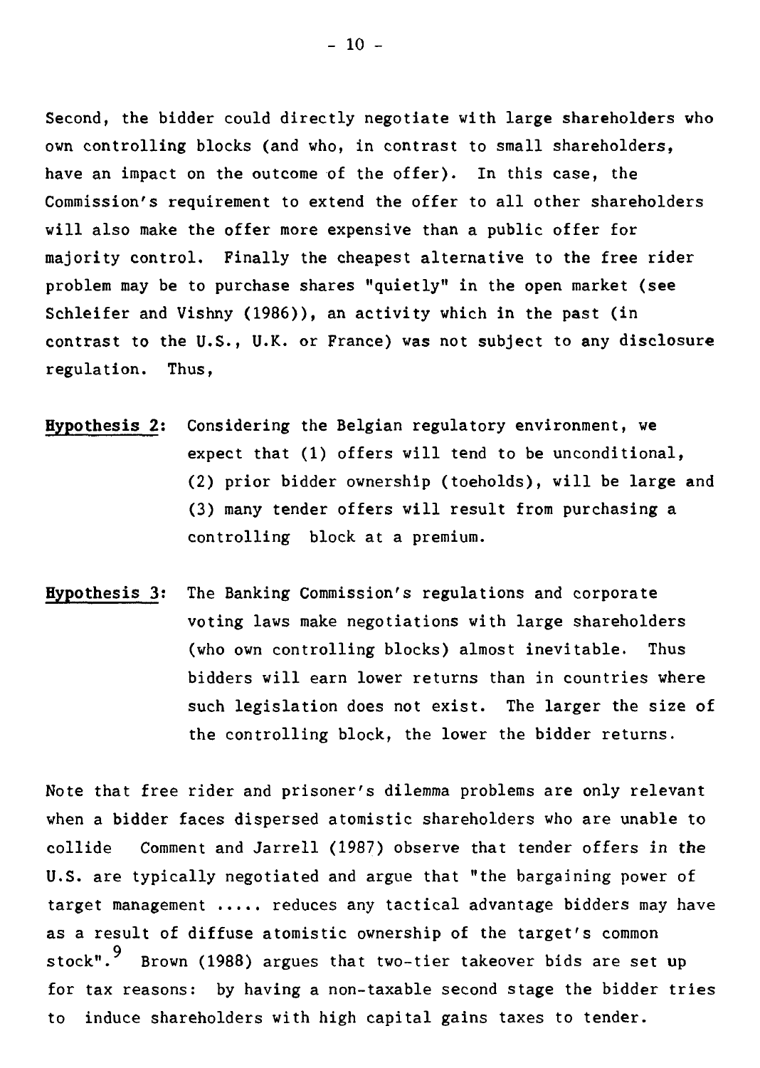Second, the bidder could directly negotiate with large shareholders who own controlling blocks (and who, in contrast to small shareholders, have an impact on the outcome of the offer). In this case, the Commission's requirement to extend the offer to all other shareholders will also make the offer more expensive than a public offer for majority control. Finally the cheapest alternative to the free rider problem may be to purchase shares "quietly" in the open market (see Schleifer and Vishny (1986)), an activity which in the past (in contrast to the U.S., U.K. or France) was not subject to any disclosure regulation. Thus,

**Hypothesis 2**: Considering the Belgian regulatory environment, we expect that (1) offers will tend to be unconditional, (2) prior bidder ownership (toeholds), will be large and (3) many tender offers will result from purchasing a controlling block at a premium.

**Hypothesis 3**: The Banking Commission's regulations and corporate voting laws make negotiations with large shareholders (who own controlling blocks) almost inevitable. Thus bidders will earn lower returns than in countries where such legislation does not exist. The larger the size of the controlling block, the lower the bidder returns.

Note that free rider and prisoner's dilemma problems are only relevant when a bidder faces dispersed atomistic shareholders who are unable to collide Comment and Jarrell (1987) observe that tender offers in the U.S. are typically negotiated and argue that "the bargaining power of target management ..... reduces any tactical advantage bidders may have as a result of diffuse atomistic ownership of the target's common stock".[9] Brown (1988) argues that two-tier takeover bids are set up for tax reasons: by having a non-taxable second stage the bidder tries to induce shareholders with high capital gains taxes to tender.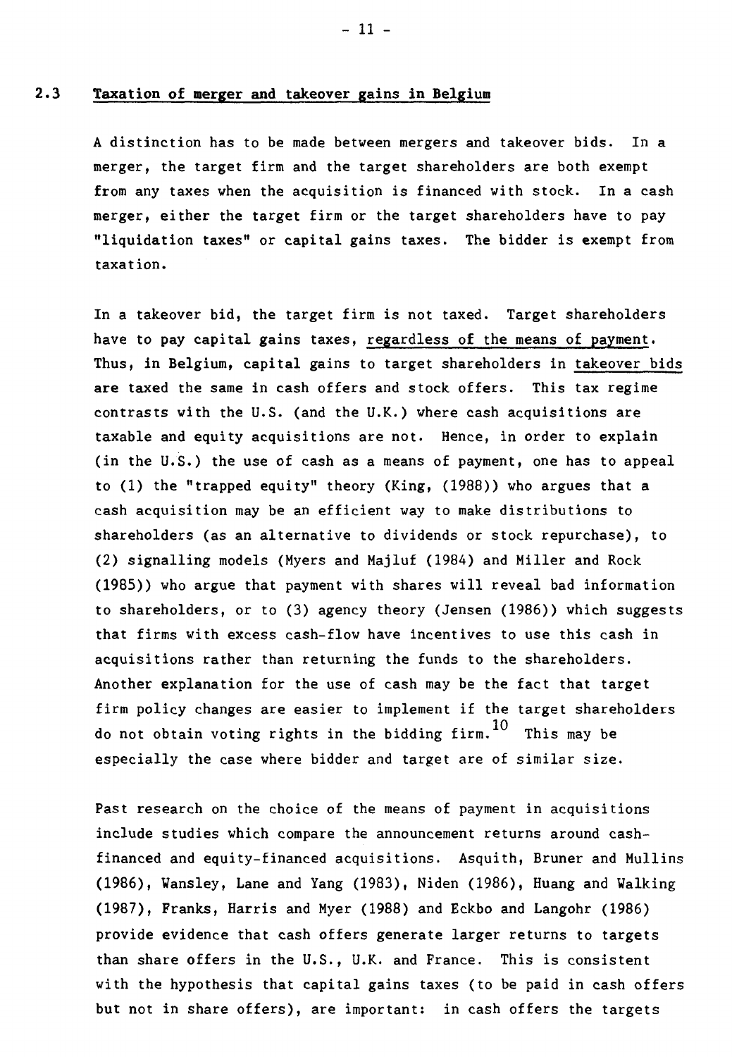## 2.3 Taxation of merger and takeover gains in Belgium

A distinction has to be made between mergers and takeover bids. In a merger, the target firm and the target shareholders are both exempt from any taxes when the acquisition is financed with stock. In a cash merger, either the target firm or the target shareholders have to pay "liquidation taxes" or capital gains taxes. The bidder is exempt from taxation.

In a takeover bid, the target firm is not taxed. Target shareholders have to pay capital gains taxes, regardless of the means of payment. Thus, in Belgium, capital gains to target shareholders in takeover bids are taxed the same in cash offers and stock offers. This tax regime contrasts with the U.S. (and the U.K.) where cash acquisitions are taxable and equity acquisitions are not. Hence, in order to explain (in the U.S.) the use of cash as a means of payment, one has to appeal to (1) the "trapped equity" theory (King, (1988)) who argues that a cash acquisition may be an efficient way to make distributions to shareholders (as an alternative to dividends or stock repurchase), to (2) signalling models (Myers and Majluf (1984) and Miller and Rock (1985)) who argue that payment with shares will reveal bad information to shareholders, or to (3) agency theory (Jensen (1986)) which suggests that firms with excess cash-flow have incentives to use this cash in acquisitions rather than returning the funds to the shareholders. Another explanation for the use of cash may be the fact that target firm policy changes are easier to implement if the target shareholders do not obtain voting rights in the bidding firm.[10] This may be especially the case where bidder and target are of similar size.

Past research on the choice of the means of payment in acquisitions include studies which compare the announcement returns around cash-financed and equity-financed acquisitions. Asquith, Bruner and Mullins (1986), Wansley, Lane and Yang (1983), Niden (1986), Huang and Walking (1987), Franks, Harris and Myer (1988) and Eckbo and Langohr (1986) provide evidence that cash offers generate larger returns to targets than share offers in the U.S., U.K. and France. This is consistent with the hypothesis that capital gains taxes (to be paid in cash offers but not in share offers), are important: in cash offers the targets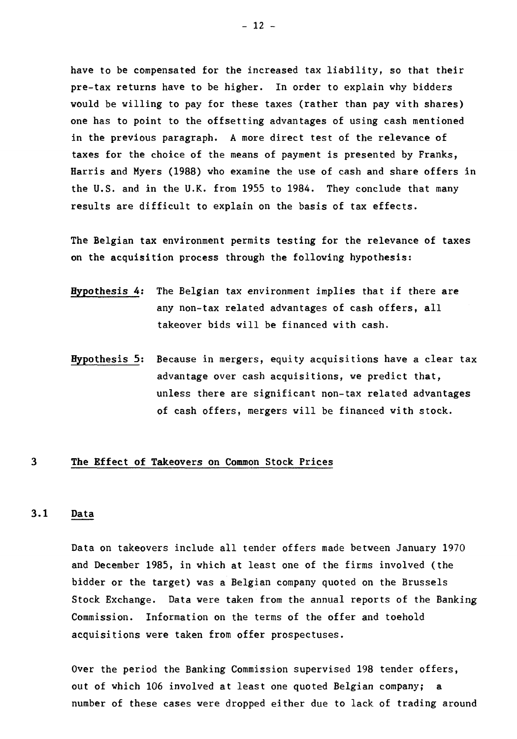have to be compensated for the increased tax liability, so that their pre-tax returns have to be higher. In order to explain why bidders would be willing to pay for these taxes (rather than pay with shares) one has to point to the offsetting advantages of using cash mentioned in the previous paragraph. A more direct test of the relevance of taxes for the choice of the means of payment is presented by Franks, Harris and Myers (1988) who examine the use of cash and share offers in the U.S. and in the U.K. from 1955 to 1984. They conclude that many results are difficult to explain on the basis of tax effects.

The Belgian tax environment permits testing for the relevance of taxes on the acquisition process through the following hypothesis:

<u>Hypothesis 4</u>: The Belgian tax environment implies that if there are any non-tax related advantages of cash offers, all takeover bids will be financed with cash.

<u>Hypothesis 5</u>: Because in mergers, equity acquisitions have a clear tax advantage over cash acquisitions, we predict that, unless there are significant non-tax related advantages of cash offers, mergers will be financed with stock.

## 3 The Effect of Takeovers on Common Stock Prices

### 3.1 Data

Data on takeovers include all tender offers made between January 1970 and December 1985, in which at least one of the firms involved (the bidder or the target) was a Belgian company quoted on the Brussels Stock Exchange. Data were taken from the annual reports of the Banking Commission. Information on the terms of the offer and toehold acquisitions were taken from offer prospectuses.

Over the period the Banking Commission supervised 198 tender offers, out of which 106 involved at least one quoted Belgian company; a number of these cases were dropped either due to lack of trading around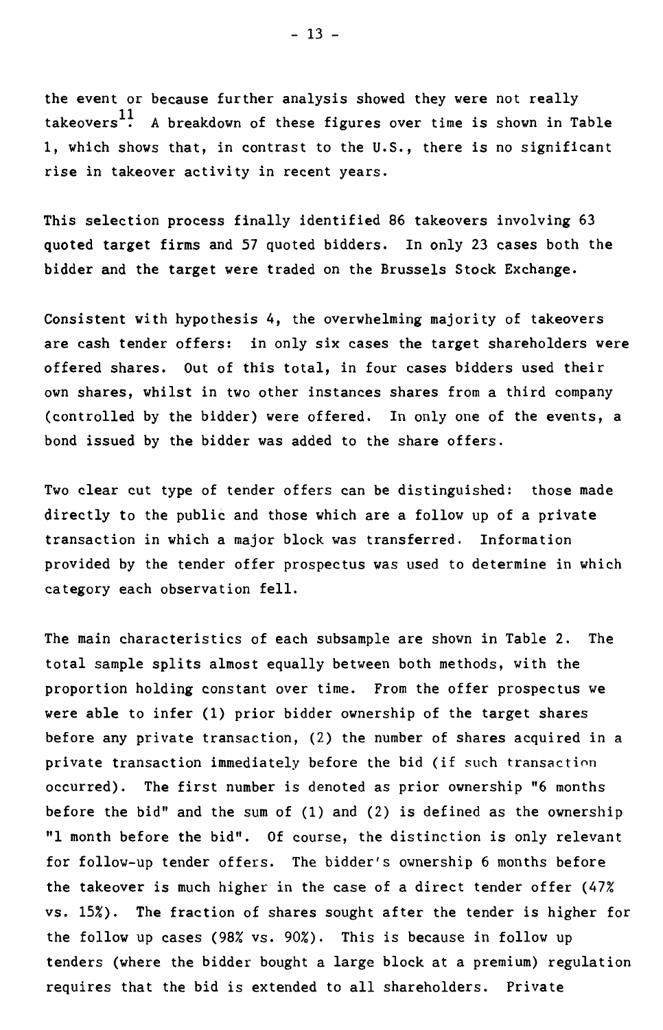the event or because further analysis showed they were not really takeovers[11]. A breakdown of these figures over time is shown in Table 1, which shows that, in contrast to the U.S., there is no significant rise in takeover activity in recent years.

This selection process finally identified 86 takeovers involving 63 quoted target firms and 57 quoted bidders. In only 23 cases both the bidder and the target were traded on the Brussels Stock Exchange.

Consistent with hypothesis 4, the overwhelming majority of takeovers are cash tender offers: in only six cases the target shareholders were offered shares. Out of this total, in four cases bidders used their own shares, whilst in two other instances shares from a third company (controlled by the bidder) were offered. In only one of the events, a bond issued by the bidder was added to the share offers.

Two clear cut type of tender offers can be distinguished: those made directly to the public and those which are a follow up of a private transaction in which a major block was transferred. Information provided by the tender offer prospectus was used to determine in which category each observation fell.

The main characteristics of each subsample are shown in Table 2. The total sample splits almost equally between both methods, with the proportion holding constant over time. From the offer prospectus we were able to infer (1) prior bidder ownership of the target shares before any private transaction, (2) the number of shares acquired in a private transaction immediately before the bid (if such transaction occurred). The first number is denoted as prior ownership "6 months before the bid" and the sum of (1) and (2) is defined as the ownership "1 month before the bid". Of course, the distinction is only relevant for follow-up tender offers. The bidder's ownership 6 months before the takeover is much higher in the case of a direct tender offer (47% vs. 15%). The fraction of shares sought after the tender is higher for the follow up cases (98% vs. 90%). This is because in follow up tenders (where the bidder bought a large block at a premium) regulation requires that the bid is extended to all shareholders. Private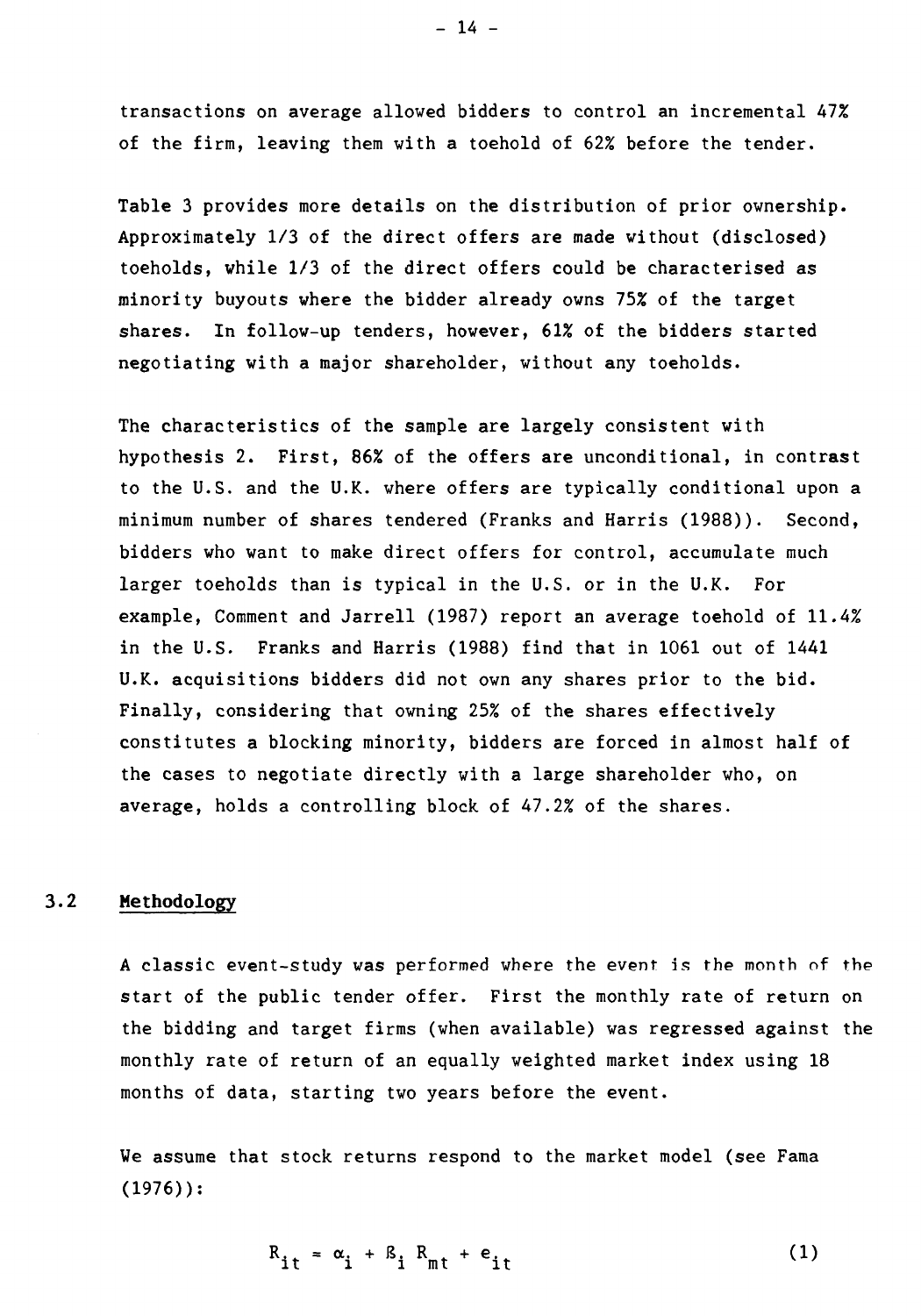transactions on average allowed bidders to control an incremental 47% of the firm, leaving them with a toehold of 62% before the tender.

Table 3 provides more details on the distribution of prior ownership. Approximately 1/3 of the direct offers are made without (disclosed) toeholds, while 1/3 of the direct offers could be characterised as minority buyouts where the bidder already owns 75% of the target shares. In follow-up tenders, however, 61% of the bidders started negotiating with a major shareholder, without any toeholds.

The characteristics of the sample are largely consistent with hypothesis 2. First, 86% of the offers are unconditional, in contrast to the U.S. and the U.K. where offers are typically conditional upon a minimum number of shares tendered (Franks and Harris (1988)). Second, bidders who want to make direct offers for control, accumulate much larger toeholds than is typical in the U.S. or in the U.K. For example, Comment and Jarrell (1987) report an average toehold of 11.4% in the U.S. Franks and Harris (1988) find that in 1061 out of 1441 U.K. acquisitions bidders did not own any shares prior to the bid. Finally, considering that owning 25% of the shares effectively constitutes a blocking minority, bidders are forced in almost half of the cases to negotiate directly with a large shareholder who, on average, holds a controlling block of 47.2% of the shares.

## 3.2 Methodology

A classic event-study was performed where the event is the month of the start of the public tender offer. First the monthly rate of return on the bidding and target firms (when available) was regressed against the monthly rate of return of an equally weighted market index using 18 months of data, starting two years before the event.

We assume that stock returns respond to the market model (see Fama (1976)):

$$R_{it} = \alpha_i + \beta_i R_{mt} + e_{it} \tag{1}$$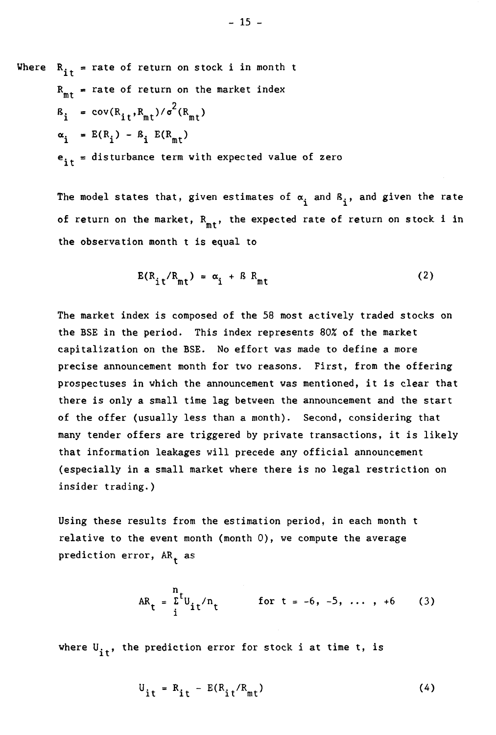Where $R_{it}$ = rate of return on stock i in month t

$R_{mt}$ = rate of return on the market index

$\beta_i$ = $\text{cov}(R_{it}, R_{mt})/\sigma^2(R_{mt})$

$\alpha_i$ = $E(R_i) - \beta_i\, E(R_{mt})$

$e_{it}$ = disturbance term with expected value of zero

The model states that, given estimates of $\alpha_i$ and $\beta_i$, and given the rate of return on the market, $R_{mt}$, the expected rate of return on stock i in the observation month t is equal to

$$E(R_{it}/R_{mt}) = \alpha_i + \beta\, R_{mt} \tag{2}$$

The market index is composed of the 58 most actively traded stocks on the BSE in the period. This index represents 80% of the market capitalization on the BSE. No effort was made to define a more precise announcement month for two reasons. First, from the offering prospectuses in which the announcement was mentioned, it is clear that there is only a small time lag between the announcement and the start of the offer (usually less than a month). Second, considering that many tender offers are triggered by private transactions, it is likely that information leakages will precede any official announcement (especially in a small market where there is no legal restriction on insider trading.)

Using these results from the estimation period, in each month t relative to the event month (month 0), we compute the average prediction error, $AR_t$ as

$$AR_t = \sum_i^{n_t} U_{it}/n_t \qquad \text{for } t = -6, -5, \ldots, +6 \tag{3}$$

where $U_{it}$, the prediction error for stock i at time t, is

$$U_{it} = R_{it} - E(R_{it}/R_{mt}) \tag{4}$$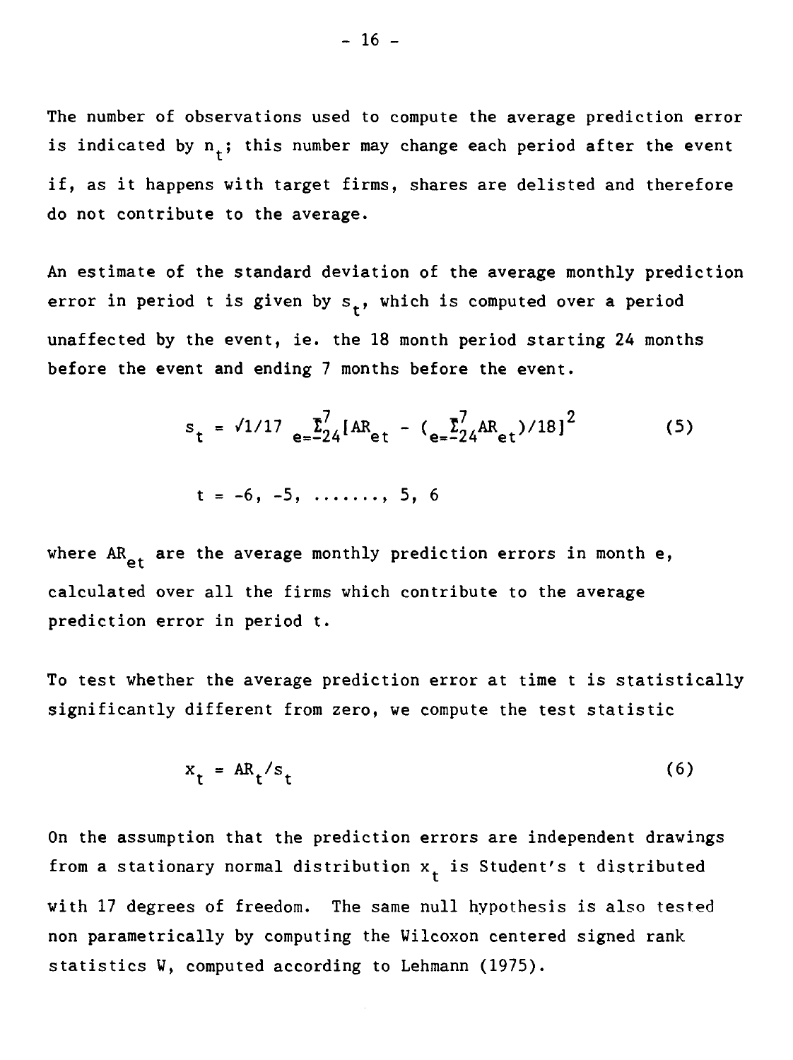The number of observations used to compute the average prediction error is indicated by $n_t$; this number may change each period after the event if, as it happens with target firms, shares are delisted and therefore do not contribute to the average.

An estimate of the standard deviation of the average monthly prediction error in period t is given by $s_t$, which is computed over a period unaffected by the event, ie. the 18 month period starting 24 months before the event and ending 7 months before the event.

$$s_t = \sqrt{1/17 \sum_{e=-24}^{7} [AR_{et} - (\sum_{e=-24}^{7} AR_{et})/18]^2} \tag{5}$$

$$t = -6, -5, \ldots\ldots, 5, 6$$

where $AR_{et}$ are the average monthly prediction errors in month e, calculated over all the firms which contribute to the average prediction error in period t.

To test whether the average prediction error at time t is statistically significantly different from zero, we compute the test statistic

$$x_t = AR_t / s_t \tag{6}$$

On the assumption that the prediction errors are independent drawings from a stationary normal distribution $x_t$ is Student's t distributed with 17 degrees of freedom. The same null hypothesis is also tested non parametrically by computing the Wilcoxon centered signed rank statistics W, computed according to Lehmann (1975).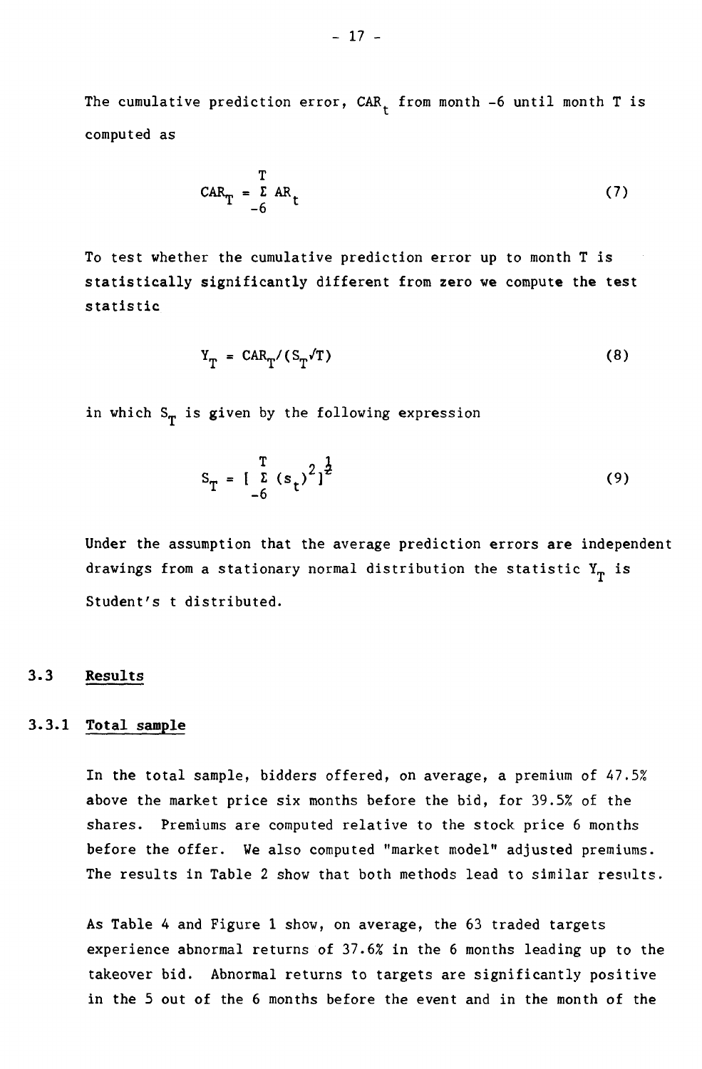The cumulative prediction error, $CAR_t$ from month -6 until month T is computed as

$$CAR_T = \sum_{-6}^{T} AR_t \tag{7}$$

To test whether the cumulative prediction error up to month T is statistically significantly different from zero we compute the test statistic

$$Y_T = CAR_T/(S_T\sqrt{T}) \tag{8}$$

in which $S_T$ is given by the following expression

$$S_T = [\sum_{-6}^{T} (s_t)^2]^{\frac{1}{2}} \tag{9}$$

Under the assumption that the average prediction errors are independent drawings from a stationary normal distribution the statistic $Y_T$ is Student's t distributed.

## 3.3 Results

### 3.3.1 Total sample

In the total sample, bidders offered, on average, a premium of 47.5% above the market price six months before the bid, for 39.5% of the shares. Premiums are computed relative to the stock price 6 months before the offer. We also computed "market model" adjusted premiums. The results in Table 2 show that both methods lead to similar results.

As Table 4 and Figure 1 show, on average, the 63 traded targets experience abnormal returns of 37.6% in the 6 months leading up to the takeover bid. Abnormal returns to targets are significantly positive in the 5 out of the 6 months before the event and in the month of the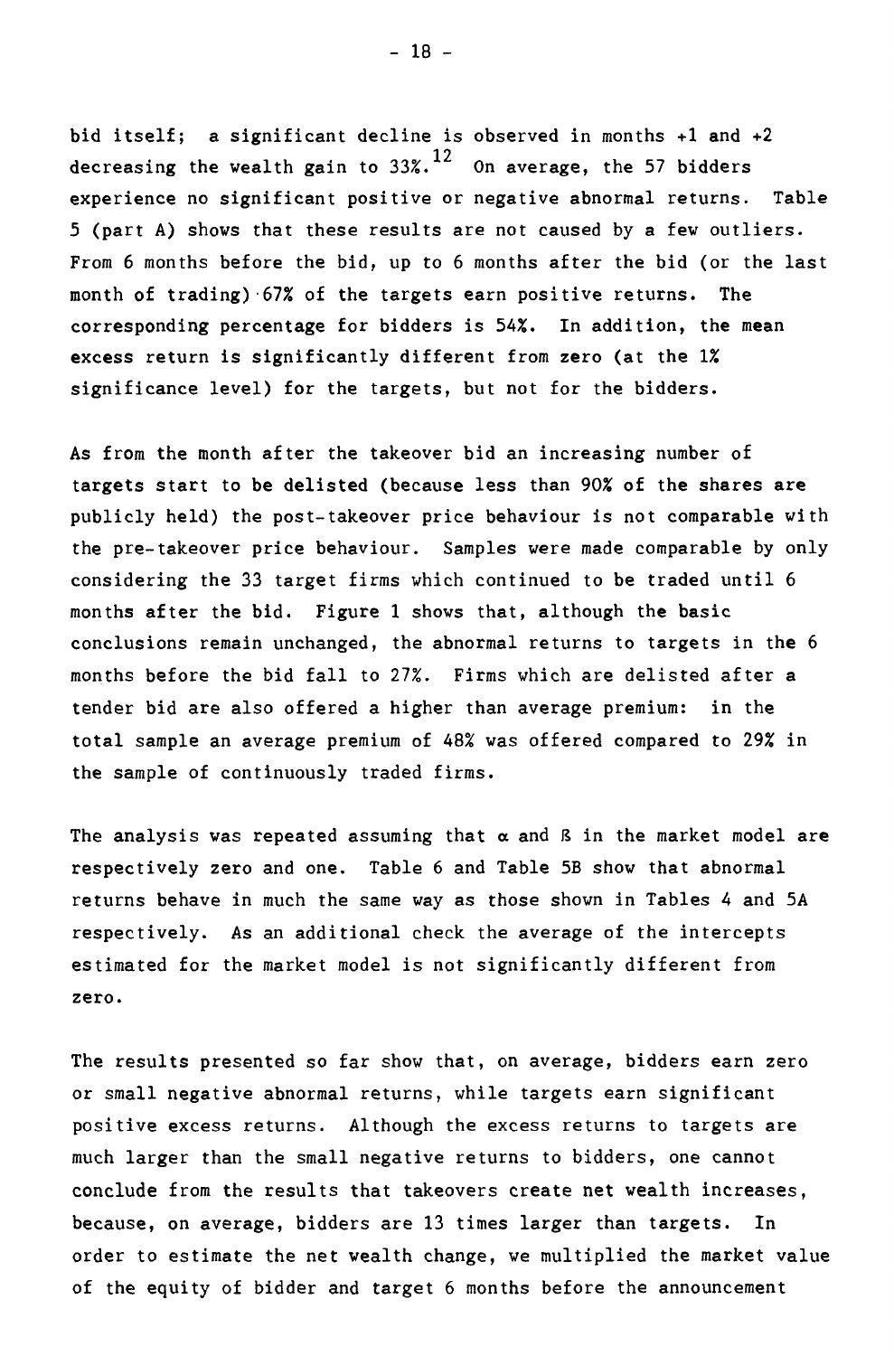bid itself; a significant decline is observed in months +1 and +2 decreasing the wealth gain to 33%.[12] On average, the 57 bidders experience no significant positive or negative abnormal returns. Table 5 (part A) shows that these results are not caused by a few outliers. From 6 months before the bid, up to 6 months after the bid (or the last month of trading) 67% of the targets earn positive returns. The corresponding percentage for bidders is 54%. In addition, the mean excess return is significantly different from zero (at the 1% significance level) for the targets, but not for the bidders.

As from the month after the takeover bid an increasing number of targets start to be delisted (because less than 90% of the shares are publicly held) the post-takeover price behaviour is not comparable with the pre-takeover price behaviour. Samples were made comparable by only considering the 33 target firms which continued to be traded until 6 months after the bid. Figure 1 shows that, although the basic conclusions remain unchanged, the abnormal returns to targets in the 6 months before the bid fall to 27%. Firms which are delisted after a tender bid are also offered a higher than average premium: in the total sample an average premium of 48% was offered compared to 29% in the sample of continuously traded firms.

The analysis was repeated assuming that $\alpha$ and $\beta$ in the market model are respectively zero and one. Table 6 and Table 5B show that abnormal returns behave in much the same way as those shown in Tables 4 and 5A respectively. As an additional check the average of the intercepts estimated for the market model is not significantly different from zero.

The results presented so far show that, on average, bidders earn zero or small negative abnormal returns, while targets earn significant positive excess returns. Although the excess returns to targets are much larger than the small negative returns to bidders, one cannot conclude from the results that takeovers create net wealth increases, because, on average, bidders are 13 times larger than targets. In order to estimate the net wealth change, we multiplied the market value of the equity of bidder and target 6 months before the announcement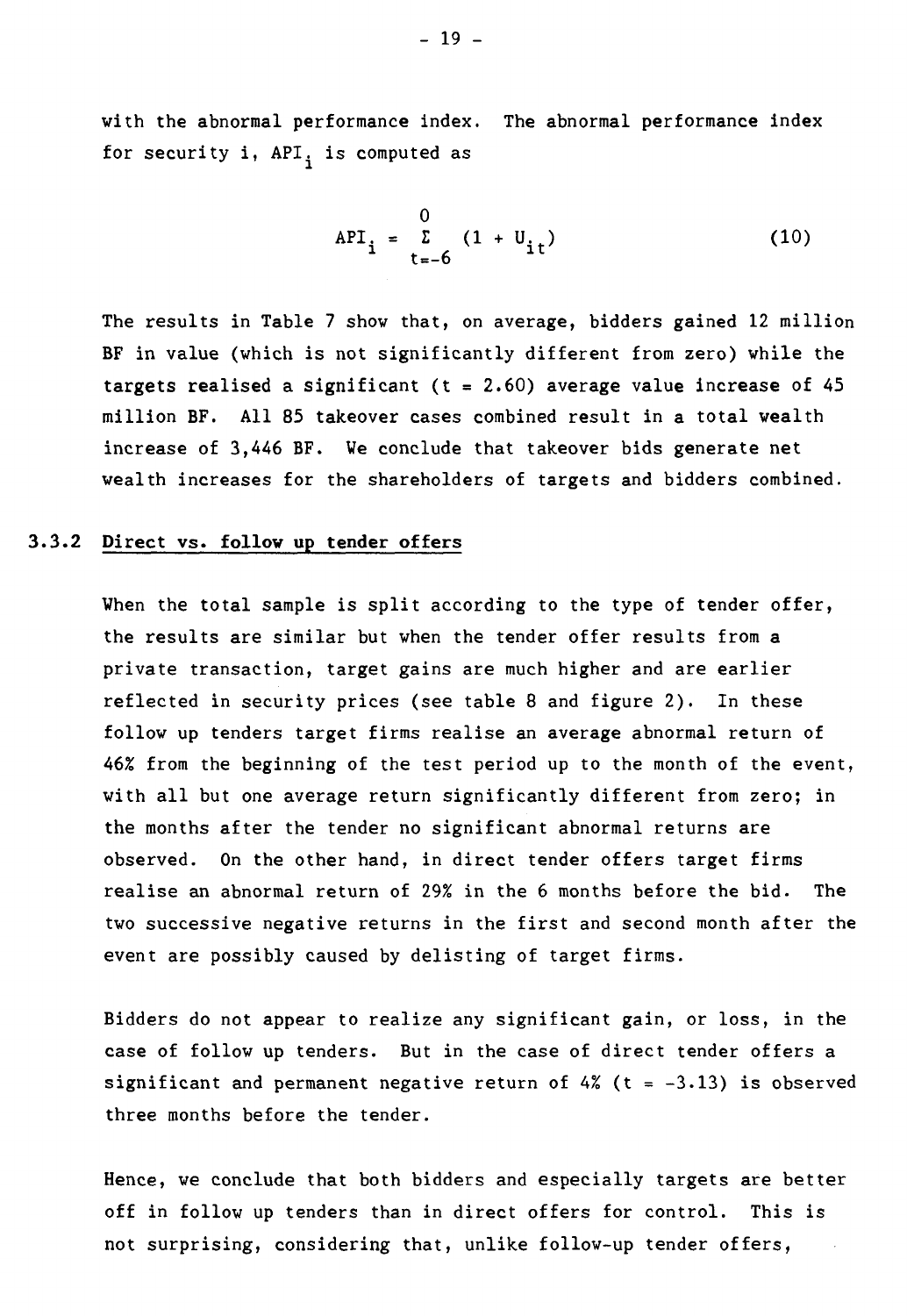with the abnormal performance index. The abnormal performance index for security i, $API_i$ is computed as

$$API_i = \sum_{t=-6}^{0} (1 + U_{it}) \tag{10}$$

The results in Table 7 show that, on average, bidders gained 12 million BF in value (which is not significantly different from zero) while the targets realised a significant (t = 2.60) average value increase of 45 million BF. All 85 takeover cases combined result in a total wealth increase of 3,446 BF. We conclude that takeover bids generate net wealth increases for the shareholders of targets and bidders combined.

### 3.3.2 Direct vs. follow up tender offers

When the total sample is split according to the type of tender offer, the results are similar but when the tender offer results from a private transaction, target gains are much higher and are earlier reflected in security prices (see table 8 and figure 2). In these follow up tenders target firms realise an average abnormal return of 46% from the beginning of the test period up to the month of the event, with all but one average return significantly different from zero; in the months after the tender no significant abnormal returns are observed. On the other hand, in direct tender offers target firms realise an abnormal return of 29% in the 6 months before the bid. The two successive negative returns in the first and second month after the event are possibly caused by delisting of target firms.

Bidders do not appear to realize any significant gain, or loss, in the case of follow up tenders. But in the case of direct tender offers a significant and permanent negative return of 4% (t = -3.13) is observed three months before the tender.

Hence, we conclude that both bidders and especially targets are better off in follow up tenders than in direct offers for control. This is not surprising, considering that, unlike follow-up tender offers,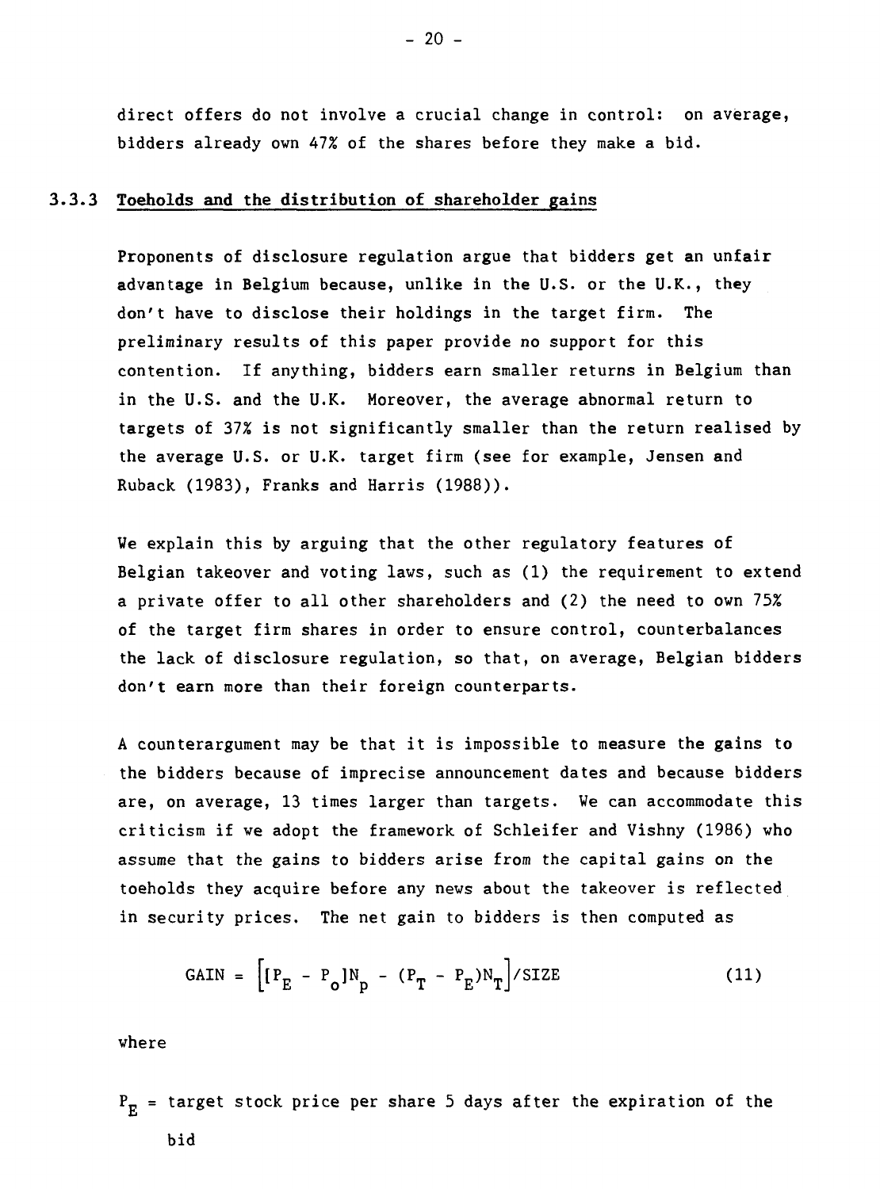direct offers do not involve a crucial change in control: on average, bidders already own 47% of the shares before they make a bid.

### 3.3.3 Toeholds and the distribution of shareholder gains

Proponents of disclosure regulation argue that bidders get an unfair advantage in Belgium because, unlike in the U.S. or the U.K., they don't have to disclose their holdings in the target firm. The preliminary results of this paper provide no support for this contention. If anything, bidders earn smaller returns in Belgium than in the U.S. and the U.K. Moreover, the average abnormal return to targets of 37% is not significantly smaller than the return realised by the average U.S. or U.K. target firm (see for example, Jensen and Ruback (1983), Franks and Harris (1988)).

We explain this by arguing that the other regulatory features of Belgian takeover and voting laws, such as (1) the requirement to extend a private offer to all other shareholders and (2) the need to own 75% of the target firm shares in order to ensure control, counterbalances the lack of disclosure regulation, so that, on average, Belgian bidders don't earn more than their foreign counterparts.

A counterargument may be that it is impossible to measure the gains to the bidders because of imprecise announcement dates and because bidders are, on average, 13 times larger than targets. We can accommodate this criticism if we adopt the framework of Schleifer and Vishny (1986) who assume that the gains to bidders arise from the capital gains on the toeholds they acquire before any news about the takeover is reflected in security prices. The net gain to bidders is then computed as

$$\text{GAIN} = \Big[[P_E - P_o]N_p - (P_T - P_E)N_T\Big]/\text{SIZE} \tag{11}$$

where

$P_E$ = target stock price per share 5 days after the expiration of the bid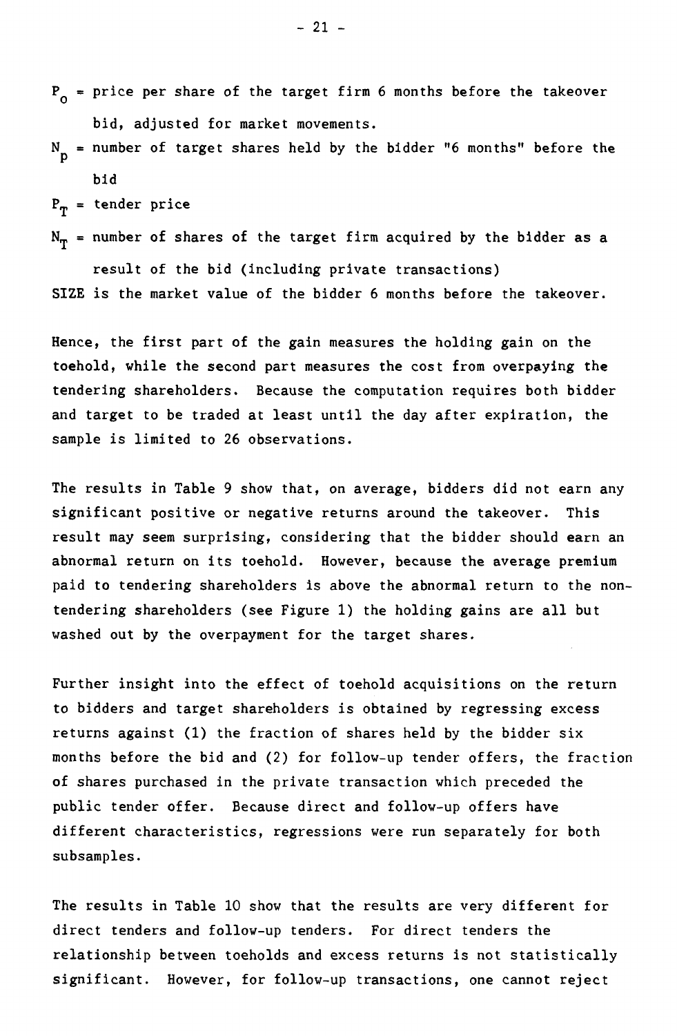$P_0$ = price per share of the target firm 6 months before the takeover bid, adjusted for market movements.

$N_p$ = number of target shares held by the bidder "6 months" before the bid

$P_T$ = tender price

$N_T$ = number of shares of the target firm acquired by the bidder as a result of the bid (including private transactions)

SIZE is the market value of the bidder 6 months before the takeover.

Hence, the first part of the gain measures the holding gain on the toehold, while the second part measures the cost from overpaying the tendering shareholders. Because the computation requires both bidder and target to be traded at least until the day after expiration, the sample is limited to 26 observations.

The results in Table 9 show that, on average, bidders did not earn any significant positive or negative returns around the takeover. This result may seem surprising, considering that the bidder should earn an abnormal return on its toehold. However, because the average premium paid to tendering shareholders is above the abnormal return to the non-tendering shareholders (see Figure 1) the holding gains are all but washed out by the overpayment for the target shares.

Further insight into the effect of toehold acquisitions on the return to bidders and target shareholders is obtained by regressing excess returns against (1) the fraction of shares held by the bidder six months before the bid and (2) for follow-up tender offers, the fraction of shares purchased in the private transaction which preceded the public tender offer. Because direct and follow-up offers have different characteristics, regressions were run separately for both subsamples.

The results in Table 10 show that the results are very different for direct tenders and follow-up tenders. For direct tenders the relationship between toeholds and excess returns is not statistically significant. However, for follow-up transactions, one cannot reject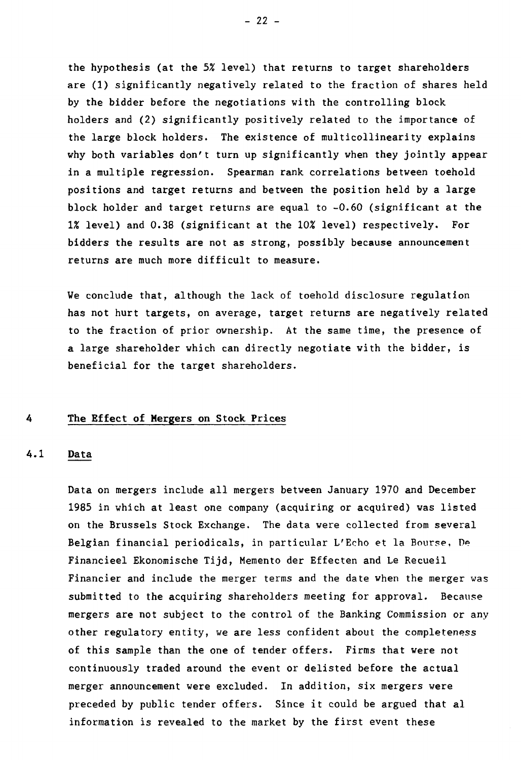the hypothesis (at the 5% level) that returns to target shareholders are (1) significantly negatively related to the fraction of shares held by the bidder before the negotiations with the controlling block holders and (2) significantly positively related to the importance of the large block holders. The existence of multicollinearity explains why both variables don't turn up significantly when they jointly appear in a multiple regression. Spearman rank correlations between toehold positions and target returns and between the position held by a large block holder and target returns are equal to -0.60 (significant at the 1% level) and 0.38 (significant at the 10% level) respectively. For bidders the results are not as strong, possibly because announcement returns are much more difficult to measure.

We conclude that, although the lack of toehold disclosure regulation has not hurt targets, on average, target returns are negatively related to the fraction of prior ownership. At the same time, the presence of a large shareholder which can directly negotiate with the bidder, is beneficial for the target shareholders.

## 4 The Effect of Mergers on Stock Prices

### 4.1 Data

Data on mergers include all mergers between January 1970 and December 1985 in which at least one company (acquiring or acquired) was listed on the Brussels Stock Exchange. The data were collected from several Belgian financial periodicals, in particular L'Echo et la Bourse, De Financieel Ekonomische Tijd, Memento der Effecten and Le Recueil Financier and include the merger terms and the date when the merger was submitted to the acquiring shareholders meeting for approval. Because mergers are not subject to the control of the Banking Commission or any other regulatory entity, we are less confident about the completeness of this sample than the one of tender offers. Firms that were not continuously traded around the event or delisted before the actual merger announcement were excluded. In addition, six mergers were preceded by public tender offers. Since it could be argued that al information is revealed to the market by the first event these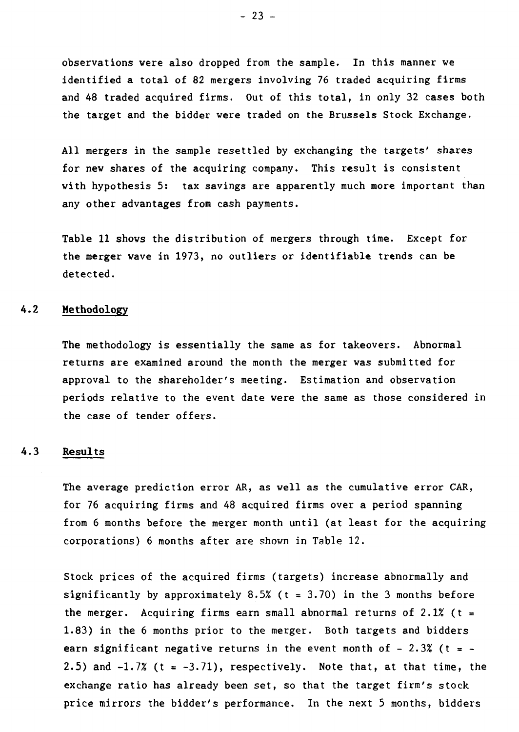observations were also dropped from the sample. In this manner we identified a total of 82 mergers involving 76 traded acquiring firms and 48 traded acquired firms. Out of this total, in only 32 cases both the target and the bidder were traded on the Brussels Stock Exchange.

All mergers in the sample resettled by exchanging the targets' shares for new shares of the acquiring company. This result is consistent with hypothesis 5: tax savings are apparently much more important than any other advantages from cash payments.

Table 11 shows the distribution of mergers through time. Except for the merger wave in 1973, no outliers or identifiable trends can be detected.

## 4.2 Methodology

The methodology is essentially the same as for takeovers. Abnormal returns are examined around the month the merger was submitted for approval to the shareholder's meeting. Estimation and observation periods relative to the event date were the same as those considered in the case of tender offers.

## 4.3 Results

The average prediction error AR, as well as the cumulative error CAR, for 76 acquiring firms and 48 acquired firms over a period spanning from 6 months before the merger month until (at least for the acquiring corporations) 6 months after are shown in Table 12.

Stock prices of the acquired firms (targets) increase abnormally and significantly by approximately 8.5% ($t = 3.70$) in the 3 months before the merger. Acquiring firms earn small abnormal returns of 2.1% ($t = 1.83$) in the 6 months prior to the merger. Both targets and bidders earn significant negative returns in the event month of - 2.3% ($t = -2.5$) and -1.7% ($t = -3.71$), respectively. Note that, at that time, the exchange ratio has already been set, so that the target firm's stock price mirrors the bidder's performance. In the next 5 months, bidders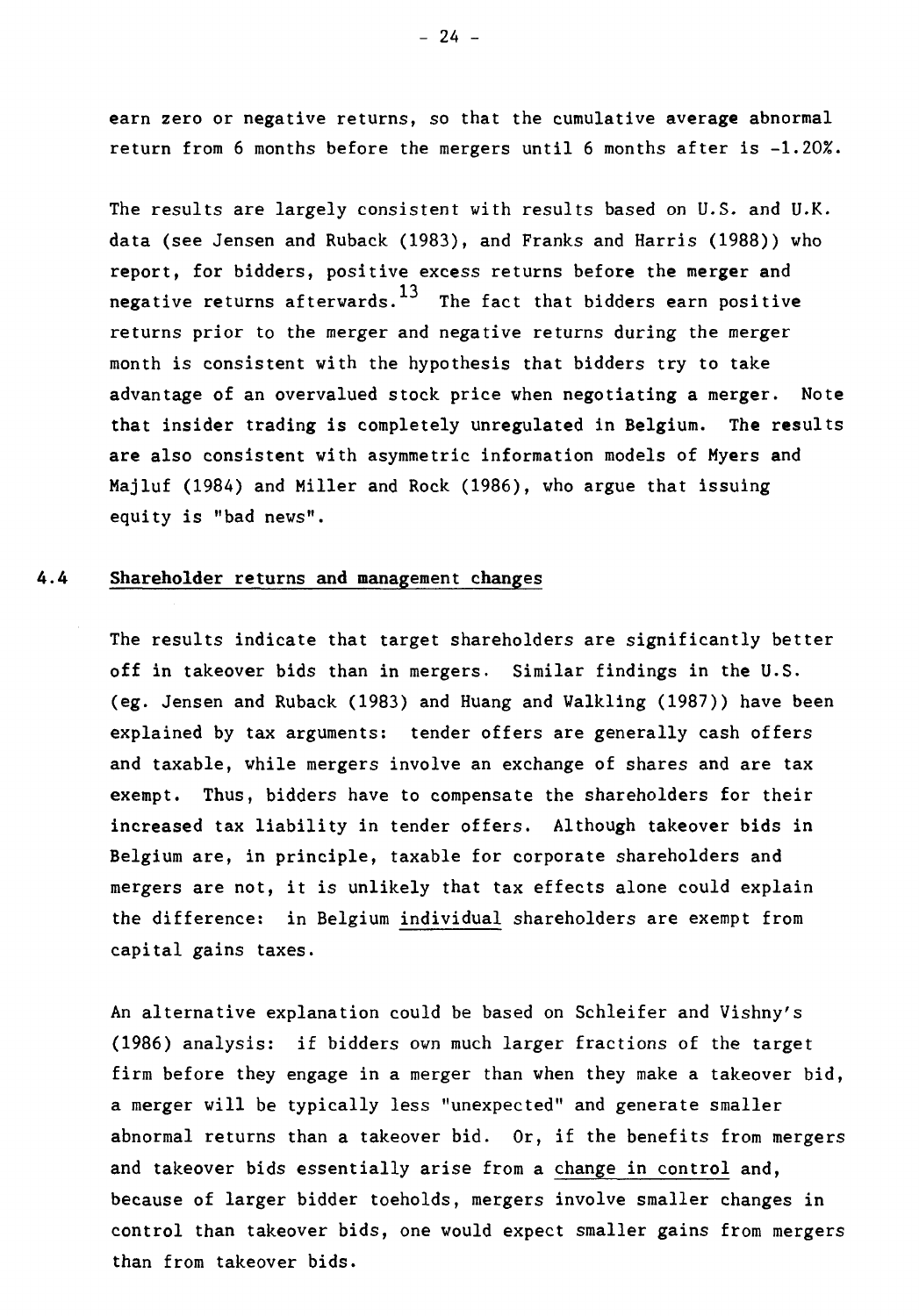earn zero or negative returns, so that the cumulative average abnormal return from 6 months before the mergers until 6 months after is -1.20%.

The results are largely consistent with results based on U.S. and U.K. data (see Jensen and Ruback (1983), and Franks and Harris (1988)) who report, for bidders, positive excess returns before the merger and negative returns afterwards.[13] The fact that bidders earn positive returns prior to the merger and negative returns during the merger month is consistent with the hypothesis that bidders try to take advantage of an overvalued stock price when negotiating a merger. Note that insider trading is completely unregulated in Belgium. The results are also consistent with asymmetric information models of Myers and Majluf (1984) and Miller and Rock (1986), who argue that issuing equity is "bad news".

## 4.4 Shareholder returns and management changes

The results indicate that target shareholders are significantly better off in takeover bids than in mergers. Similar findings in the U.S. (eg. Jensen and Ruback (1983) and Huang and Walkling (1987)) have been explained by tax arguments: tender offers are generally cash offers and taxable, while mergers involve an exchange of shares and are tax exempt. Thus, bidders have to compensate the shareholders for their increased tax liability in tender offers. Although takeover bids in Belgium are, in principle, taxable for corporate shareholders and mergers are not, it is unlikely that tax effects alone could explain the difference: in Belgium individual shareholders are exempt from capital gains taxes.

An alternative explanation could be based on Schleifer and Vishny's (1986) analysis: if bidders own much larger fractions of the target firm before they engage in a merger than when they make a takeover bid, a merger will be typically less "unexpected" and generate smaller abnormal returns than a takeover bid. Or, if the benefits from mergers and takeover bids essentially arise from a change in control and, because of larger bidder toeholds, mergers involve smaller changes in control than takeover bids, one would expect smaller gains from mergers than from takeover bids.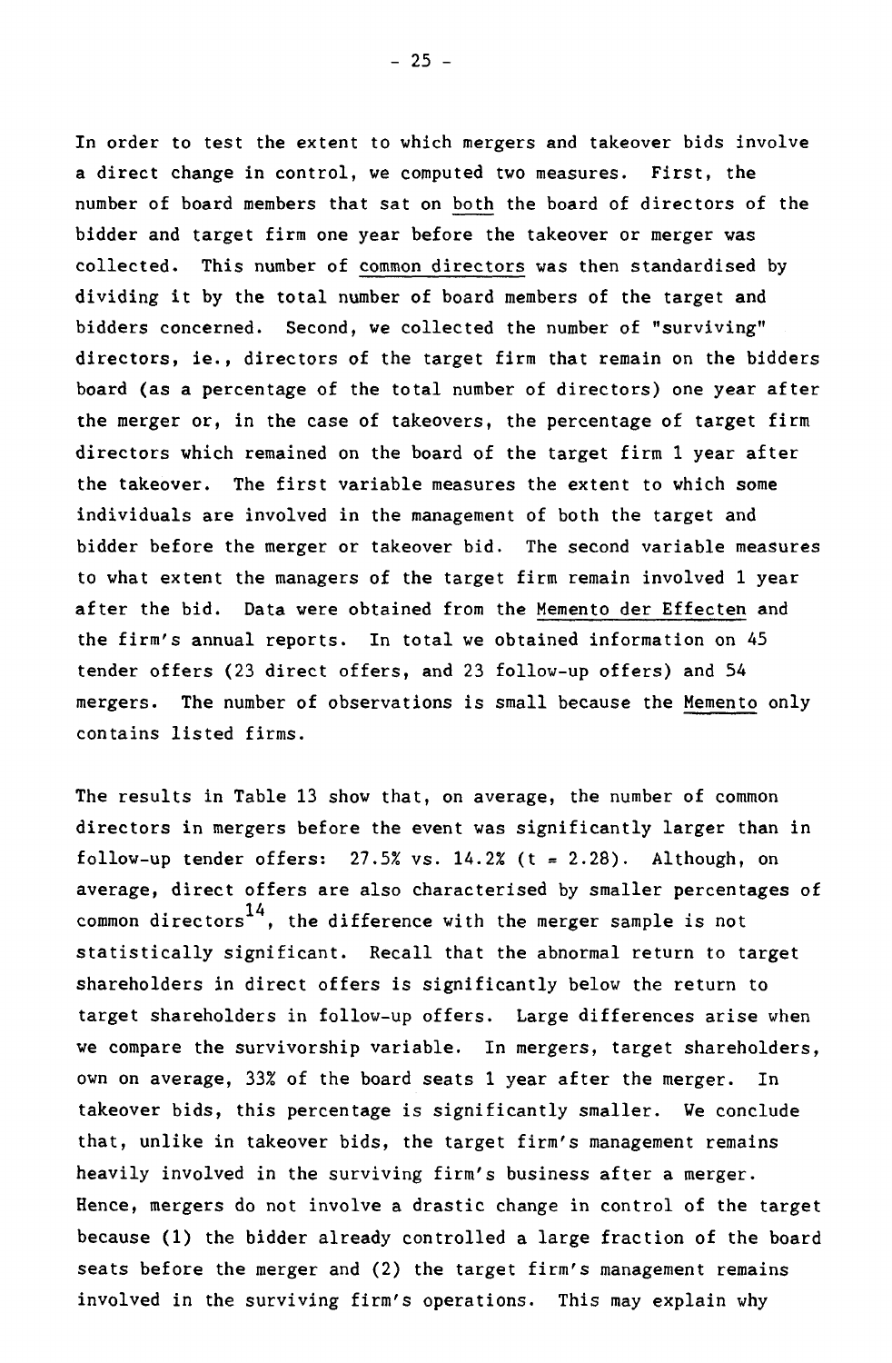In order to test the extent to which mergers and takeover bids involve a direct change in control, we computed two measures. First, the number of board members that sat on both the board of directors of the bidder and target firm one year before the takeover or merger was collected. This number of common directors was then standardised by dividing it by the total number of board members of the target and bidders concerned. Second, we collected the number of "surviving" directors, ie., directors of the target firm that remain on the bidders board (as a percentage of the total number of directors) one year after the merger or, in the case of takeovers, the percentage of target firm directors which remained on the board of the target firm 1 year after the takeover. The first variable measures the extent to which some individuals are involved in the management of both the target and bidder before the merger or takeover bid. The second variable measures to what extent the managers of the target firm remain involved 1 year after the bid. Data were obtained from the Memento der Effecten and the firm's annual reports. In total we obtained information on 45 tender offers (23 direct offers, and 23 follow-up offers) and 54 mergers. The number of observations is small because the Memento only contains listed firms.

The results in Table 13 show that, on average, the number of common directors in mergers before the event was significantly larger than in follow-up tender offers: 27.5% vs. 14.2% ($t = 2.28$). Although, on average, direct offers are also characterised by smaller percentages of common directors[14], the difference with the merger sample is not statistically significant. Recall that the abnormal return to target shareholders in direct offers is significantly below the return to target shareholders in follow-up offers. Large differences arise when we compare the survivorship variable. In mergers, target shareholders, own on average, 33% of the board seats 1 year after the merger. In takeover bids, this percentage is significantly smaller. We conclude that, unlike in takeover bids, the target firm's management remains heavily involved in the surviving firm's business after a merger. Hence, mergers do not involve a drastic change in control of the target because (1) the bidder already controlled a large fraction of the board seats before the merger and (2) the target firm's management remains involved in the surviving firm's operations. This may explain why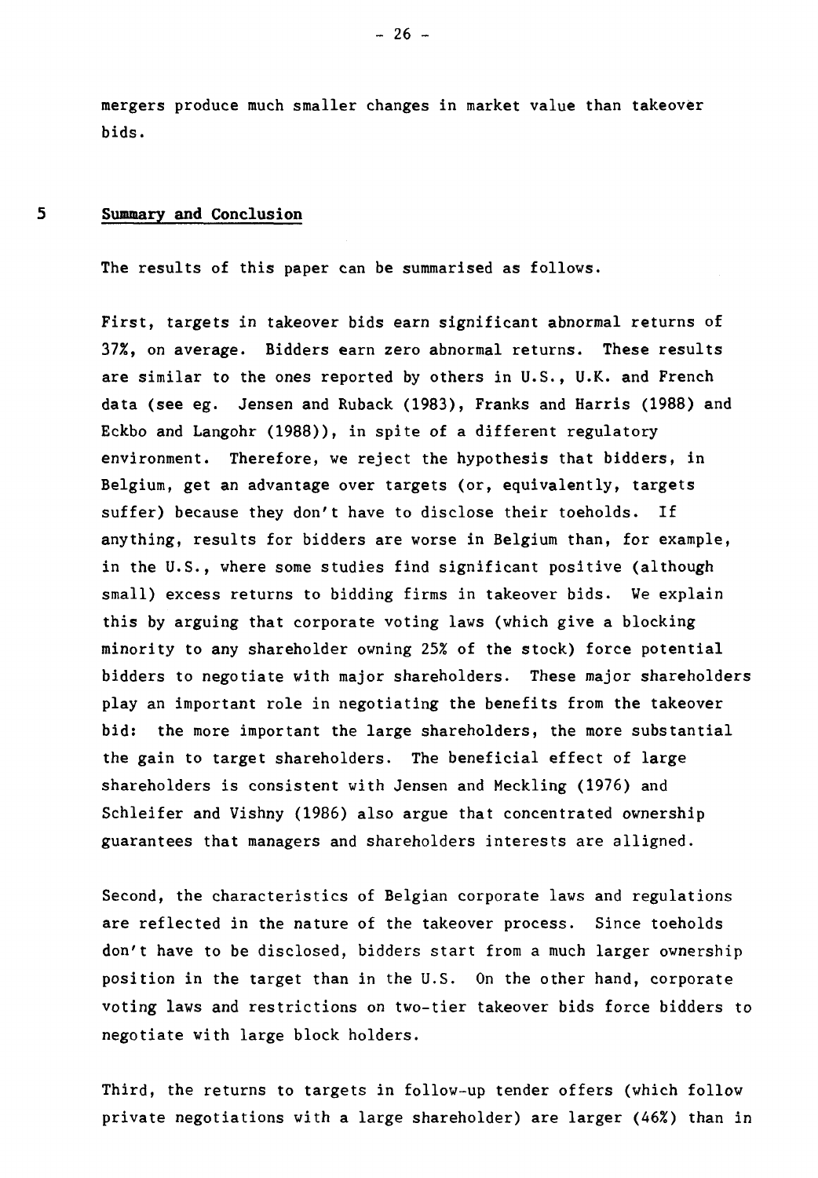mergers produce much smaller changes in market value than takeover bids.

## 5 Summary and Conclusion

The results of this paper can be summarised as follows.

First, targets in takeover bids earn significant abnormal returns of 37%, on average. Bidders earn zero abnormal returns. These results are similar to the ones reported by others in U.S., U.K. and French data (see eg. Jensen and Ruback (1983), Franks and Harris (1988) and Eckbo and Langohr (1988)), in spite of a different regulatory environment. Therefore, we reject the hypothesis that bidders, in Belgium, get an advantage over targets (or, equivalently, targets suffer) because they don't have to disclose their toeholds. If anything, results for bidders are worse in Belgium than, for example, in the U.S., where some studies find significant positive (although small) excess returns to bidding firms in takeover bids. We explain this by arguing that corporate voting laws (which give a blocking minority to any shareholder owning 25% of the stock) force potential bidders to negotiate with major shareholders. These major shareholders play an important role in negotiating the benefits from the takeover bid: the more important the large shareholders, the more substantial the gain to target shareholders. The beneficial effect of large shareholders is consistent with Jensen and Meckling (1976) and Schleifer and Vishny (1986) also argue that concentrated ownership guarantees that managers and shareholders interests are alligned.

Second, the characteristics of Belgian corporate laws and regulations are reflected in the nature of the takeover process. Since toeholds don't have to be disclosed, bidders start from a much larger ownership position in the target than in the U.S. On the other hand, corporate voting laws and restrictions on two-tier takeover bids force bidders to negotiate with large block holders.

Third, the returns to targets in follow-up tender offers (which follow private negotiations with a large shareholder) are larger (46%) than in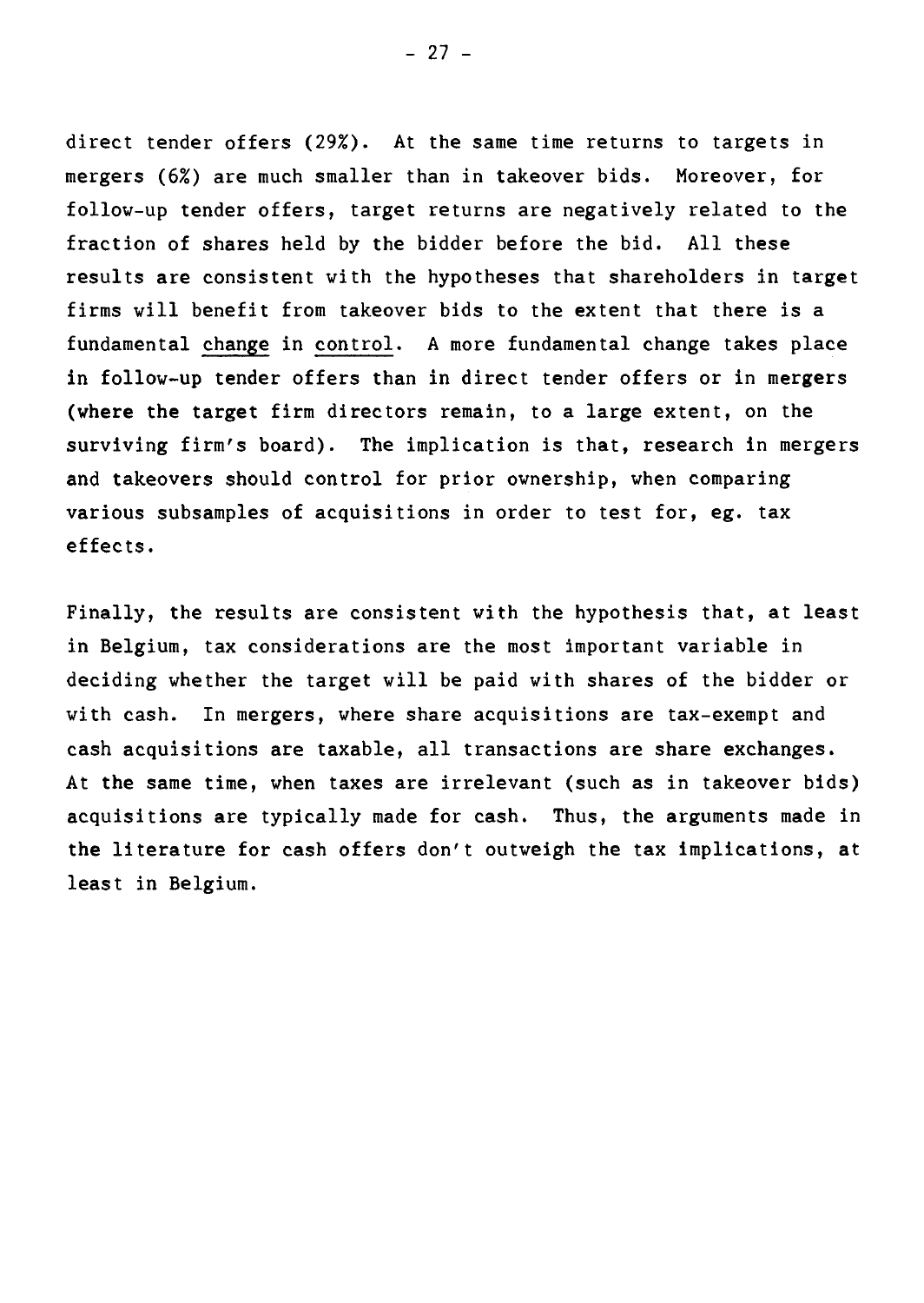direct tender offers (29%). At the same time returns to targets in mergers (6%) are much smaller than in takeover bids. Moreover, for follow-up tender offers, target returns are negatively related to the fraction of shares held by the bidder before the bid. All these results are consistent with the hypotheses that shareholders in target firms will benefit from takeover bids to the extent that there is a fundamental change in control. A more fundamental change takes place in follow-up tender offers than in direct tender offers or in mergers (where the target firm directors remain, to a large extent, on the surviving firm's board). The implication is that, research in mergers and takeovers should control for prior ownership, when comparing various subsamples of acquisitions in order to test for, eg. tax effects.

Finally, the results are consistent with the hypothesis that, at least in Belgium, tax considerations are the most important variable in deciding whether the target will be paid with shares of the bidder or with cash. In mergers, where share acquisitions are tax-exempt and cash acquisitions are taxable, all transactions are share exchanges. At the same time, when taxes are irrelevant (such as in takeover bids) acquisitions are typically made for cash. Thus, the arguments made in the literature for cash offers don't outweigh the tax implications, at least in Belgium.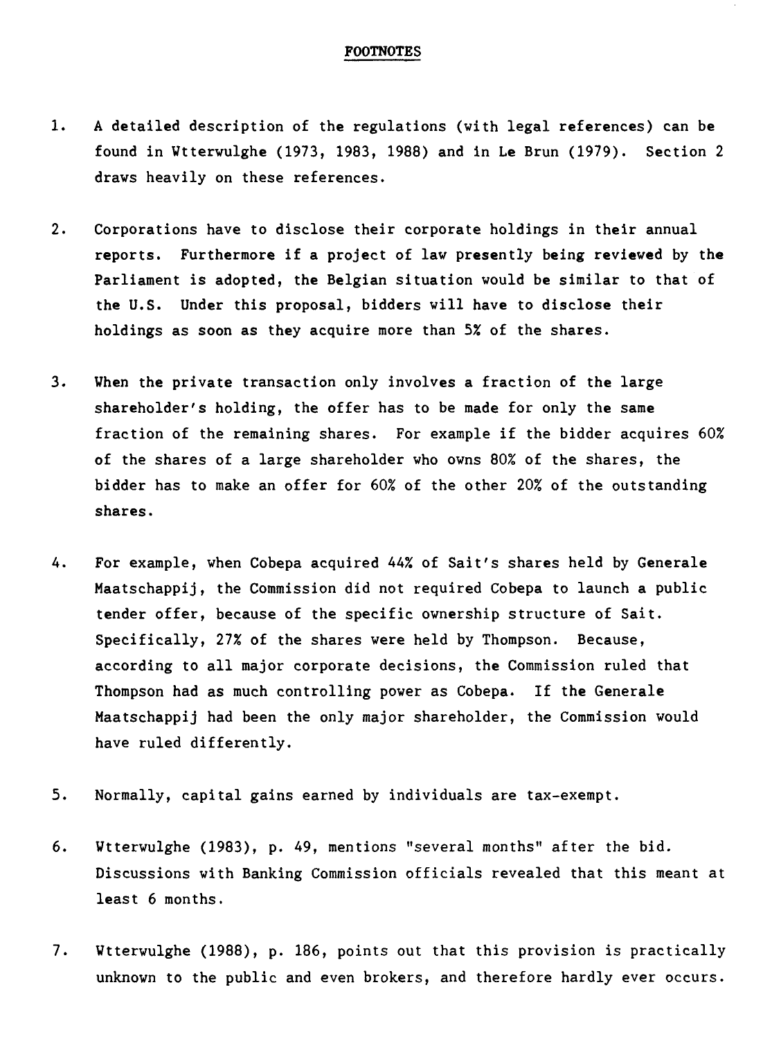## FOOTNOTES

1. A detailed description of the regulations (with legal references) can be found in Wtterwulghe (1973, 1983, 1988) and in Le Brun (1979). Section 2 draws heavily on these references.

2. Corporations have to disclose their corporate holdings in their annual reports. Furthermore if a project of law presently being reviewed by the Parliament is adopted, the Belgian situation would be similar to that of the U.S. Under this proposal, bidders will have to disclose their holdings as soon as they acquire more than 5% of the shares.

3. When the private transaction only involves a fraction of the large shareholder's holding, the offer has to be made for only the same fraction of the remaining shares. For example if the bidder acquires 60% of the shares of a large shareholder who owns 80% of the shares, the bidder has to make an offer for 60% of the other 20% of the outstanding shares.

4. For example, when Cobepa acquired 44% of Sait's shares held by Generale Maatschappij, the Commission did not required Cobepa to launch a public tender offer, because of the specific ownership structure of Sait. Specifically, 27% of the shares were held by Thompson. Because, according to all major corporate decisions, the Commission ruled that Thompson had as much controlling power as Cobepa. If the Generale Maatschappij had been the only major shareholder, the Commission would have ruled differently.

5. Normally, capital gains earned by individuals are tax-exempt.

6. Wtterwulghe (1983), p. 49, mentions "several months" after the bid. Discussions with Banking Commission officials revealed that this meant at least 6 months.

7. Wtterwulghe (1988), p. 186, points out that this provision is practically unknown to the public and even brokers, and therefore hardly ever occurs.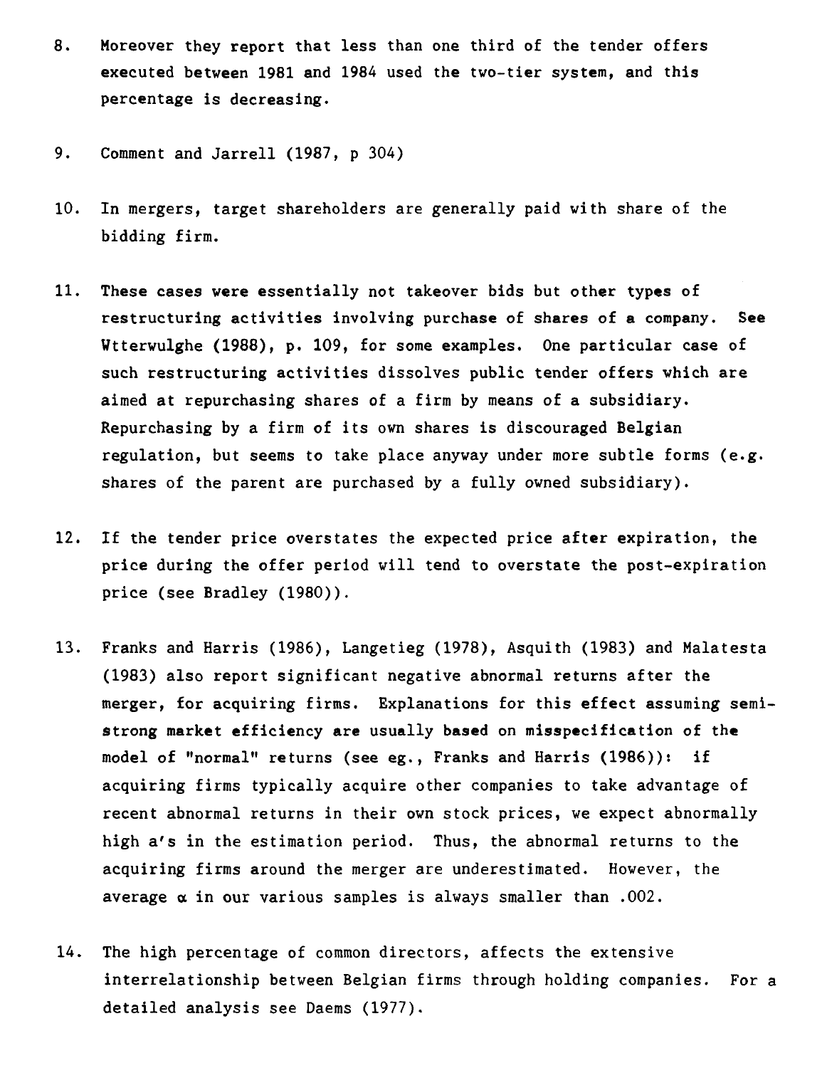8. Moreover they report that less than one third of the tender offers executed between 1981 and 1984 used the two-tier system, and this percentage is decreasing.

9. Comment and Jarrell (1987, p 304)

10. In mergers, target shareholders are generally paid with share of the bidding firm.

11. These cases were essentially not takeover bids but other types of restructuring activities involving purchase of shares of a company. See Wtterwulghe (1988), p. 109, for some examples. One particular case of such restructuring activities dissolves public tender offers which are aimed at repurchasing shares of a firm by means of a subsidiary. Repurchasing by a firm of its own shares is discouraged Belgian regulation, but seems to take place anyway under more subtle forms (e.g. shares of the parent are purchased by a fully owned subsidiary).

12. If the tender price overstates the expected price after expiration, the price during the offer period will tend to overstate the post-expiration price (see Bradley (1980)).

13. Franks and Harris (1986), Langetieg (1978), Asquith (1983) and Malatesta (1983) also report significant negative abnormal returns after the merger, for acquiring firms. Explanations for this effect assuming semi-strong market efficiency are usually based on misspecification of the model of "normal" returns (see eg., Franks and Harris (1986)): if acquiring firms typically acquire other companies to take advantage of recent abnormal returns in their own stock prices, we expect abnormally high a's in the estimation period. Thus, the abnormal returns to the acquiring firms around the merger are underestimated. However, the average $\alpha$ in our various samples is always smaller than .002.

14. The high percentage of common directors, affects the extensive interrelationship between Belgian firms through holding companies. For a detailed analysis see Daems (1977).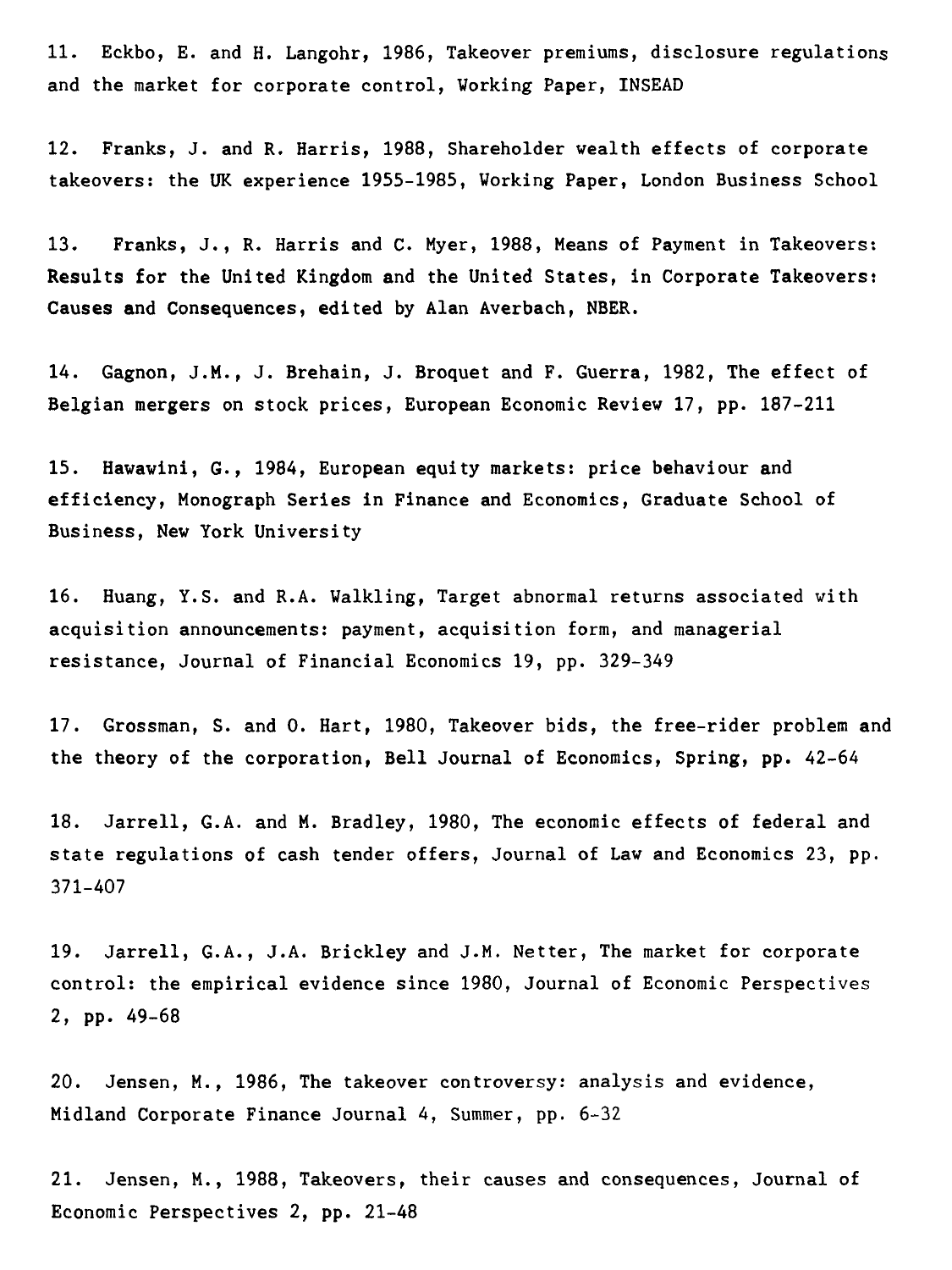11. Eckbo, E. and H. Langohr, 1986, Takeover premiums, disclosure regulations and the market for corporate control, Working Paper, INSEAD

12. Franks, J. and R. Harris, 1988, Shareholder wealth effects of corporate takeovers: the UK experience 1955-1985, Working Paper, London Business School

13. Franks, J., R. Harris and C. Myer, 1988, Means of Payment in Takeovers: Results for the United Kingdom and the United States, in Corporate Takeovers: Causes and Consequences, edited by Alan Averbach, NBER.

14. Gagnon, J.M., J. Brehain, J. Broquet and F. Guerra, 1982, The effect of Belgian mergers on stock prices, European Economic Review 17, pp. 187-211

15. Hawawini, G., 1984, European equity markets: price behaviour and efficiency, Monograph Series in Finance and Economics, Graduate School of Business, New York University

16. Huang, Y.S. and R.A. Walkling, Target abnormal returns associated with acquisition announcements: payment, acquisition form, and managerial resistance, Journal of Financial Economics 19, pp. 329-349

17. Grossman, S. and O. Hart, 1980, Takeover bids, the free-rider problem and the theory of the corporation, Bell Journal of Economics, Spring, pp. 42-64

18. Jarrell, G.A. and M. Bradley, 1980, The economic effects of federal and state regulations of cash tender offers, Journal of Law and Economics 23, pp. 371-407

19. Jarrell, G.A., J.A. Brickley and J.M. Netter, The market for corporate control: the empirical evidence since 1980, Journal of Economic Perspectives 2, pp. 49-68

20. Jensen, M., 1986, The takeover controversy: analysis and evidence, Midland Corporate Finance Journal 4, Summer, pp. 6-32

21. Jensen, M., 1988, Takeovers, their causes and consequences, Journal of Economic Perspectives 2, pp. 21-48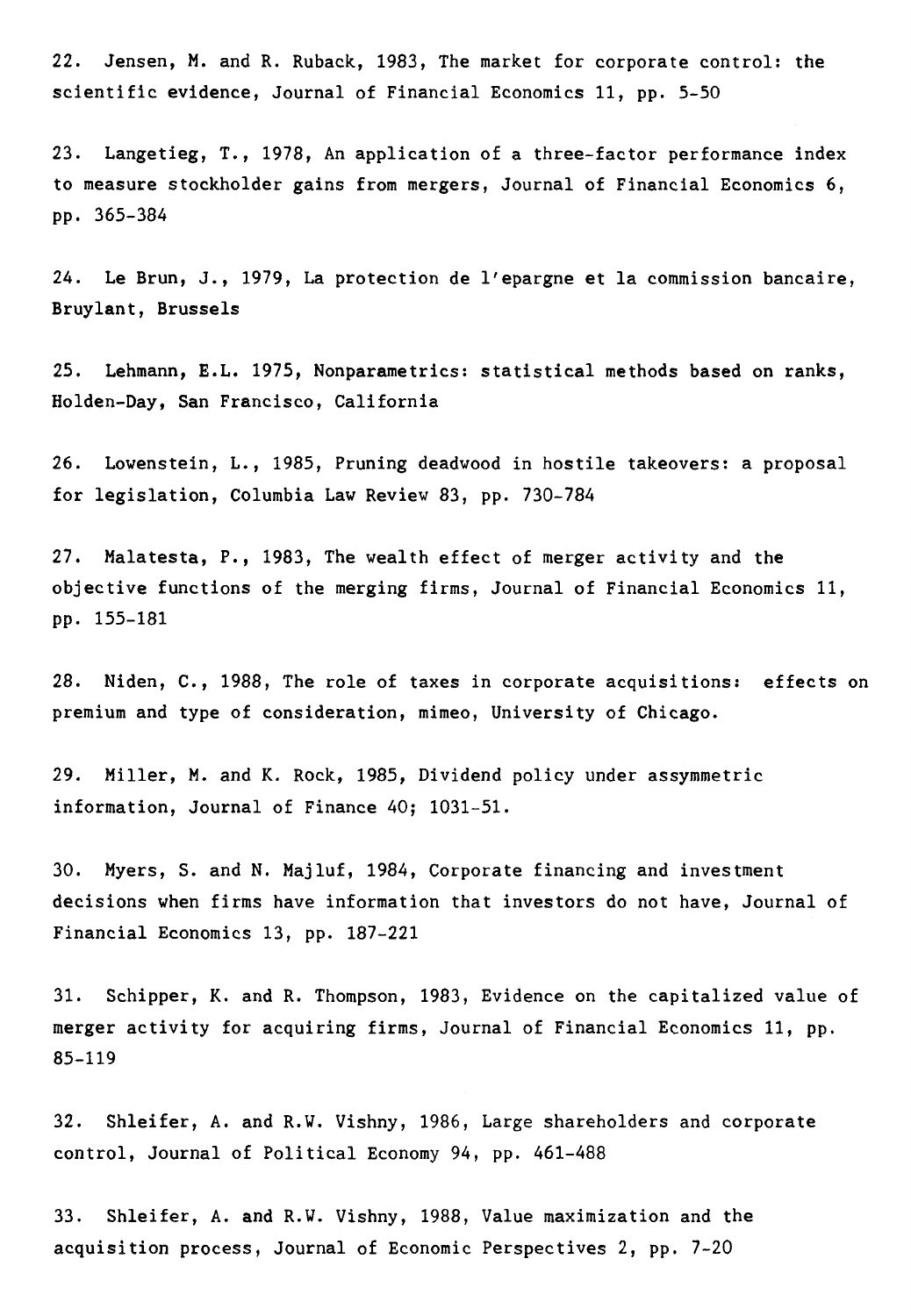22. Jensen, M. and R. Ruback, 1983, The market for corporate control: the scientific evidence, Journal of Financial Economics 11, pp. 5-50

23. Langetieg, T., 1978, An application of a three-factor performance index to measure stockholder gains from mergers, Journal of Financial Economics 6, pp. 365-384

24. Le Brun, J., 1979, La protection de l'epargne et la commission bancaire, Bruylant, Brussels

25. Lehmann, E.L. 1975, Nonparametrics: statistical methods based on ranks, Holden-Day, San Francisco, California

26. Lowenstein, L., 1985, Pruning deadwood in hostile takeovers: a proposal for legislation, Columbia Law Review 83, pp. 730-784

27. Malatesta, P., 1983, The wealth effect of merger activity and the objective functions of the merging firms, Journal of Financial Economics 11, pp. 155-181

28. Niden, C., 1988, The role of taxes in corporate acquisitions: effects on premium and type of consideration, mimeo, University of Chicago.

29. Miller, M. and K. Rock, 1985, Dividend policy under assymmetric information, Journal of Finance 40; 1031-51.

30. Myers, S. and N. Majluf, 1984, Corporate financing and investment decisions when firms have information that investors do not have, Journal of Financial Economics 13, pp. 187-221

31. Schipper, K. and R. Thompson, 1983, Evidence on the capitalized value of merger activity for acquiring firms, Journal of Financial Economics 11, pp. 85-119

32. Shleifer, A. and R.W. Vishny, 1986, Large shareholders and corporate control, Journal of Political Economy 94, pp. 461-488

33. Shleifer, A. and R.W. Vishny, 1988, Value maximization and the acquisition process, Journal of Economic Perspectives 2, pp. 7-20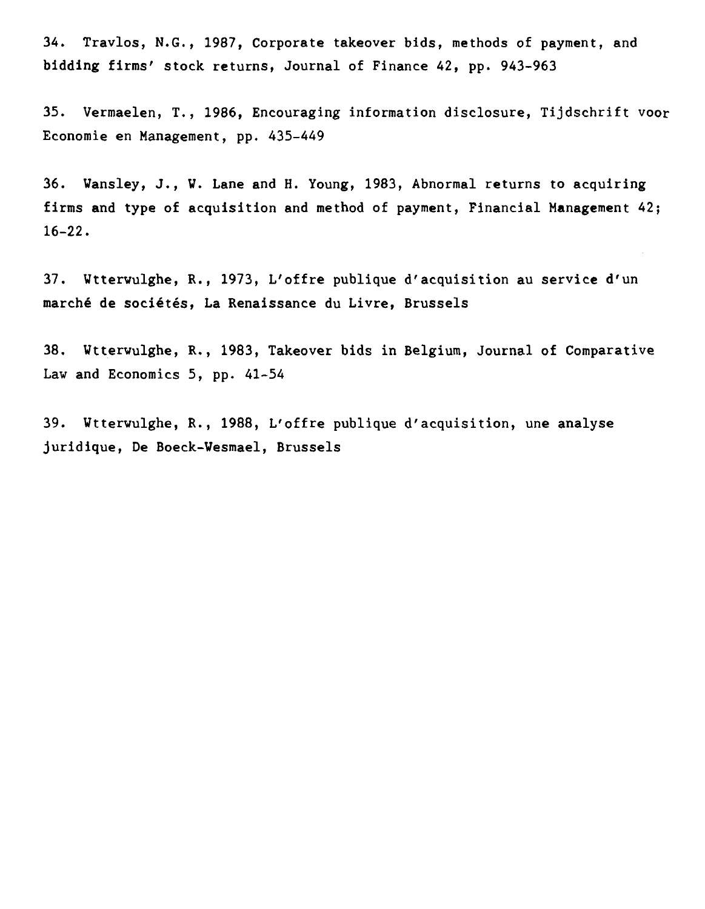34. Travlos, N.G., 1987, Corporate takeover bids, methods of payment, and bidding firms' stock returns, Journal of Finance 42, pp. 943-963

35. Vermaelen, T., 1986, Encouraging information disclosure, Tijdschrift voor Economie en Management, pp. 435-449

36. Wansley, J., W. Lane and H. Young, 1983, Abnormal returns to acquiring firms and type of acquisition and method of payment, Financial Management 42; 16-22.

37. Wtterwulghe, R., 1973, L'offre publique d'acquisition au service d'un marché de sociétés, La Renaissance du Livre, Brussels

38. Wtterwulghe, R., 1983, Takeover bids in Belgium, Journal of Comparative Law and Economics 5, pp. 41-54

39. Wtterwulghe, R., 1988, L'offre publique d'acquisition, une analyse juridique, De Boeck-Wesmael, Brussels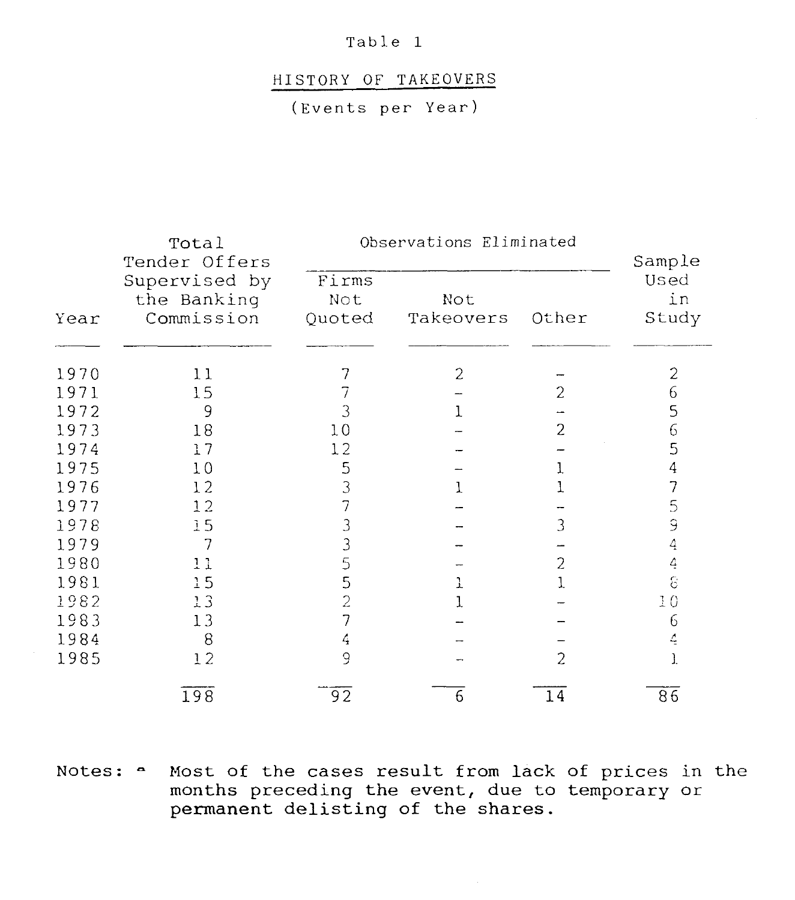Table 1

HISTORY OF TAKEOVERS

(Events per Year)

| Year | Total Tender Offers Supervised by the Banking Commission | Observations Eliminated | | | Sample Used in Study |
|---|---|---|---|---|---|
| | | Firms Not Quoted | Not Takeovers | Other | |
| 1970 | 11 | 7 | 2 | – | 2 |
| 1971 | 15 | 7 | – | 2 | 6 |
| 1972 | 9 | 3 | 1 | – | 5 |
| 1973 | 18 | 10 | – | 2 | 6 |
| 1974 | 17 | 12 | – | – | 5 |
| 1975 | 10 | 5 | – | 1 | 4 |
| 1976 | 12 | 3 | 1 | 1 | 7 |
| 1977 | 12 | 7 | – | – | 5 |
| 1978 | 15 | 3 | – | 3 | 9 |
| 1979 | 7 | 3 | – | – | 4 |
| 1980 | 11 | 5 | – | 2 | 4 |
| 1981 | 15 | 5 | 1 | 1 | 8 |
| 1982 | 13 | 2 | 1 | – | 10 |
| 1983 | 13 | 7 | – | – | 6 |
| 1984 | 8 | 4 | – | – | 4 |
| 1985 | 12 | 9 | – | 2 | 1 |
| | 198 | 92 | 6 | 14 | 86 |

Notes: [a] Most of the cases result from lack of prices in the months preceding the event, due to temporary or permanent delisting of the shares.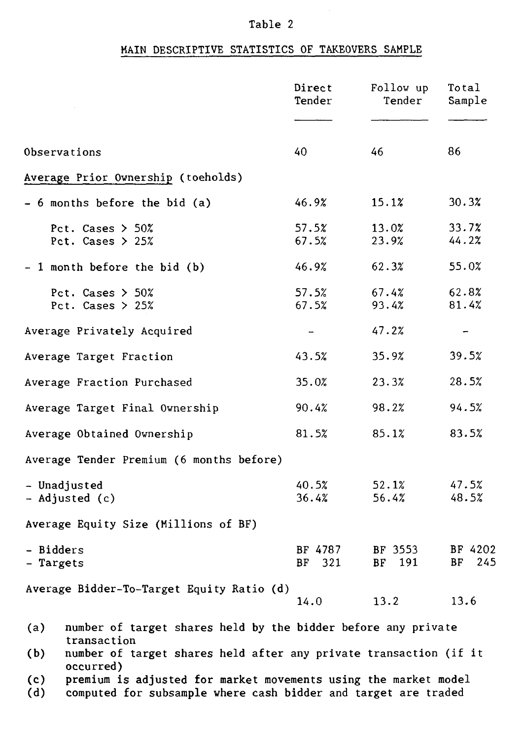Table 2

MAIN DESCRIPTIVE STATISTICS OF TAKEOVERS SAMPLE

| | Direct Tender | Follow up Tender | Total Sample |
|---|---|---|---|
| Observations | 40 | 46 | 86 |
| Average Prior Ownership (toeholds) | | | |
| - 6 months before the bid (a) | 46.9% | 15.1% | 30.3% |
| Pct. Cases > 50% | 57.5% | 13.0% | 33.7% |
| Pct. Cases > 25% | 67.5% | 23.9% | 44.2% |
| - 1 month before the bid (b) | 46.9% | 62.3% | 55.0% |
| Pct. Cases > 50% | 57.5% | 67.4% | 62.8% |
| Pct. Cases > 25% | 67.5% | 93.4% | 81.4% |
| Average Privately Acquired | - | 47.2% | - |
| Average Target Fraction | 43.5% | 35.9% | 39.5% |
| Average Fraction Purchased | 35.0% | 23.3% | 28.5% |
| Average Target Final Ownership | 90.4% | 98.2% | 94.5% |
| Average Obtained Ownership | 81.5% | 85.1% | 83.5% |
| Average Tender Premium (6 months before) | | | |
| - Unadjusted | 40.5% | 52.1% | 47.5% |
| - Adjusted (c) | 36.4% | 56.4% | 48.5% |
| Average Equity Size (Millions of BF) | | | |
| - Bidders | BF 4787 | BF 3553 | BF 4202 |
| - Targets | BF 321 | BF 191 | BF 245 |
| Average Bidder-To-Target Equity Ratio (d) | 14.0 | 13.2 | 13.6 |

(a) number of target shares held by the bidder before any private transaction

(b) number of target shares held after any private transaction (if it occurred)

(c) premium is adjusted for market movements using the market model

(d) computed for subsample where cash bidder and target are traded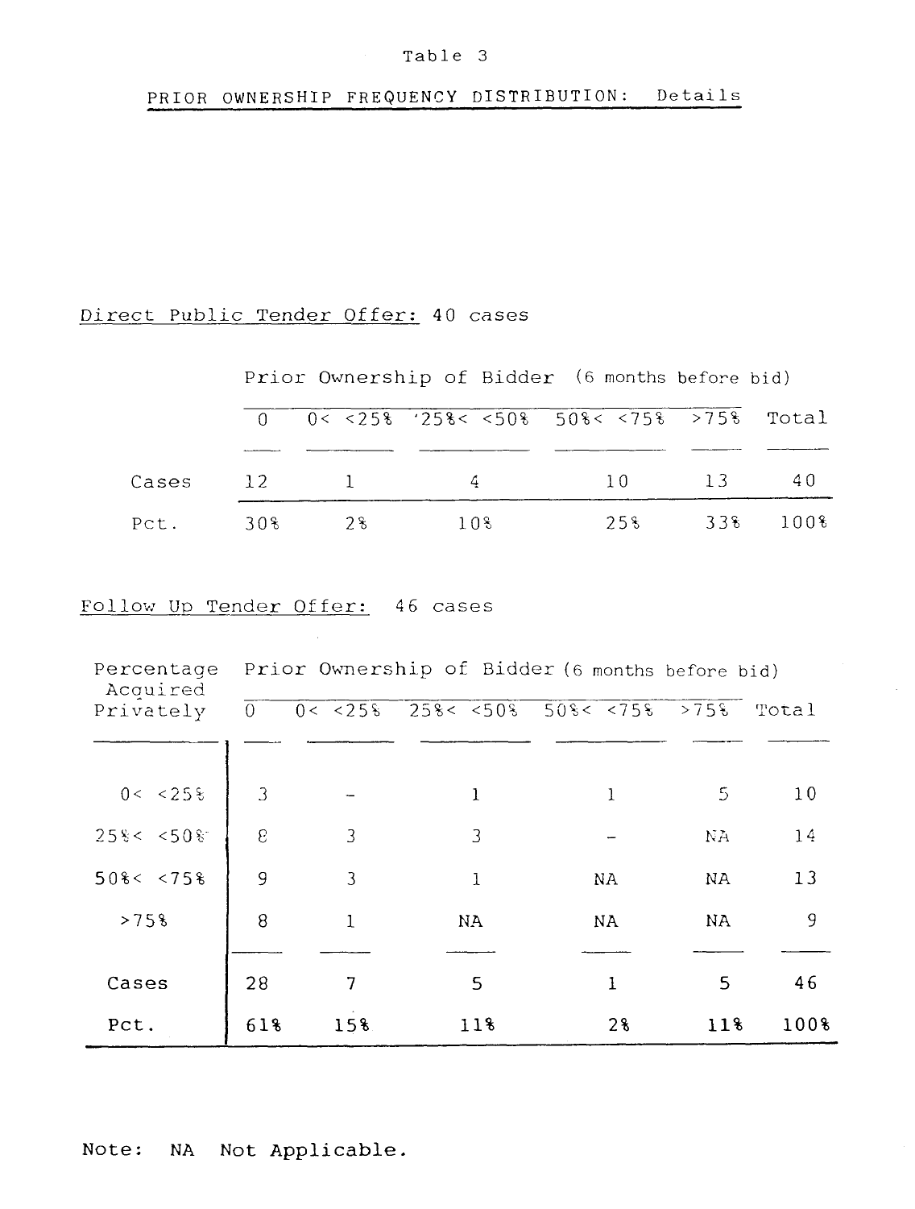Table 3

PRIOR OWNERSHIP FREQUENCY DISTRIBUTION: Details

Direct Public Tender Offer: 40 cases

| | Prior Ownership of Bidder (6 months before bid) | | | | | |
|---|---|---|---|---|---|---|
| | 0 | 0< <25% | 25%< <50% | 50%< <75% | >75% | Total |
| Cases | 12 | 1 | 4 | 10 | 13 | 40 |
| Pct. | 30% | 2% | 10% | 25% | 33% | 100% |

Follow Up Tender Offer: 46 cases

| Percentage Acquired Privately | Prior Ownership of Bidder (6 months before bid) | | | | | |
|---|---|---|---|---|---|---|
| | 0 | 0< <25% | 25%< <50% | 50%< <75% | >75% | Total |
| 0< <25% | 3 | - | 1 | 1 | 5 | 10 |
| 25%< <50% | 8 | 3 | 3 | - | NA | 14 |
| 50%< <75% | 9 | 3 | 1 | NA | NA | 13 |
| >75% | 8 | 1 | NA | NA | NA | 9 |
| Cases | 28 | 7 | 5 | 1 | 5 | 46 |
| Pct. | 61% | 15% | 11% | 2% | 11% | 100% |

Note: NA Not Applicable.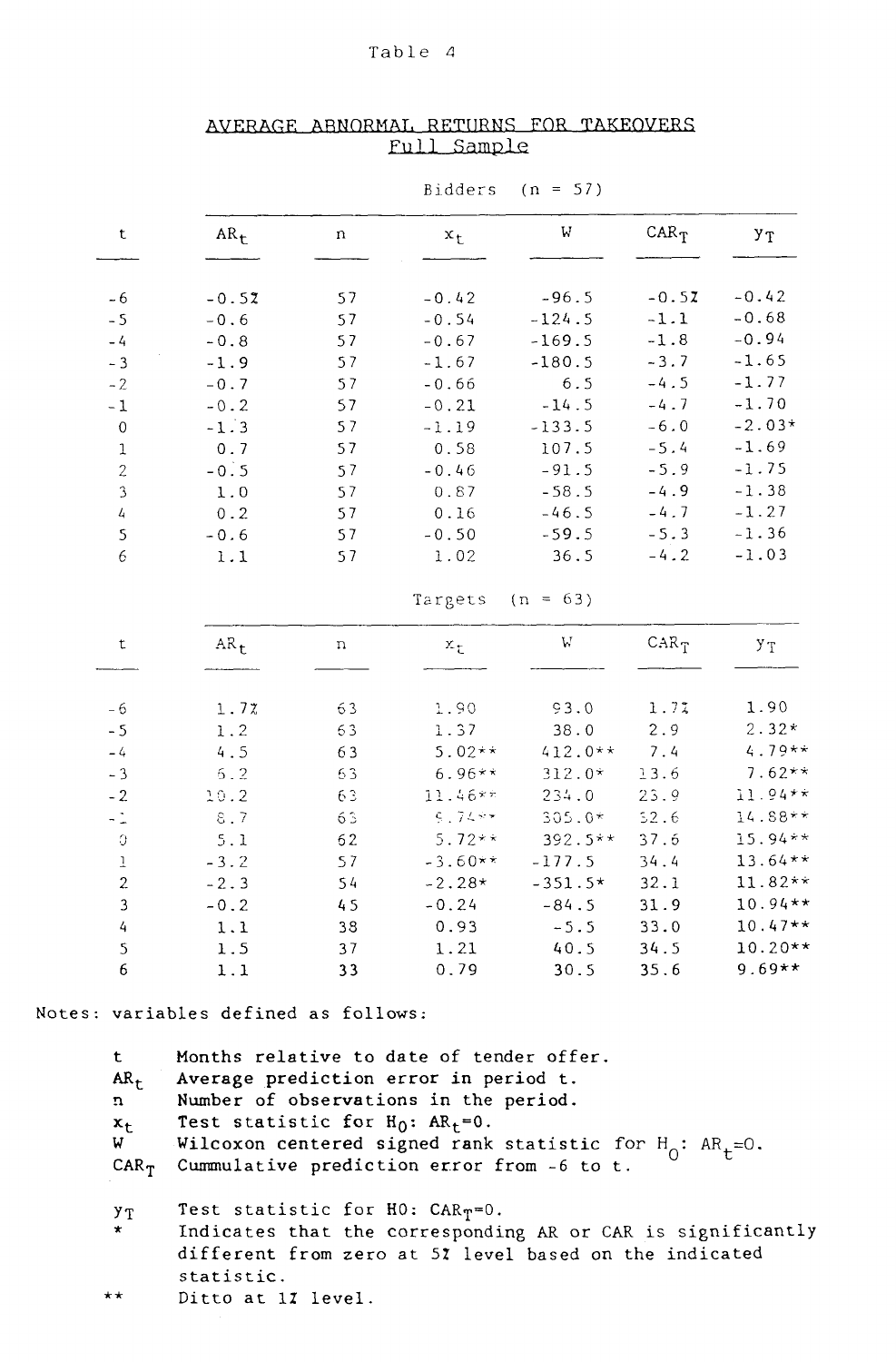Table 4

## AVERAGE ABNORMAL RETURNS FOR TAKEOVERS
### Full Sample

Bidders (n = 57)

| t | $AR_t$ | n | $x_t$ | W | $CAR_T$ | $y_T$ |
|---|---|---|---|---|---|---|
| -6 | -0.5% | 57 | -0.42 | -96.5 | -0.5% | -0.42 |
| -5 | -0.6 | 57 | -0.54 | -124.5 | -1.1 | -0.68 |
| -4 | -0.8 | 57 | -0.67 | -169.5 | -1.8 | -0.94 |
| -3 | -1.9 | 57 | -1.67 | -180.5 | -3.7 | -1.65 |
| -2 | -0.7 | 57 | -0.66 | 6.5 | -4.5 | -1.77 |
| -1 | -0.2 | 57 | -0.21 | -14.5 | -4.7 | -1.70 |
| 0 | -1.3 | 57 | -1.19 | -133.5 | -6.0 | -2.03* |
| 1 | 0.7 | 57 | 0.58 | 107.5 | -5.4 | -1.69 |
| 2 | -0.5 | 57 | -0.46 | -91.5 | -5.9 | -1.75 |
| 3 | 1.0 | 57 | 0.87 | -58.5 | -4.9 | -1.38 |
| 4 | 0.2 | 57 | 0.16 | -46.5 | -4.7 | -1.27 |
| 5 | -0.6 | 57 | -0.50 | -59.5 | -5.3 | -1.36 |
| 6 | 1.1 | 57 | 1.02 | 36.5 | -4.2 | -1.03 |

Targets (n = 63)

| t | $AR_t$ | n | $x_t$ | W | $CAR_T$ | $y_T$ |
|---|---|---|---|---|---|---|
| -6 | 1.7% | 63 | 1.90 | 93.0 | 1.7% | 1.90 |
| -5 | 1.2 | 63 | 1.37 | 38.0 | 2.9 | 2.32* |
| -4 | 4.5 | 63 | 5.02** | 412.0** | 7.4 | 4.79** |
| -3 | 6.2 | 63 | 6.96** | 312.0* | 13.6 | 7.62** |
| -2 | 10.2 | 63 | 11.46** | 234.0 | 23.9 | 11.94** |
| -1 | 8.7 | 63 | 9.74** | 305.0* | 32.6 | 14.88** |
| 0 | 5.1 | 62 | 5.72** | 392.5** | 37.6 | 15.94** |
| 1 | -3.2 | 57 | -3.60** | -177.5 | 34.4 | 13.64** |
| 2 | -2.3 | 54 | -2.28* | -351.5* | 32.1 | 11.82** |
| 3 | -0.2 | 45 | -0.24 | -84.5 | 31.9 | 10.94** |
| 4 | 1.1 | 38 | 0.93 | -5.5 | 33.0 | 10.47** |
| 5 | 1.5 | 37 | 1.21 | 40.5 | 34.5 | 10.20** |
| 6 | 1.1 | 33 | 0.79 | 30.5 | 35.6 | 9.69** |

Notes: variables defined as follows:

- t — Months relative to date of tender offer.
- $AR_t$ — Average prediction error in period t.
- n — Number of observations in the period.
- $x_t$ — Test statistic for $H_0$: $AR_t$=0.
- W — Wilcoxon centered signed rank statistic for $H_0$: $AR_t$=0.
- $CAR_T$ — Cummulative prediction error from -6 to t.
- $y_T$ — Test statistic for H0: $CAR_T$=0.
- \* — Indicates that the corresponding AR or CAR is significantly different from zero at 5% level based on the indicated statistic.
- \*\* — Ditto at 1% level.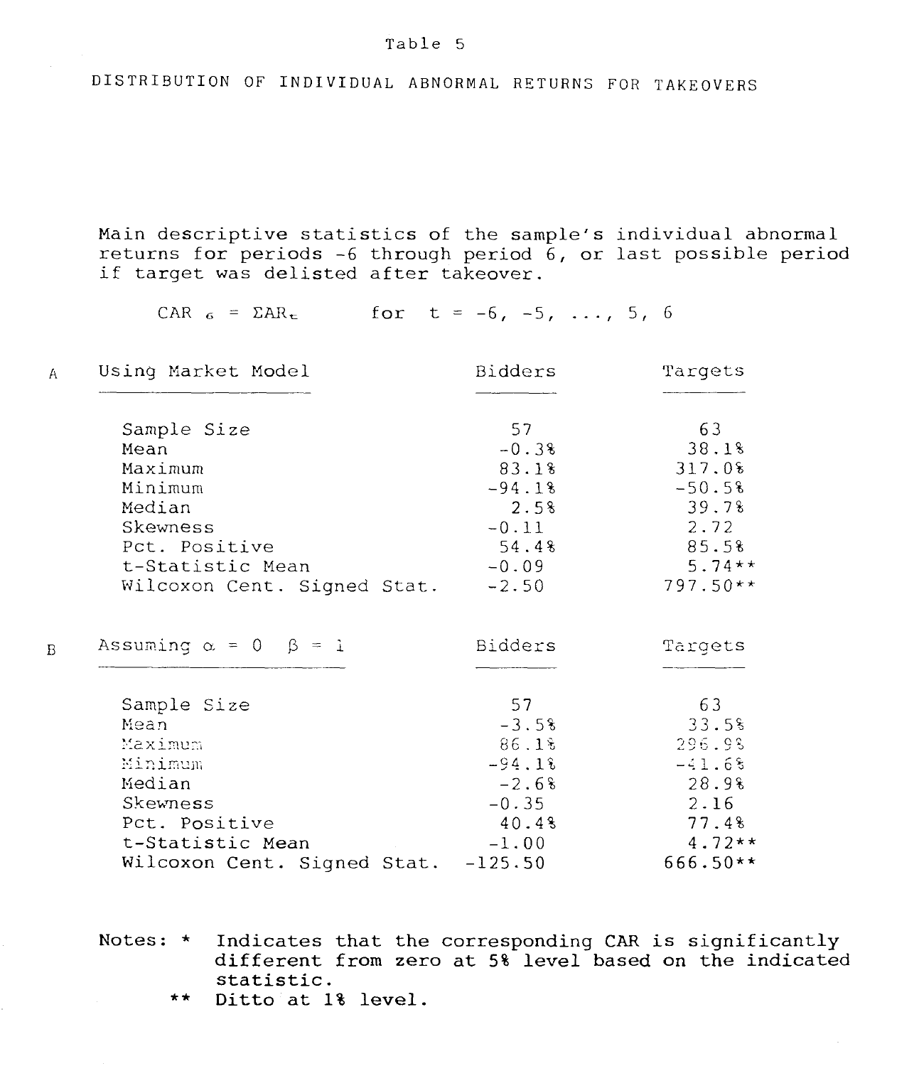Table 5

DISTRIBUTION OF INDIVIDUAL ABNORMAL RETURNS FOR TAKEOVERS

Main descriptive statistics of the sample's individual abnormal returns for periods -6 through period 6, or last possible period if target was delisted after takeover.

$$CAR_6 = \Sigma AR_t \quad \text{for} \quad t = -6, -5, \ldots, 5, 6$$

A

| Using Market Model | Bidders | Targets |
|---|---|---|
| Sample Size | 57 | 63 |
| Mean | -0.3% | 38.1% |
| Maximum | 83.1% | 317.0% |
| Minimum | -94.1% | -50.5% |
| Median | 2.5% | 39.7% |
| Skewness | -0.11 | 2.72 |
| Pct. Positive | 54.4% | 85.5% |
| t-Statistic Mean | -0.09 | 5.74** |
| Wilcoxon Cent. Signed Stat. | -2.50 | 797.50** |

B

| Assuming $\alpha = 0$ $\beta = 1$ | Bidders | Targets |
|---|---|---|
| Sample Size | 57 | 63 |
| Mean | -3.5% | 33.5% |
| Maximum | 86.1% | 296.9% |
| Minimum | -94.1% | -41.6% |
| Median | -2.6% | 28.9% |
| Skewness | -0.35 | 2.16 |
| Pct. Positive | 40.4% | 77.4% |
| t-Statistic Mean | -1.00 | 4.72** |
| Wilcoxon Cent. Signed Stat. | -125.50 | 666.50** |

Notes: * Indicates that the corresponding CAR is significantly different from zero at 5% level based on the indicated statistic.

** Ditto at 1% level.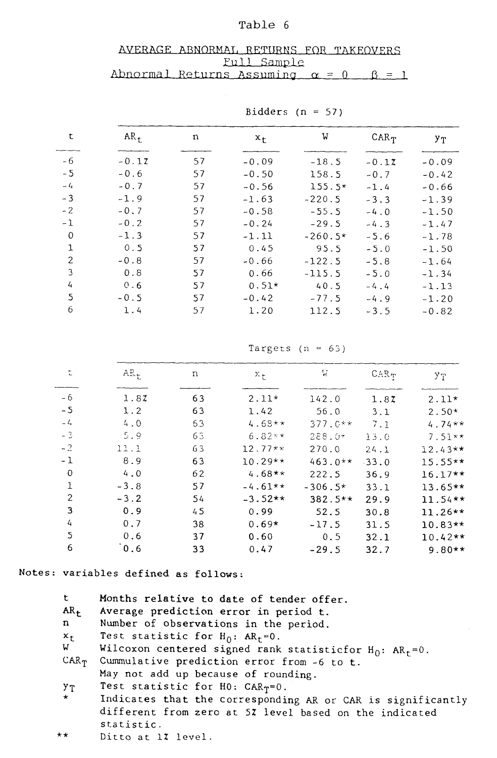Table 6

AVERAGE ABNORMAL RETURNS FOR TAKEOVERS
Full Sample
Abnormal Returns Assuming $\alpha = 0 \quad \beta = 1$

Bidders (n = 57)

| t | $AR_t$ | n | $x_t$ | W | $CAR_T$ | $y_T$ |
|---|---|---|---|---|---|---|
| -6 | -0.1% | 57 | -0.09 | -18.5 | -0.1% | -0.09 |
| -5 | -0.6 | 57 | -0.50 | 158.5 | -0.7 | -0.42 |
| -4 | -0.7 | 57 | -0.56 | 155.5* | -1.4 | -0.66 |
| -3 | -1.9 | 57 | -1.63 | -220.5 | -3.3 | -1.39 |
| -2 | -0.7 | 57 | -0.58 | -55.5 | -4.0 | -1.50 |
| -1 | -0.2 | 57 | -0.24 | -29.5 | -4.3 | -1.47 |
| 0 | -1.3 | 57 | -1.11 | -260.5* | -5.6 | -1.78 |
| 1 | 0.5 | 57 | 0.45 | 95.5 | -5.0 | -1.50 |
| 2 | -0.8 | 57 | -0.66 | -122.5 | -5.8 | -1.64 |
| 3 | 0.8 | 57 | 0.66 | -115.5 | -5.0 | -1.34 |
| 4 | 0.6 | 57 | 0.51* | 40.5 | -4.4 | -1.13 |
| 5 | -0.5 | 57 | -0.42 | -77.5 | -4.9 | -1.20 |
| 6 | 1.4 | 57 | 1.20 | 112.5 | -3.5 | -0.82 |

Targets (n = 63)

| t | $AR_t$ | n | $x_t$ | W | $CAR_T$ | $y_T$ |
|---|---|---|---|---|---|---|
| -6 | 1.8% | 63 | 2.11* | 142.0 | 1.8% | 2.11* |
| -5 | 1.2 | 63 | 1.42 | 56.0 | 3.1 | 2.50* |
| -4 | 4.0 | 63 | 4.68** | 377.0** | 7.1 | 4.74** |
| -3 | 5.9 | 63 | 6.82** | 288.0* | 13.0 | 7.51** |
| -2 | 11.1 | 63 | 12.77** | 270.0 | 24.1 | 12.43** |
| -1 | 8.9 | 63 | 10.29** | 463.0** | 33.0 | 15.55** |
| 0 | 4.0 | 62 | 4.68** | 222.5 | 36.9 | 16.17** |
| 1 | -3.8 | 57 | -4.61** | -306.5* | 33.1 | 13.65** |
| 2 | -3.2 | 54 | -3.52** | 382.5** | 29.9 | 11.54** |
| 3 | 0.9 | 45 | 0.99 | 52.5 | 30.8 | 11.26** |
| 4 | 0.7 | 38 | 0.69* | -17.5 | 31.5 | 10.83** |
| 5 | 0.6 | 37 | 0.60 | 0.5 | 32.1 | 10.42** |
| 6 | 0.6 | 33 | 0.47 | -29.5 | 32.7 | 9.80** |

Notes: variables defined as follows:

- t — Months relative to date of tender offer.
- $AR_t$ — Average prediction error in period t.
- n — Number of observations in the period.
- $x_t$ — Test statistic for $H_0$: $AR_t$=0.
- W — Wilcoxon centered signed rank statisticfor $H_0$: $AR_t$=0.
- $CAR_T$ — Cummulative prediction error from -6 to t. May not add up because of rounding.
- $y_T$ — Test statistic for H0: $CAR_T$=0.
- \* — Indicates that the corresponding AR or CAR is significantly different from zero at 5% level based on the indicated statistic.
- \*\* — Ditto at 1% level.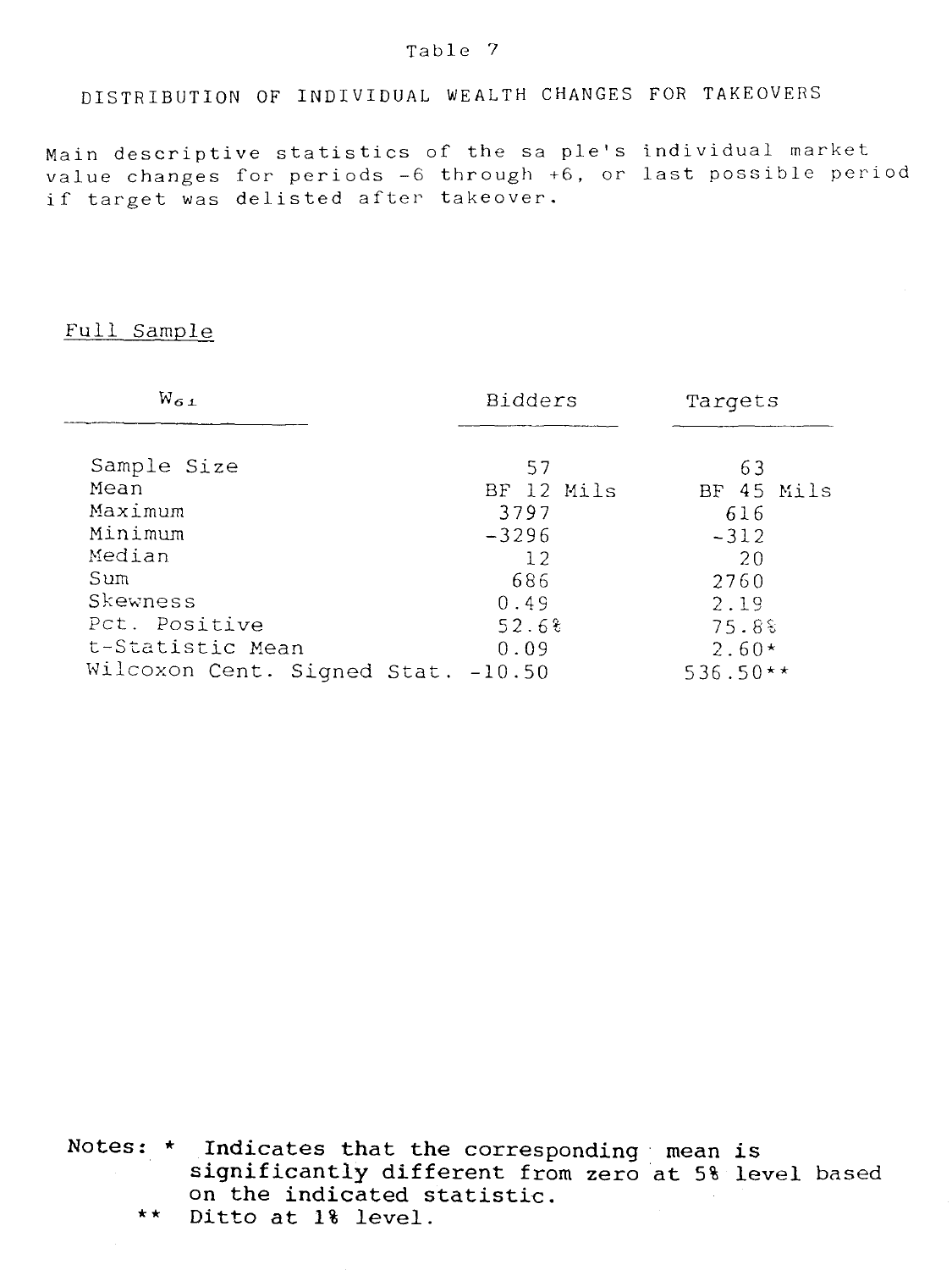Table 7

DISTRIBUTION OF INDIVIDUAL WEALTH CHANGES FOR TAKEOVERS

Main descriptive statistics of the sa ple's individual market value changes for periods -6 through +6, or last possible period if target was delisted after takeover.

Full Sample

| $W_{61}$ | Bidders | Targets |
|---|---|---|
| Sample Size | 57 | 63 |
| Mean | BF 12 Mils | BF 45 Mils |
| Maximum | 3797 | 616 |
| Minimum | -3296 | -312 |
| Median | 12 | 20 |
| Sum | 686 | 2760 |
| Skewness | 0.49 | 2.19 |
| Pct. Positive | 52.6% | 75.8% |
| t-Statistic Mean | 0.09 | 2.60* |
| Wilcoxon Cent. Signed Stat. | -10.50 | 536.50** |

Notes: * Indicates that the corresponding mean is significantly different from zero at 5% level based on the indicated statistic.

** Ditto at 1% level.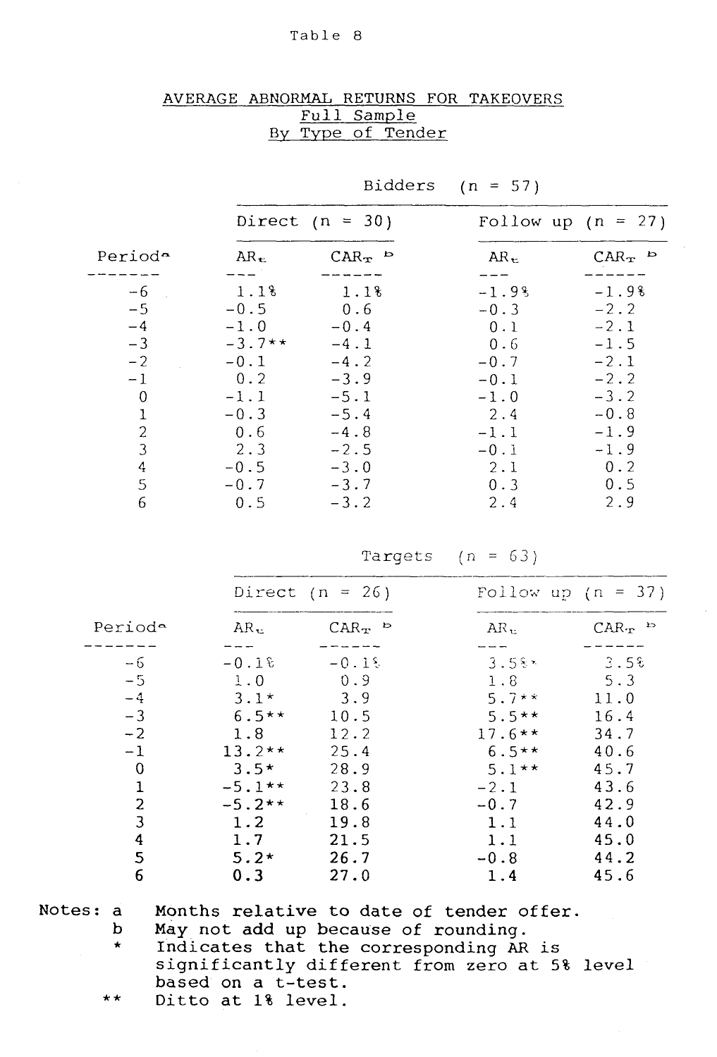Table 8

AVERAGE ABNORMAL RETURNS FOR TAKEOVERS
Full Sample
By Type of Tender

| | Bidders (n = 57) | | | |
|---|---|---|---|---|
| | Direct (n = 30) | | Follow up (n = 27) | |
| Period[a] | $AR_t$ | $CAR_T$ [b] | $AR_t$ | $CAR_T$ [b] |
| -6 | 1.1% | 1.1% | -1.9% | -1.9% |
| -5 | -0.5 | 0.6 | -0.3 | -2.2 |
| -4 | -1.0 | -0.4 | 0.1 | -2.1 |
| -3 | -3.7** | -4.1 | 0.6 | -1.5 |
| -2 | -0.1 | -4.2 | -0.7 | -2.1 |
| -1 | 0.2 | -3.9 | -0.1 | -2.2 |
| 0 | -1.1 | -5.1 | -1.0 | -3.2 |
| 1 | -0.3 | -5.4 | 2.4 | -0.8 |
| 2 | 0.6 | -4.8 | -1.1 | -1.9 |
| 3 | 2.3 | -2.5 | -0.1 | -1.9 |
| 4 | -0.5 | -3.0 | 2.1 | 0.2 |
| 5 | -0.7 | -3.7 | 0.3 | 0.5 |
| 6 | 0.5 | -3.2 | 2.4 | 2.9 |

| | Targets (n = 63) | | | |
|---|---|---|---|---|
| | Direct (n = 26) | | Follow up (n = 37) | |
| Period[a] | $AR_t$ | $CAR_T$ [b] | $AR_t$ | $CAR_T$ [b] |
| -6 | -0.1% | -0.1% | 3.5%* | 3.5% |
| -5 | 1.0 | 0.9 | 1.8 | 5.3 |
| -4 | 3.1* | 3.9 | 5.7** | 11.0 |
| -3 | 6.5** | 10.5 | 5.5** | 16.4 |
| -2 | 1.8 | 12.2 | 17.6** | 34.7 |
| -1 | 13.2** | 25.4 | 6.5** | 40.6 |
| 0 | 3.5* | 28.9 | 5.1** | 45.7 |
| 1 | -5.1** | 23.8 | -2.1 | 43.6 |
| 2 | -5.2** | 18.6 | -0.7 | 42.9 |
| 3 | 1.2 | 19.8 | 1.1 | 44.0 |
| 4 | 1.7 | 21.5 | 1.1 | 45.0 |
| 5 | 5.2* | 26.7 | -0.8 | 44.2 |
| 6 | 0.3 | 27.0 | 1.4 | 45.6 |

Notes:
a Months relative to date of tender offer.
b May not add up because of rounding.
\* Indicates that the corresponding AR is significantly different from zero at 5% level based on a t-test.
\** Ditto at 1% level.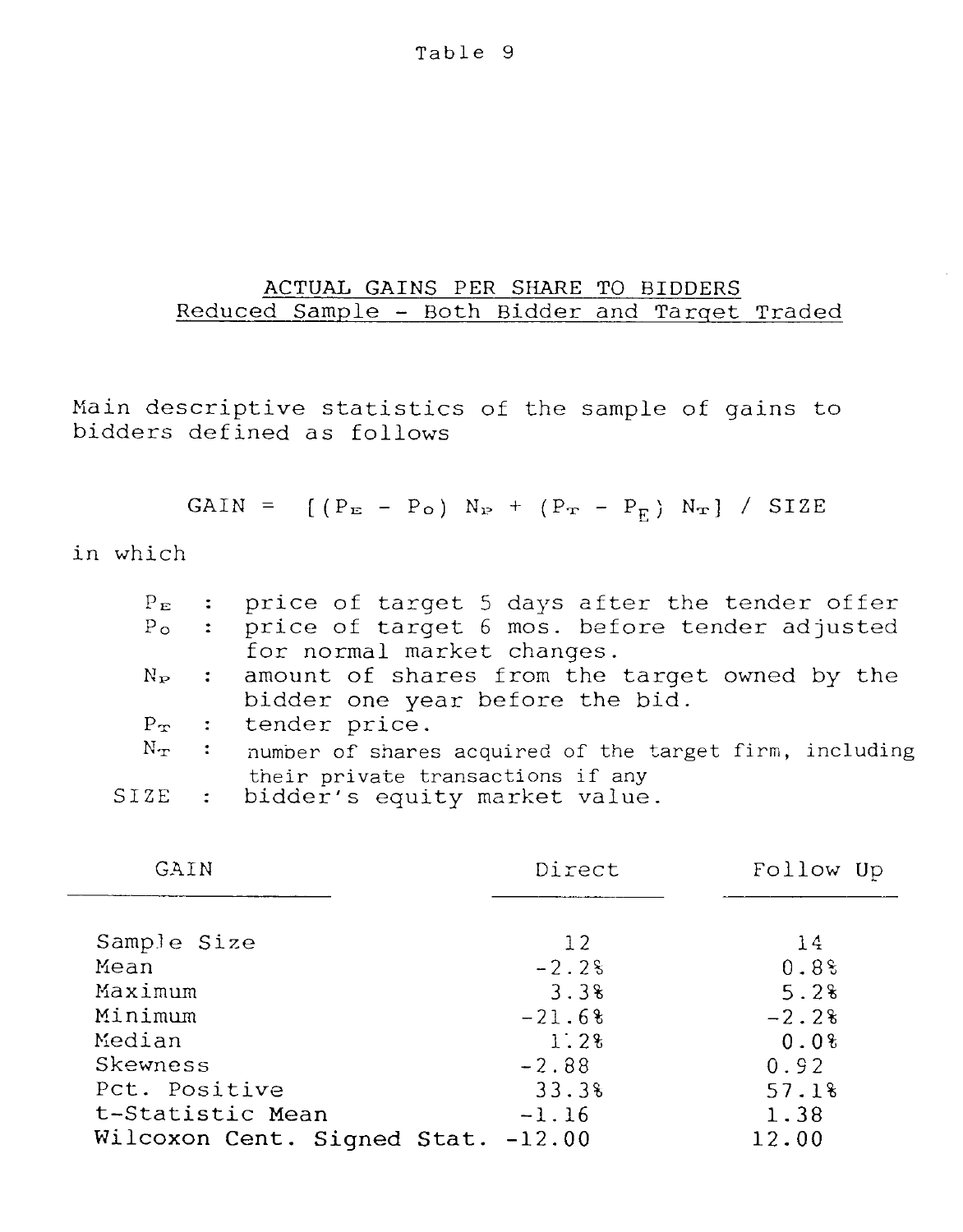Table 9

## ACTUAL GAINS PER SHARE TO BIDDERS
### Reduced Sample - Both Bidder and Target Traded

Main descriptive statistics of the sample of gains to bidders defined as follows

$$GAIN = [(P_E - P_O) N_P + (P_T - P_E) N_T] / SIZE$$

in which

- $P_E$ : price of target 5 days after the tender offer
- $P_O$ : price of target 6 mos. before tender adjusted for normal market changes.
- $N_P$ : amount of shares from the target owned by the bidder one year before the bid.
- $P_T$ : tender price.
- $N_T$ : number of shares acquired of the target firm, including their private transactions if any
- SIZE : bidder's equity market value.

| GAIN | Direct | Follow Up |
|---|---|---|
| Sample Size | 12 | 14 |
| Mean | -2.2% | 0.8% |
| Maximum | 3.3% | 5.2% |
| Minimum | -21.6% | -2.2% |
| Median | 1.2% | 0.0% |
| Skewness | -2.88 | 0.92 |
| Pct. Positive | 33.3% | 57.1% |
| t-Statistic Mean | -1.16 | 1.38 |
| Wilcoxon Cent. Signed Stat. | -12.00 | 12.00 |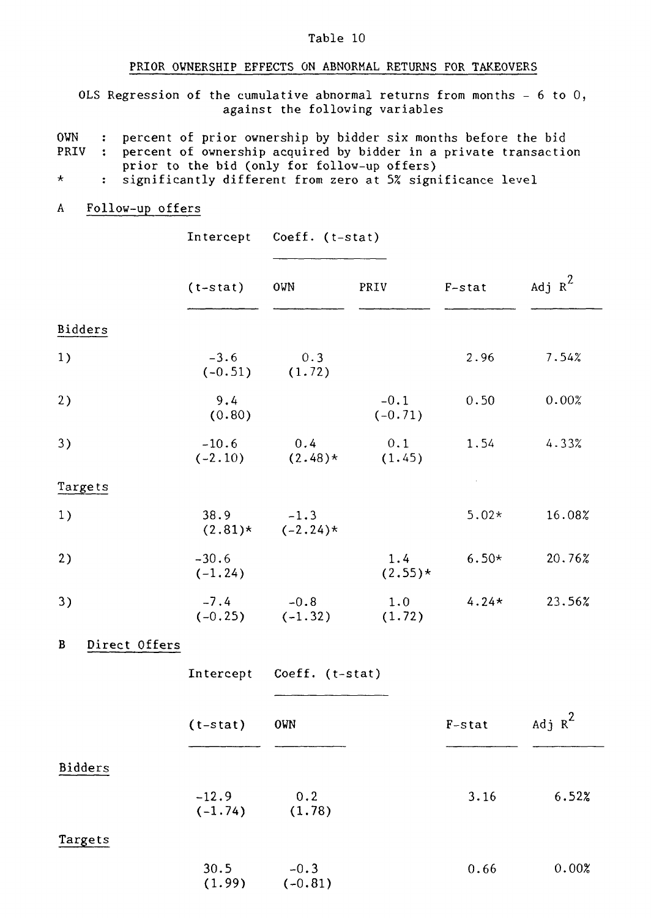Table 10

PRIOR OWNERSHIP EFFECTS ON ABNORMAL RETURNS FOR TAKEOVERS

OLS Regression of the cumulative abnormal returns from months - 6 to 0, against the following variables

OWN : percent of prior ownership by bidder six months before the bid
PRIV : percent of ownership acquired by bidder in a private transaction prior to the bid (only for follow-up offers)
* : significantly different from zero at 5% significance level

A Follow-up offers

| | Intercept | Coeff. (t-stat) | | | |
|---|---|---|---|---|---|
| | (t-stat) | OWN | PRIV | F-stat | Adj $R^2$ |
| **Bidders** | | | | | |
| 1) | -3.6 (-0.51) | 0.3 (1.72) | | 2.96 | 7.54% |
| 2) | 9.4 (0.80) | | -0.1 (-0.71) | 0.50 | 0.00% |
| 3) | -10.6 (-2.10) | 0.4 (2.48)* | 0.1 (1.45) | 1.54 | 4.33% |
| **Targets** | | | | | |
| 1) | 38.9 (2.81)* | -1.3 (-2.24)* | | 5.02* | 16.08% |
| 2) | -30.6 (-1.24) | | 1.4 (2.55)* | 6.50* | 20.76% |
| 3) | -7.4 (-0.25) | -0.8 (-1.32) | 1.0 (1.72) | 4.24* | 23.56% |

B Direct Offers

| | Intercept | Coeff. (t-stat) | | |
|---|---|---|---|---|
| | (t-stat) | OWN | F-stat | Adj $R^2$ |
| **Bidders** | -12.9 (-1.74) | 0.2 (1.78) | 3.16 | 6.52% |
| **Targets** | 30.5 (1.99) | -0.3 (-0.81) | 0.66 | 0.00% |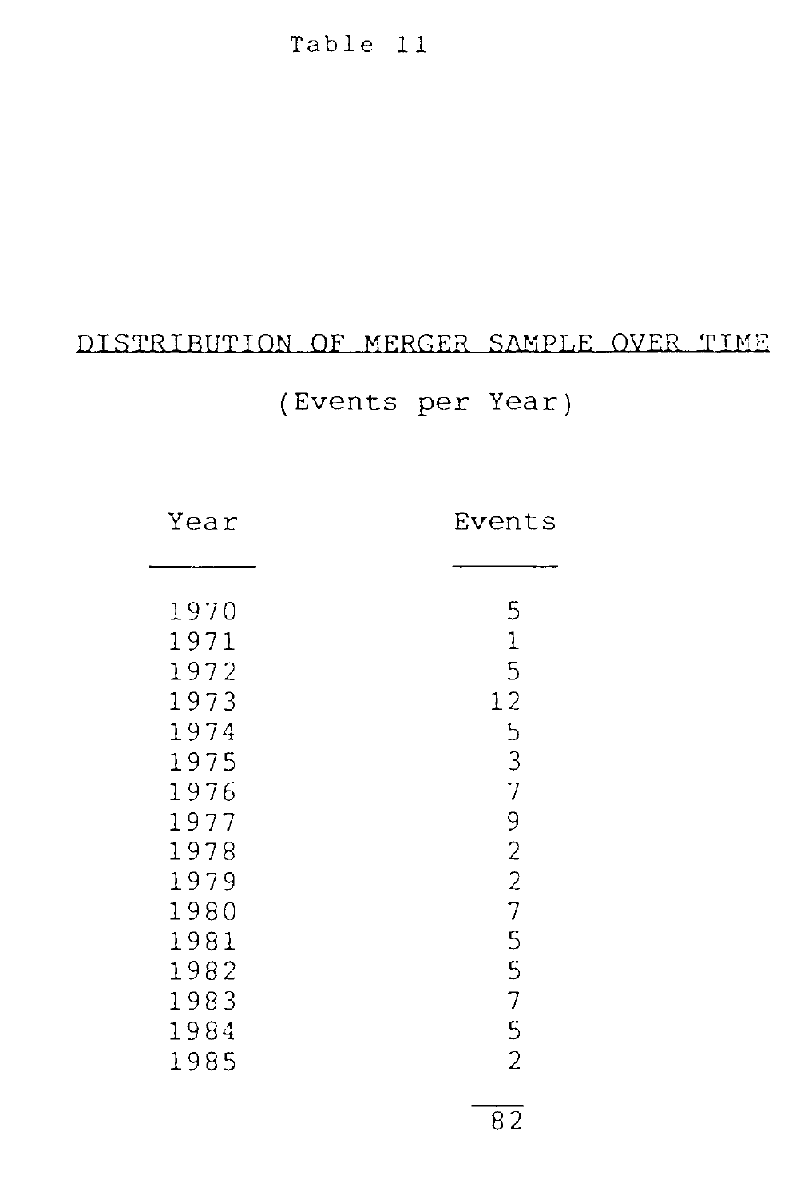Table 11

## DISTRIBUTION OF MERGER SAMPLE OVER TIME

(Events per Year)

| Year | Events |
|---|---|
| 1970 | 5 |
| 1971 | 1 |
| 1972 | 5 |
| 1973 | 12 |
| 1974 | 5 |
| 1975 | 3 |
| 1976 | 7 |
| 1977 | 9 |
| 1978 | 2 |
| 1979 | 2 |
| 1980 | 7 |
| 1981 | 5 |
| 1982 | 5 |
| 1983 | 7 |
| 1984 | 5 |
| 1985 | 2 |
| | 82 |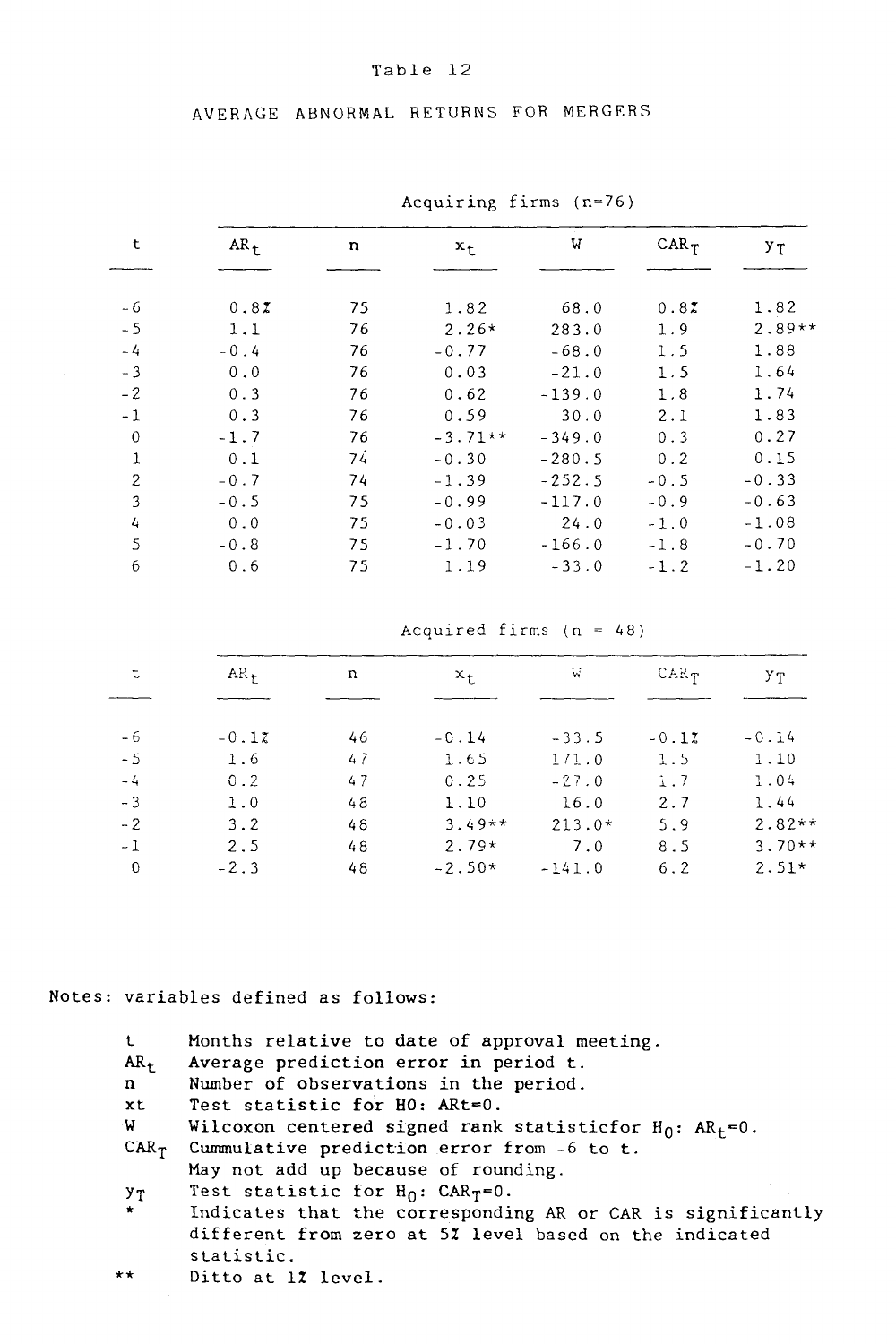Table 12

AVERAGE ABNORMAL RETURNS FOR MERGERS

Acquiring firms (n=76)

| t | $AR_t$ | n | $x_t$ | W | $CAR_T$ | $y_T$ |
|---|---|---|---|---|---|---|
| -6 | 0.8% | 75 | 1.82 | 68.0 | 0.8% | 1.82 |
| -5 | 1.1 | 76 | 2.26* | 283.0 | 1.9 | 2.89** |
| -4 | -0.4 | 76 | -0.77 | -68.0 | 1.5 | 1.88 |
| -3 | 0.0 | 76 | 0.03 | -21.0 | 1.5 | 1.64 |
| -2 | 0.3 | 76 | 0.62 | -139.0 | 1.8 | 1.74 |
| -1 | 0.3 | 76 | 0.59 | 30.0 | 2.1 | 1.83 |
| 0 | -1.7 | 76 | -3.71** | -349.0 | 0.3 | 0.27 |
| 1 | 0.1 | 74 | -0.30 | -280.5 | 0.2 | 0.15 |
| 2 | -0.7 | 74 | -1.39 | -252.5 | -0.5 | -0.33 |
| 3 | -0.5 | 75 | -0.99 | -117.0 | -0.9 | -0.63 |
| 4 | 0.0 | 75 | -0.03 | 24.0 | -1.0 | -1.08 |
| 5 | -0.8 | 75 | -1.70 | -166.0 | -1.8 | -0.70 |
| 6 | 0.6 | 75 | 1.19 | -33.0 | -1.2 | -1.20 |

Acquired firms (n = 48)

| t | $AR_t$ | n | $x_t$ | W | $CAR_T$ | $y_T$ |
|---|---|---|---|---|---|---|
| -6 | -0.1% | 46 | -0.14 | -33.5 | -0.1% | -0.14 |
| -5 | 1.6 | 47 | 1.65 | 171.0 | 1.5 | 1.10 |
| -4 | 0.2 | 47 | 0.25 | -27.0 | 1.7 | 1.04 |
| -3 | 1.0 | 48 | 1.10 | 16.0 | 2.7 | 1.44 |
| -2 | 3.2 | 48 | 3.49** | 213.0* | 5.9 | 2.82** |
| -1 | 2.5 | 48 | 2.79* | 7.0 | 8.5 | 3.70** |
| 0 | -2.3 | 48 | -2.50* | -141.0 | 6.2 | 2.51* |

Notes: variables defined as follows:

- t — Months relative to date of approval meeting.
- $AR_t$ — Average prediction error in period t.
- n — Number of observations in the period.
- xt — Test statistic for H0: ARt=0.
- W — Wilcoxon centered signed rank statisticfor $H_0$: $AR_t$=0.
- $CAR_T$ — Cummulative prediction error from -6 to t. May not add up because of rounding.
- $y_T$ — Test statistic for $H_0$: $CAR_T$=0.
- \* — Indicates that the corresponding AR or CAR is significantly different from zero at 5% level based on the indicated statistic.
- \*\* — Ditto at 1% level.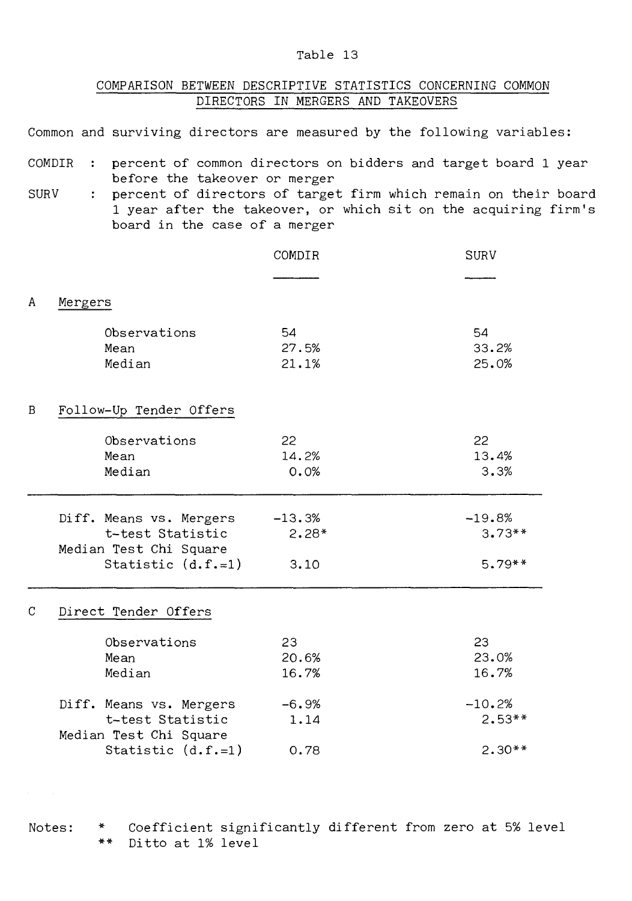Table 13

COMPARISON BETWEEN DESCRIPTIVE STATISTICS CONCERNING COMMON DIRECTORS IN MERGERS AND TAKEOVERS

Common and surviving directors are measured by the following variables:

COMDIR : percent of common directors on bidders and target board 1 year before the takeover or merger

SURV : percent of directors of target firm which remain on their board 1 year after the takeover, or which sit on the acquiring firm's board in the case of a merger

| | | COMDIR | SURV |
|---|---|---|---|
| A | **Mergers** | | |
| | Observations | 54 | 54 |
| | Mean | 27.5% | 33.2% |
| | Median | 21.1% | 25.0% |
| B | **Follow-Up Tender Offers** | | |
| | Observations | 22 | 22 |
| | Mean | 14.2% | 13.4% |
| | Median | 0.0% | 3.3% |
| | Diff. Means vs. Mergers | -13.3% | -19.8% |
| | t-test Statistic | 2.28* | 3.73** |
| | Median Test Chi Square Statistic (d.f.=1) | 3.10 | 5.79** |
| C | **Direct Tender Offers** | | |
| | Observations | 23 | 23 |
| | Mean | 20.6% | 23.0% |
| | Median | 16.7% | 16.7% |
| | Diff. Means vs. Mergers | -6.9% | -10.2% |
| | t-test Statistic | 1.14 | 2.53** |
| | Median Test Chi Square Statistic (d.f.=1) | 0.78 | 2.30** |

Notes: * Coefficient significantly different from zero at 5% level
** Ditto at 1% level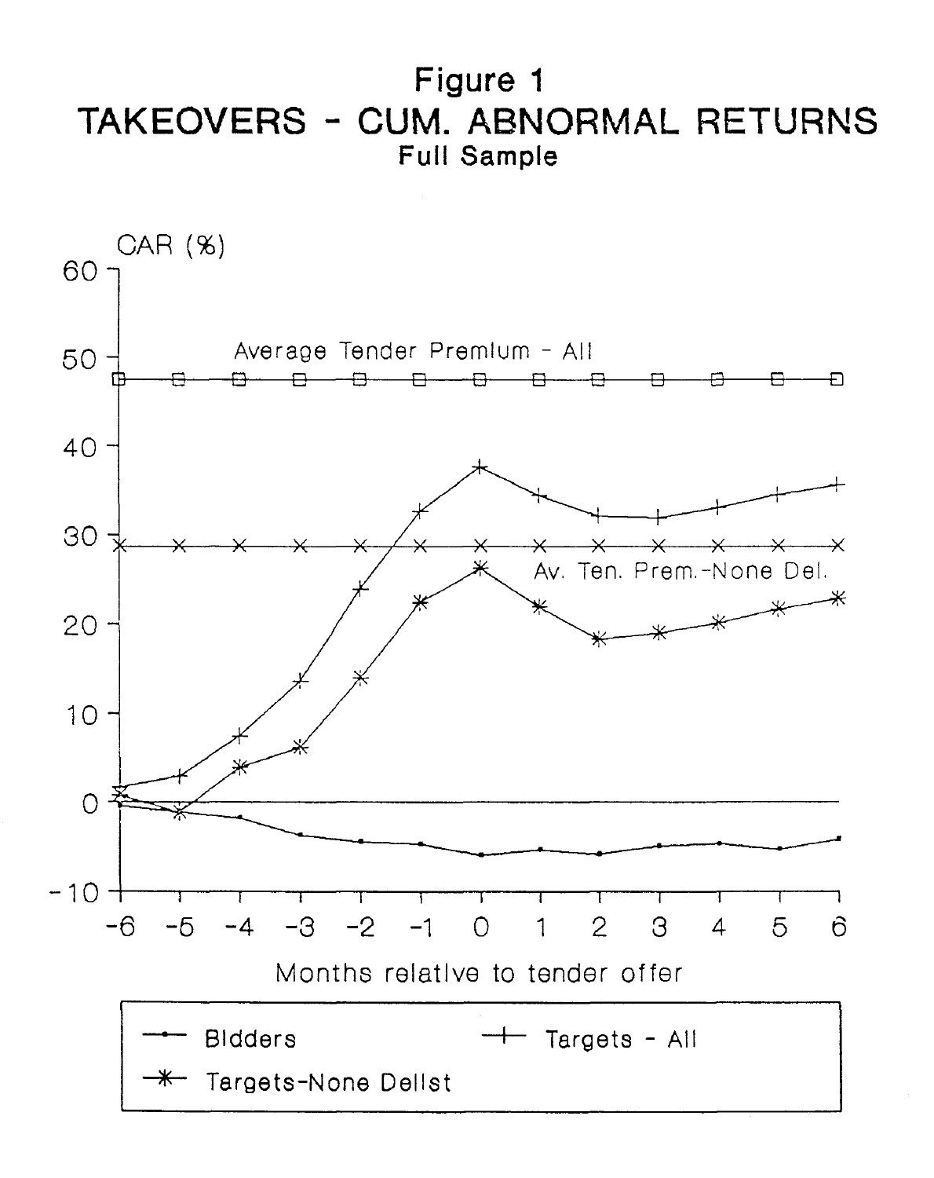# Figure 1
# TAKEOVERS - CUM. ABNORMAL RETURNS
### Full Sample

CAR (%)

Average Tender Premium - All

Av. Ten. Prem.-None Del.

Months relative to tender offer

— Bidders　　+ Targets - All　　✱ Targets-None Delist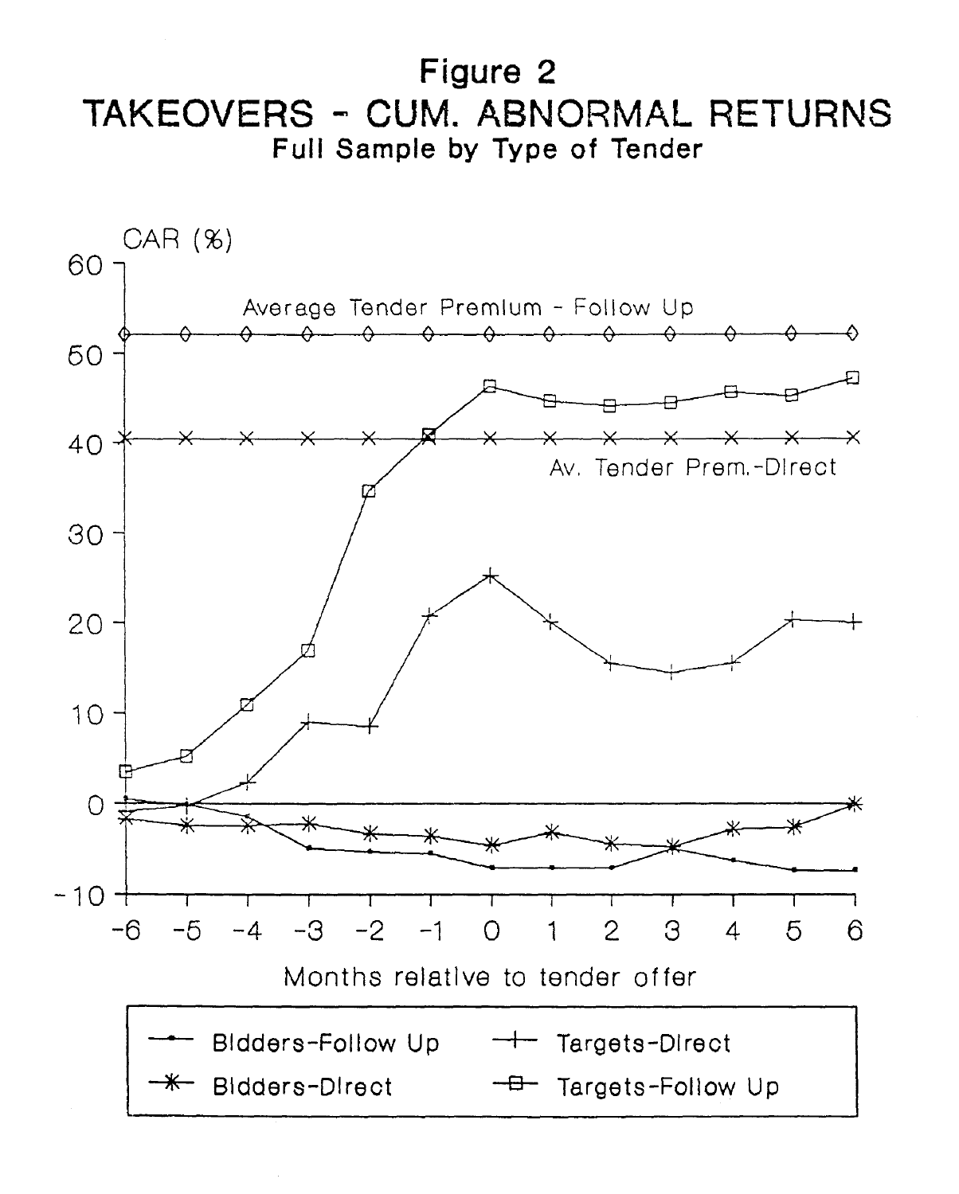# Figure 2

## TAKEOVERS - CUM. ABNORMAL RETURNS

### Full Sample by Type of Tender

CAR (%)

Average Tender Premium - Follow Up

Av. Tender Prem.-Direct

Months relative to tender offer

Bidders-Follow Up — Targets-Direct — Bidders-Direct — Targets-Follow Up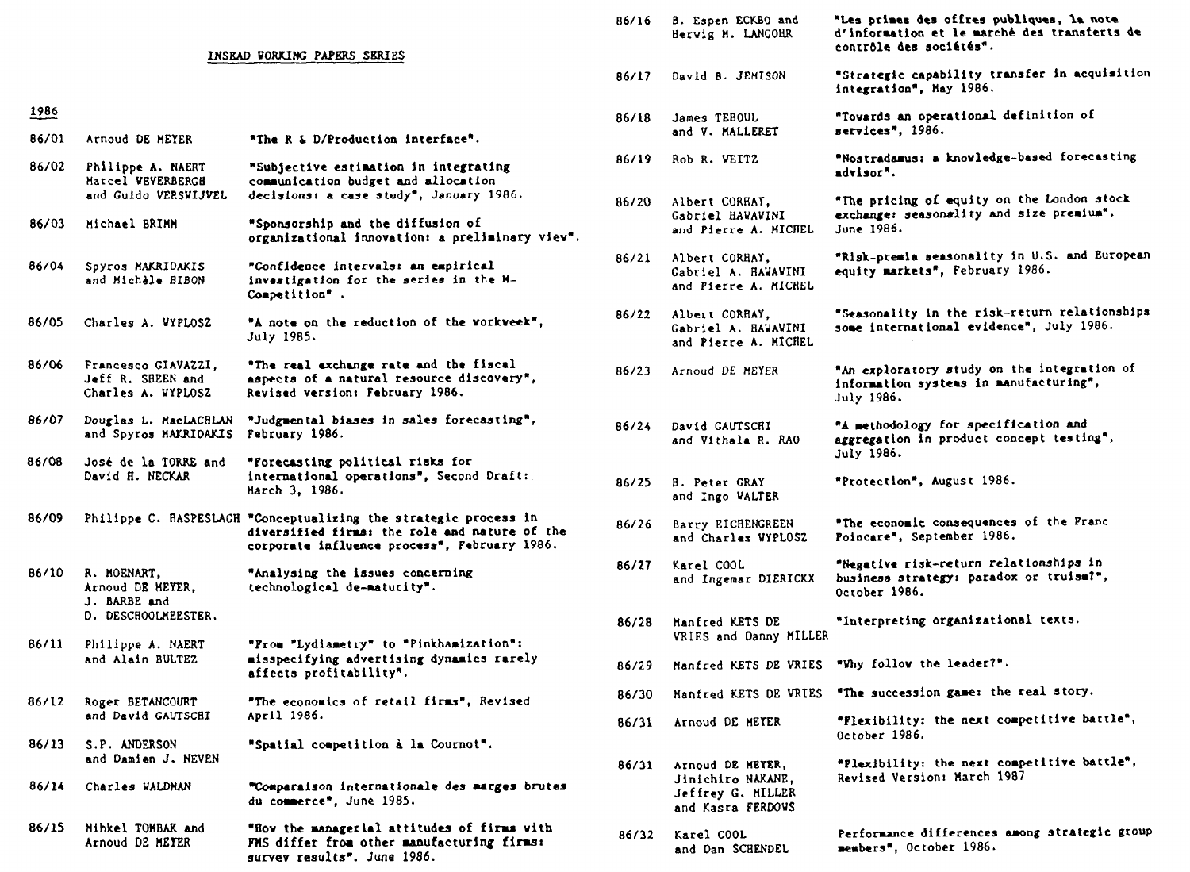# INSEAD WORKING PAPERS SERIES

## 1986

| | | |
|---|---|---|
| 86/01 | Arnoud DE MEYER | "The R & D/Production interface". |
| 86/02 | Philippe A. NAERT, Marcel WEVERBERGH and Guido VERSWIJVEL | "Subjective estimation in integrating communication budget and allocation decisions: a case study", January 1986. |
| 86/03 | Michael BRIMM | "Sponsorship and the diffusion of organizational innovation: a preliminary view". |
| 86/04 | Spyros MAKRIDAKIS and Michèle HIBON | "Confidence intervals: an empirical investigation for the series in the M-Competition" . |
| 86/05 | Charles A. WYPLOSZ | "A note on the reduction of the workweek", July 1985. |
| 86/06 | Francesco GIAVAZZI, Jeff R. SHEEN and Charles A. WYPLOSZ | "The real exchange rate and the fiscal aspects of a natural resource discovery", Revised version: February 1986. |
| 86/07 | Douglas L. MacLACHLAN and Spyros MAKRIDAKIS | "Judgmental biases in sales forecasting", February 1986. |
| 86/08 | José de la TORRE and David H. NECKAR | "Forecasting political risks for international operations", Second Draft: March 3, 1986. |
| 86/09 | Philippe C. HASPESLAGH | "Conceptualizing the strategic process in diversified firms: the role and nature of the corporate influence process", February 1986. |
| 86/10 | R. MOENART, Arnoud DE MEYER, J. BARBE and D. DESCHOOLMEESTER. | "Analysing the issues concerning technological de-maturity". |
| 86/11 | Philippe A. NAERT and Alain BULTEZ | "From "Lydiametry" to "Pinkhamization": misspecifying advertising dynamics rarely affects profitability". |
| 86/12 | Roger BETANCOURT and David GAUTSCHI | "The economics of retail firms", Revised April 1986. |
| 86/13 | S.P. ANDERSON and Damien J. NEVEN | "Spatial competition à la Cournot". |
| 86/14 | Charles WALDMAN | "Comparaison internationale des marges brutes du commerce", June 1985. |
| 86/15 | Mihkel TOMBAK and Arnoud DE MEYER | "How the managerial attitudes of firms with FMS differ from other manufacturing firms: survey results". June 1986. |
| 86/16 | B. Espen ECKBO and Herwig M. LANGOHR | "Les primes des offres publiques, la note d'information et le marché des transferts de contrôle des sociétés". |
| 86/17 | David B. JEMISON | "Strategic capability transfer in acquisition integration", May 1986. |
| 86/18 | James TEBOUL and V. MALLERET | "Towards an operational definition of services", 1986. |
| 86/19 | Rob R. WEITZ | "Nostradamus: a knowledge-based forecasting advisor". |
| 86/20 | Albert CORHAY, Gabriel HAWAWINI and Pierre A. MICHEL | "The pricing of equity on the London stock exchange: seasonality and size premium", June 1986. |
| 86/21 | Albert CORHAY, Gabriel A. HAWAWINI and Pierre A. MICHEL | "Risk-premia seasonality in U.S. and European equity markets", February 1986. |
| 86/22 | Albert CORHAY, Gabriel A. HAWAWINI and Pierre A. MICHEL | "Seasonality in the risk-return relationships some international evidence", July 1986. |
| 86/23 | Arnoud DE MEYER | "An exploratory study on the integration of information systems in manufacturing", July 1986. |
| 86/24 | David GAUTSCHI and Vithala R. RAO | "A methodology for specification and aggregation in product concept testing", July 1986. |
| 86/25 | H. Peter GRAY and Ingo WALTER | "Protection", August 1986. |
| 86/26 | Barry EICHENGREEN and Charles WYPLOSZ | "The economic consequences of the Franc Poincare", September 1986. |
| 86/27 | Karel COOL and Ingemar DIERICKX | "Negative risk-return relationships in business strategy: paradox or truism?", October 1986. |
| 86/28 | Manfred KETS DE VRIES and Danny MILLER | "Interpreting organizational texts. |
| 86/29 | Manfred KETS DE VRIES | "Why follow the leader?". |
| 86/30 | Manfred KETS DE VRIES | "The succession game: the real story. |
| 86/31 | Arnoud DE MEYER | "Flexibility: the next competitive battle", October 1986. |
| 86/31 | Arnoud DE MEYER, Jinichiro NAKANE, Jeffrey G. MILLER and Kasra FERDOWS | "Flexibility: the next competitive battle", Revised Version: March 1987 |
| 86/32 | Karel COOL and Dan SCHENDEL | Performance differences among strategic group members", October 1986. |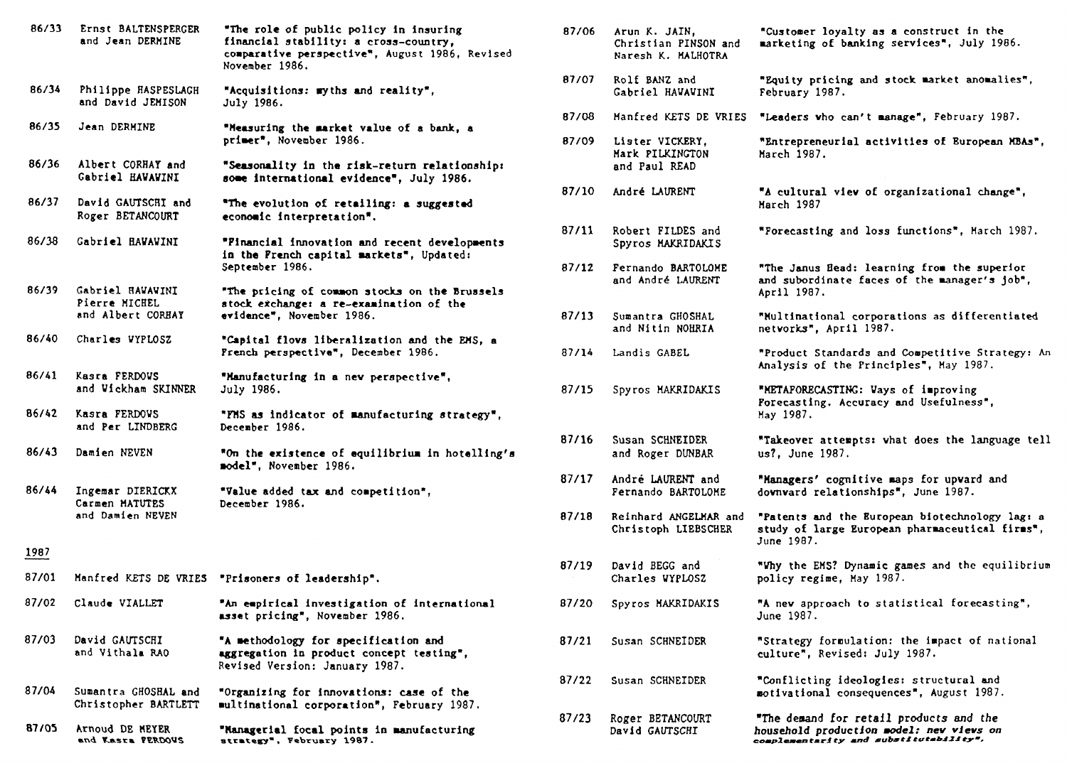| | | |
|---|---|---|
| 86/33 | Ernst BALTENSPERGER and Jean DERMINE | "The role of public policy in insuring financial stability: a cross-country, comparative perspective", August 1986, Revised November 1986. |
| 86/34 | Philippe HASPESLAGH and David JEMISON | "Acquisitions: myths and reality", July 1986. |
| 86/35 | Jean DERMINE | "Measuring the market value of a bank, a primer", November 1986. |
| 86/36 | Albert CORHAY and Gabriel HAWAWINI | "Seasonality in the risk-return relationship: some international evidence", July 1986. |
| 86/37 | David GAUTSCHI and Roger BETANCOURT | "The evolution of retailing: a suggested economic interpretation". |
| 86/38 | Gabriel HAWAWINI | "Financial innovation and recent developments in the French capital markets", Updated: September 1986. |
| 86/39 | Gabriel HAWAWINI Pierre MICHEL and Albert CORHAY | "The pricing of common stocks on the Brussels stock exchange: a re-examination of the evidence", November 1986. |
| 86/40 | Charles WYPLOSZ | "Capital flows liberalization and the EMS, a French perspective", December 1986. |
| 86/41 | Kasra FERDOWS and Wickham SKINNER | "Manufacturing in a new perspective", July 1986. |
| 86/42 | Kasra FERDOWS and Per LINDBERG | "FMS as indicator of manufacturing strategy", December 1986. |
| 86/43 | Damien NEVEN | "On the existence of equilibrium in hotelling's model", November 1986. |
| 86/44 | Ingemar DIERICKX Carmen MATUTES and Damien NEVEN | "Value added tax and competition", December 1986. |

1987

| | | |
|---|---|---|
| 87/01 | Manfred KETS DE VRIES | "Prisoners of leadership". |
| 87/02 | Claude VIALLET | "An empirical investigation of international asset pricing", November 1986. |
| 87/03 | David GAUTSCHI and Vithala RAO | "A methodology for specification and aggregation in product concept testing", Revised Version: January 1987. |
| 87/04 | Sumantra GHOSHAL and Christopher BARTLETT | "Organizing for innovations: case of the multinational corporation", February 1987. |
| 87/05 | Arnoud DE MEYER and Kasra FERDOWS | "Managerial focal points in manufacturing strategy", February 1987. |
| 87/06 | Arun K. JAIN, Christian PINSON and Naresh K. MALHOTRA | "Customer loyalty as a construct in the marketing of banking services", July 1986. |
| 87/07 | Rolf BANZ and Gabriel HAWAWINI | "Equity pricing and stock market anomalies", February 1987. |
| 87/08 | Manfred KETS DE VRIES | "Leaders who can't manage", February 1987. |
| 87/09 | Lister VICKERY, Mark PILKINGTON and Paul READ | "Entrepreneurial activities of European MBAs", March 1987. |
| 87/10 | André LAURENT | "A cultural view of organizational change", March 1987 |
| 87/11 | Robert FILDES and Spyros MAKRIDAKIS | "Forecasting and loss functions", March 1987. |
| 87/12 | Fernando BARTOLOME and André LAURENT | "The Janus Head: learning from the superior and subordinate faces of the manager's job", April 1987. |
| 87/13 | Sumantra GHOSHAL and Nitin NOHRIA | "Multinational corporations as differentiated networks", April 1987. |
| 87/14 | Landis GABEL | "Product Standards and Competitive Strategy: An Analysis of the Principles", May 1987. |
| 87/15 | Spyros MAKRIDAKIS | "METAFORECASTING: Ways of improving Forecasting. Accuracy and Usefulness", May 1987. |
| 87/16 | Susan SCHNEIDER and Roger DUNBAR | "Takeover attempts: what does the language tell us?, June 1987. |
| 87/17 | André LAURENT and Fernando BARTOLOME | "Managers' cognitive maps for upward and downward relationships", June 1987. |
| 87/18 | Reinhard ANGELMAR and Christoph LIEBSCHER | "Patents and the European biotechnology lag: a study of large European pharmaceutical firms", June 1987. |
| 87/19 | David BEGG and Charles WYPLOSZ | "Why the EMS? Dynamic games and the equilibrium policy regime, May 1987. |
| 87/20 | Spyros MAKRIDAKIS | "A new approach to statistical forecasting", June 1987. |
| 87/21 | Susan SCHNEIDER | "Strategy formulation: the impact of national culture", Revised: July 1987. |
| 87/22 | Susan SCHNEIDER | "Conflicting ideologies: structural and motivational consequences", August 1987. |
| 87/23 | Roger BETANCOURT David GAUTSCHI | "The demand for retail products and the household production model: new views on complementarity and substitutability". |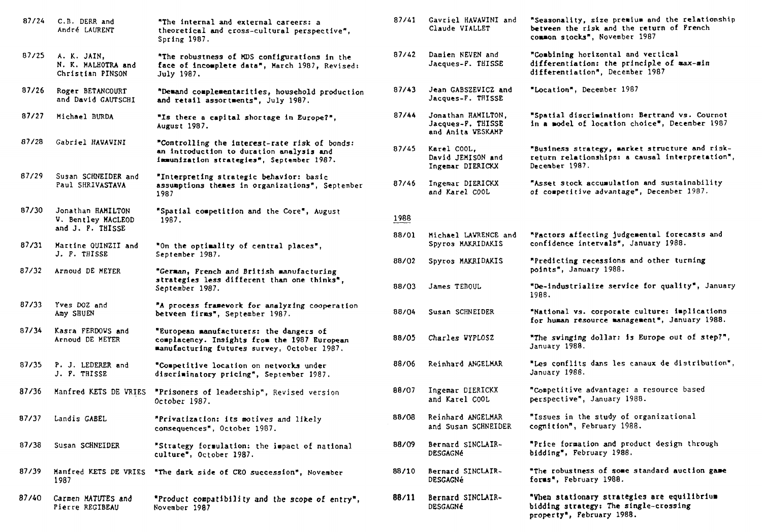| | | |
|---|---|---|
| 87/24 | C.B. DERR and André LAURENT | "The internal and external careers: a theoretical and cross-cultural perspective", Spring 1987. |
| 87/25 | A. K. JAIN, N. K. MALHOTRA and Christian PINSON | "The robustness of MDS configurations in the face of incomplete data", March 1987, Revised: July 1987. |
| 87/26 | Roger BETANCOURT and David GAUTSCHI | "Demand complementarities, household production and retail assortments", July 1987. |
| 87/27 | Michael BURDA | "Is there a capital shortage in Europe?", August 1987. |
| 87/28 | Gabriel HAVAVINI | "Controlling the interest-rate risk of bonds: an introduction to duration analysis and immunization strategies", September 1987. |
| 87/29 | Susan SCHNEIDER and Paul SHRIVASTAVA | "Interpreting strategic behavior: basic assumptions themes in organizations", September 1987 |
| 87/30 | Jonathan HAMILTON V. Bentley MACLEOD and J. F. THISSE | "Spatial competition and the Core", August 1987. |
| 87/31 | Martine QUINZII and J. F. THISSE | "On the optimality of central places", September 1987. |
| 87/32 | Arnoud DE MEYER | "German, French and British manufacturing strategies less different than one thinks", September 1987. |
| 87/33 | Yves DOZ and Amy SHUEN | "A process framework for analyzing cooperation between firms", September 1987. |
| 87/34 | Kasra FERDOWS and Arnoud DE MEYER | "European manufacturers: the dangers of complacency. Insights from the 1987 European manufacturing futures survey, October 1987. |
| 87/35 | P. J. LEDERER and J. F. THISSE | "Competitive location on networks under discriminatory pricing", September 1987. |
| 87/36 | Manfred KETS DE VRIES | "Prisoners of leadership", Revised version October 1987. |
| 87/37 | Landis GABEL | "Privatization: its motives and likely consequences", October 1987. |
| 87/38 | Susan SCHNEIDER | "Strategy formulation: the impact of national culture", October 1987. |
| 87/39 | Manfred KETS DE VRIES 1987 | "The dark side of CEO succession", November |
| 87/40 | Carmen MATUTES and Pierre REGIBEAU | "Product compatibility and the scope of entry", November 1987 |
| 87/41 | Gavriel HAVAVINI and Claude VIALLET | "Seasonality, size premium and the relationship between the risk and the return of French common stocks", November 1987 |
| 87/42 | Damien NEVEN and Jacques-F. THISSE | "Combining horizontal and vertical differentiation: the principle of max-min differentiation", December 1987 |
| 87/43 | Jean GABSZEWICZ and Jacques-F. THISSE | "Location", December 1987 |
| 87/44 | Jonathan HAMILTON, Jacques-F. THISSE and Anita WESKAMP | "Spatial discrimination: Bertrand vs. Cournot in a model of location choice", December 1987 |
| 87/45 | Karel COOL, David JEMISON and Ingemar DIERICKX | "Business strategy, market structure and risk-return relationships: a causal interpretation", December 1987. |
| 87/46 | Ingemar DIERICKX and Karel COOL | "Asset stock accumulation and sustainability of competitive advantage", December 1987. |

1988

| | | |
|---|---|---|
| 88/01 | Michael LAWRENCE and Spyros MAKRIDAKIS | "Factors affecting judgemental forecasts and confidence intervals", January 1988. |
| 88/02 | Spyros MAKRIDAKIS | "Predicting recessions and other turning points", January 1988. |
| 88/03 | James TEBOUL | "De-industrialize service for quality", January 1988. |
| 88/04 | Susan SCHNEIDER | "National vs. corporate culture: implications for human resource management", January 1988. |
| 88/05 | Charles WYPLOSZ | "The swinging dollar: is Europe out of step?", January 1988. |
| 88/06 | Reinhard ANGELMAR | "Les conflits dans les canaux de distribution", January 1988. |
| 88/07 | Ingemar DIERICKX and Karel COOL | "Competitive advantage: a resource based perspective", January 1988. |
| 88/08 | Reinhard ANGELMAR and Susan SCHNEIDER | "Issues in the study of organizational cognition", February 1988. |
| 88/09 | Bernard SINCLAIR-DESGAGNé | "Price formation and product design through bidding", February 1988. |
| 88/10 | Bernard SINCLAIR-DESGAGNé | "The robustness of some standard auction game forms", February 1988. |
| 88/11 | Bernard SINCLAIR-DESGAGNé | "When stationary strategies are equilibrium bidding strategy: The single-crossing property", February 1988. |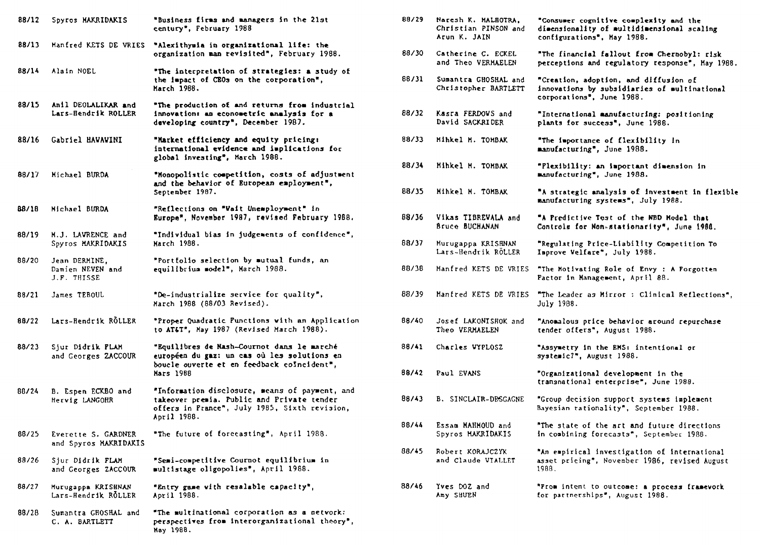| | | |
|---|---|---|
| 88/12 | Spyros MAKRIDAKIS | "Business firms and managers in the 21st century", February 1988 |
| 88/13 | Manfred KETS DE VRIES | "Alexithymia in organizational life: the organization man revisited", February 1988. |
| 88/14 | Alain NOEL | "The interpretation of strategies: a study of the impact of CEOs on the corporation", March 1988. |
| 88/15 | Anil DEOLALIKAR and Lars-Hendrik ROLLER | "The production of and returns from industrial innovation: an econometric analysis for a developing country", December 1987. |
| 88/16 | Gabriel HAVAWINI | "Market efficiency and equity pricing: international evidence and implications for global investing", March 1988. |
| 88/17 | Michael BURDA | "Monopolistic competition, costs of adjustment and the behavior of European employment", September 1987. |
| 88/18 | Michael BURDA | "Reflections on "Wait Unemployment" in Europe", November 1987, revised February 1988. |
| 88/19 | M.J. LAWRENCE and Spyros MAKRIDAKIS | "Individual bias in judgements of confidence", March 1988. |
| 88/20 | Jean DERMINE, Damien NEVEN and J.F. THISSE | "Portfolio selection by mutual funds, an equilibrium model", March 1988. |
| 88/21 | James TEBOUL | "De-industrialize service for quality", March 1988 (88/03 Revised). |
| 88/22 | Lars-Hendrik RÖLLER | "Proper Quadratic Functions with an Application to AT&T", May 1987 (Revised March 1988). |
| 88/23 | Sjur Didrik FLAM and Georges ZACCOUR | "Equilibres de Nash-Cournot dans le marché européen du gaz: un cas où les solutions en boucle ouverte et en feedback coïncident", Mars 1988 |
| 88/24 | B. Espen ECKBO and Herwig LANGOHR | "Information disclosure, means of payment, and takeover premia. Public and Private tender offers in France", July 1985, Sixth revision, April 1988. |
| 88/25 | Everette S. GARDNER and Spyros MAKRIDAKIS | "The future of forecasting", April 1988. |
| 88/26 | Sjur Didrik FLAM and Georges ZACCOUR | "Semi-competitive Cournot equilibrium in multistage oligopolies", April 1988. |
| 88/27 | Murugappa KRISHNAN Lars-Hendrik RÖLLER | "Entry game with resalable capacity", April 1988. |
| 88/28 | Sumantra GHOSHAL and C. A. BARTLETT | "The multinational corporation as a network: perspectives from interorganizational theory", May 1988. |
| 88/29 | Naresh K. MALHOTRA, Christian PINSON and Arun K. JAIN | "Consumer cognitive complexity and the dimensionality of multidimensional scaling configurations", May 1988. |
| 88/30 | Catherine C. ECKEL and Theo VERMAELEN | "The financial fallout from Chernobyl: risk perceptions and regulatory response", May 1988. |
| 88/31 | Sumantra GHOSHAL and Christopher BARTLETT | "Creation, adoption, and diffusion of innovations by subsidiaries of multinational corporations", June 1988. |
| 88/32 | Kasra FERDOWS and David SACKRIDER | "International manufacturing: positioning plants for success", June 1988. |
| 88/33 | Mihkel M. TOMBAK | "The importance of flexibility in manufacturing", June 1988. |
| 88/34 | Mihkel M. TOMBAK | "Flexibility: an important dimension in manufacturing", June 1988. |
| 88/35 | Mihkel M. TOMBAK | "A strategic analysis of investment in flexible manufacturing systems", July 1988. |
| 88/36 | Vikas TIBREWALA and Bruce BUCHANAN | "A Predictive Test of the NBD Model that Controls for Non-stationarity", June 1988. |
| 88/37 | Murugappa KRISHNAN Lars-Hendrik RÖLLER | "Regulating Price-Liability Competition To Improve Welfare", July 1988. |
| 88/38 | Manfred KETS DE VRIES | "The Motivating Role of Envy : A Forgotten Factor in Management, April 88. |
| 88/39 | Manfred KETS DE VRIES | "The Leader as Mirror : Clinical Reflections", July 1988. |
| 88/40 | Josef LAKONISHOK and Theo VERMAELEN | "Anomalous price behavior around repurchase tender offers", August 1988. |
| 88/41 | Charles WYPLOSZ | "Assymetry in the EMS: intentional or systemic?", August 1988. |
| 88/42 | Paul EVANS | "Organizational development in the transnational enterprise", June 1988. |
| 88/43 | B. SINCLAIR-DESGAGNE | "Group decision support systems implement Bayesian rationality", September 1988. |
| 88/44 | Essam MAHMOUD and Spyros MAKRIDAKIS | "The state of the art and future directions in combining forecasts", September 1988. |
| 88/45 | Robert KORAJCZYK and Claude VIALLET | "An empirical investigation of international asset pricing", November 1986, revised August 1988. |
| 88/46 | Yves DOZ and Amy SHUEN | "From intent to outcome: a process framework for partnerships", August 1988. |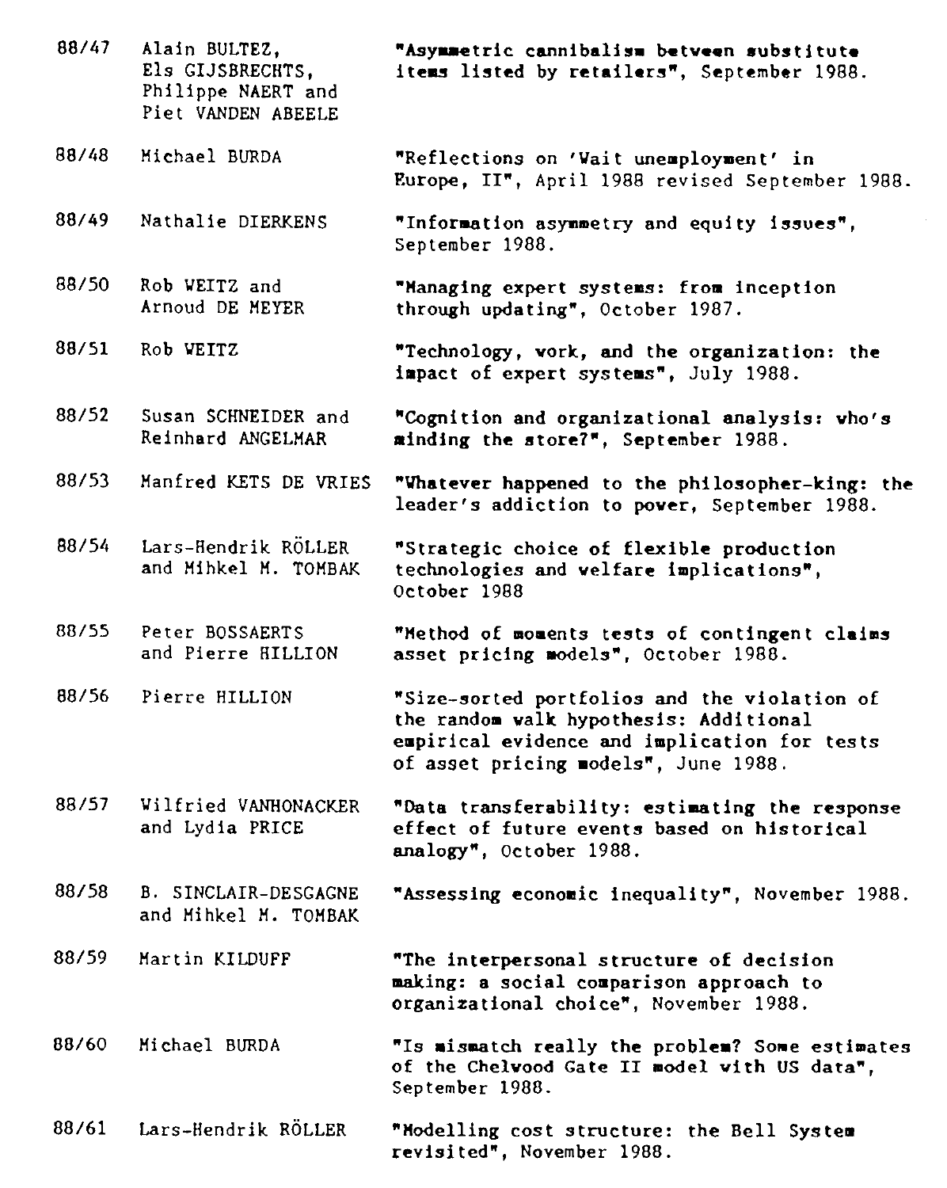| | | |
|---|---|---|
| 88/47 | Alain BULTEZ, Els GIJSBRECHTS, Philippe NAERT and Piet VANDEN ABEELE | "Asymmetric cannibalism between substitute items listed by retailers", September 1988. |
| 88/48 | Michael BURDA | "Reflections on 'Wait unemployment' in Europe, II", April 1988 revised September 1988. |
| 88/49 | Nathalie DIERKENS | "Information asymmetry and equity issues", September 1988. |
| 88/50 | Rob WEITZ and Arnoud DE MEYER | "Managing expert systems: from inception through updating", October 1987. |
| 88/51 | Rob WEITZ | "Technology, work, and the organization: the impact of expert systems", July 1988. |
| 88/52 | Susan SCHNEIDER and Reinhard ANGELMAR | "Cognition and organizational analysis: who's minding the store?", September 1988. |
| 88/53 | Manfred KETS DE VRIES | "Whatever happened to the philosopher-king: the leader's addiction to power, September 1988. |
| 88/54 | Lars-Hendrik RÖLLER and Mihkel M. TOMBAK | "Strategic choice of flexible production technologies and welfare implications", October 1988 |
| 88/55 | Peter BOSSAERTS and Pierre HILLION | "Method of moments tests of contingent claims asset pricing models", October 1988. |
| 88/56 | Pierre HILLION | "Size-sorted portfolios and the violation of the random walk hypothesis: Additional empirical evidence and implication for tests of asset pricing models", June 1988. |
| 88/57 | Wilfried VANHONACKER and Lydia PRICE | "Data transferability: estimating the response effect of future events based on historical analogy", October 1988. |
| 88/58 | B. SINCLAIR-DESGAGNE and Mihkel M. TOMBAK | "Assessing economic inequality", November 1988. |
| 88/59 | Martin KILDUFF | "The interpersonal structure of decision making: a social comparison approach to organizational choice", November 1988. |
| 88/60 | Michael BURDA | "Is mismatch really the problem? Some estimates of the Chelwood Gate II model with US data", September 1988. |
| 88/61 | Lars-Hendrik RÖLLER | "Modelling cost structure: the Bell System revisited", November 1988. |